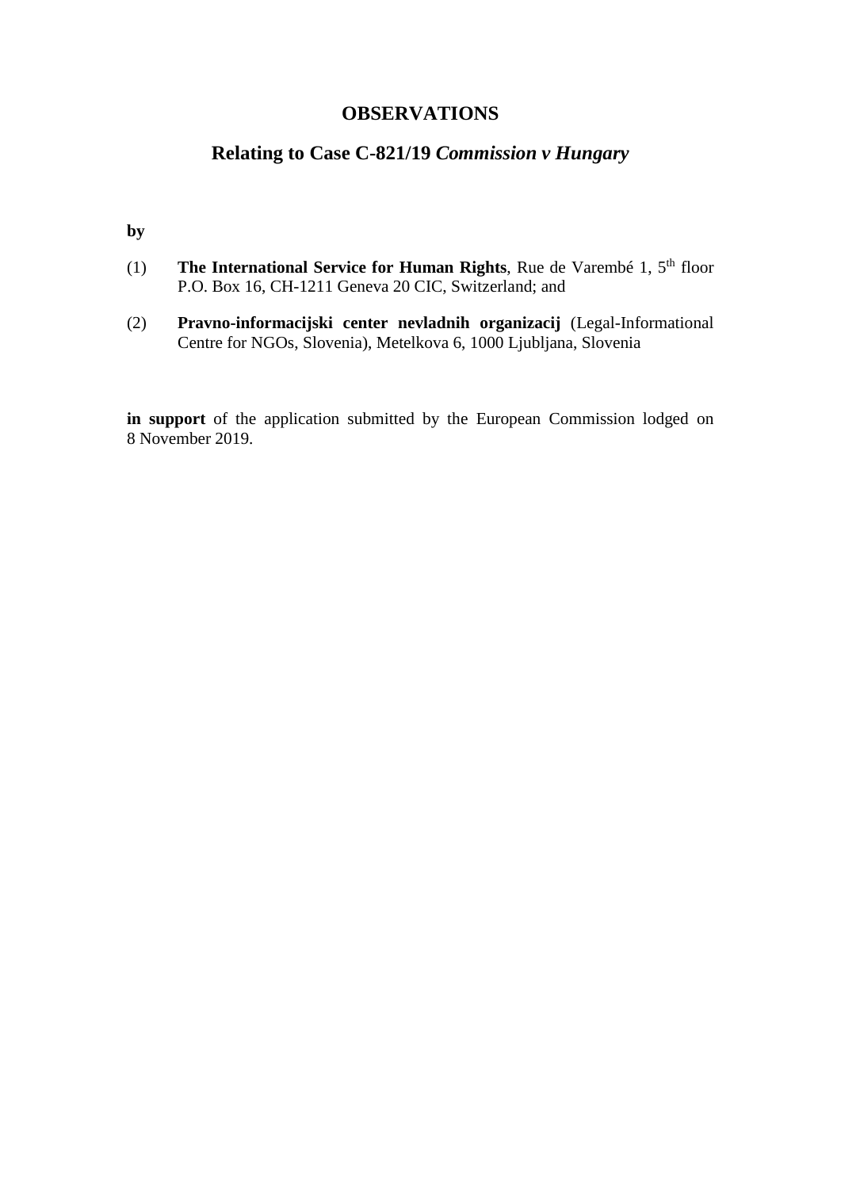# OBSERVATIONS

## Relating to Case C-821/19 *Commission v Hungary*

**by**

(1) **The International Service for Human Rights**, Rue de Varembé 1, 5th floor P.O. Box 16, CH-1211 Geneva 20 CIC, Switzerland; and

(2) **Pravno-informacijski center nevladnih organizacij** (Legal-Informational Centre for NGOs, Slovenia), Metelkova 6, 1000 Ljubljana, Slovenia

**in support** of the application submitted by the European Commission lodged on 8 November 2019.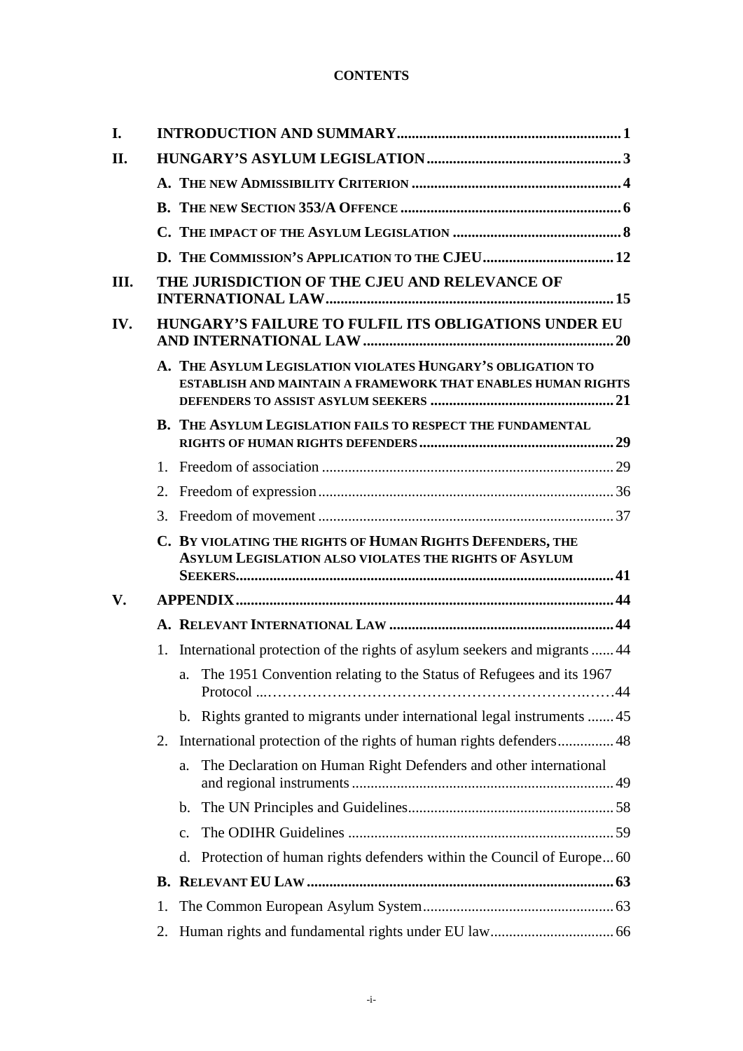**CONTENTS**

| | | |
|---|---|---|
| **I.** | **INTRODUCTION AND SUMMARY** | **1** |
| **II.** | **HUNGARY'S ASYLUM LEGISLATION** | **3** |
| | **A. THE NEW ADMISSIBILITY CRITERION** | **4** |
| | **B. THE NEW SECTION 353/A OFFENCE** | **6** |
| | **C. THE IMPACT OF THE ASYLUM LEGISLATION** | **8** |
| | **D. THE COMMISSION'S APPLICATION TO THE CJEU** | **12** |
| **III.** | **THE JURISDICTION OF THE CJEU AND RELEVANCE OF INTERNATIONAL LAW** | **15** |
| **IV.** | **HUNGARY'S FAILURE TO FULFIL ITS OBLIGATIONS UNDER EU AND INTERNATIONAL LAW** | **20** |
| | **A. THE ASYLUM LEGISLATION VIOLATES HUNGARY'S OBLIGATION TO ESTABLISH AND MAINTAIN A FRAMEWORK THAT ENABLES HUMAN RIGHTS DEFENDERS TO ASSIST ASYLUM SEEKERS** | **21** |
| | **B. THE ASYLUM LEGISLATION FAILS TO RESPECT THE FUNDAMENTAL RIGHTS OF HUMAN RIGHTS DEFENDERS** | **29** |
| | 1. Freedom of association | 29 |
| | 2. Freedom of expression | 36 |
| | 3. Freedom of movement | 37 |
| | **C. BY VIOLATING THE RIGHTS OF HUMAN RIGHTS DEFENDERS, THE ASYLUM LEGISLATION ALSO VIOLATES THE RIGHTS OF ASYLUM SEEKERS** | **41** |
| **V.** | **APPENDIX** | **44** |
| | **A. RELEVANT INTERNATIONAL LAW** | **44** |
| | 1. International protection of the rights of asylum seekers and migrants | 44 |
| | a. The 1951 Convention relating to the Status of Refugees and its 1967 Protocol | 44 |
| | b. Rights granted to migrants under international legal instruments | 45 |
| | 2. International protection of the rights of human rights defenders | 48 |
| | a. The Declaration on Human Right Defenders and other international and regional instruments | 49 |
| | b. The UN Principles and Guidelines | 58 |
| | c. The ODIHR Guidelines | 59 |
| | d. Protection of human rights defenders within the Council of Europe | 60 |
| | **B. RELEVANT EU LAW** | **63** |
| | 1. The Common European Asylum System | 63 |
| | 2. Human rights and fundamental rights under EU law | 66 |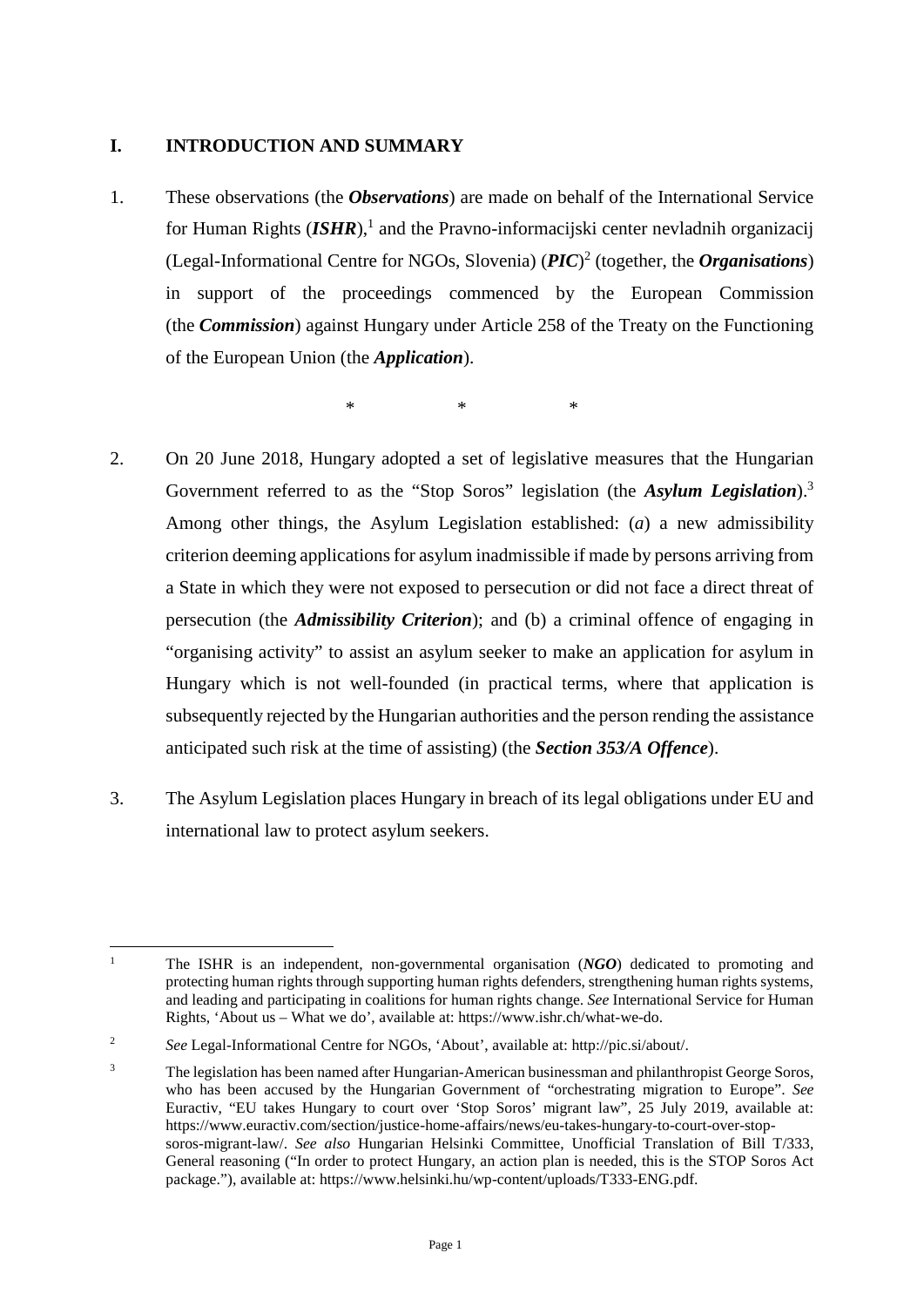## I. INTRODUCTION AND SUMMARY

1. These observations (the ***Observations***) are made on behalf of the International Service for Human Rights (***ISHR***),[1] and the Pravno-informacijski center nevladnih organizacij (Legal-Informational Centre for NGOs, Slovenia) (***PIC***)[2] (together, the ***Organisations***) in support of the proceedings commenced by the European Commission (the ***Commission***) against Hungary under Article 258 of the Treaty on the Functioning of the European Union (the ***Application***).

\* \* \*

2. On 20 June 2018, Hungary adopted a set of legislative measures that the Hungarian Government referred to as the "Stop Soros" legislation (the ***Asylum Legislation***).[3] Among other things, the Asylum Legislation established: (*a*) a new admissibility criterion deeming applications for asylum inadmissible if made by persons arriving from a State in which they were not exposed to persecution or did not face a direct threat of persecution (the ***Admissibility Criterion***); and (b) a criminal offence of engaging in "organising activity" to assist an asylum seeker to make an application for asylum in Hungary which is not well-founded (in practical terms, where that application is subsequently rejected by the Hungarian authorities and the person rending the assistance anticipated such risk at the time of assisting) (the ***Section 353/A Offence***).

3. The Asylum Legislation places Hungary in breach of its legal obligations under EU and international law to protect asylum seekers.

---

[1] The ISHR is an independent, non-governmental organisation (***NGO***) dedicated to promoting and protecting human rights through supporting human rights defenders, strengthening human rights systems, and leading and participating in coalitions for human rights change. *See* International Service for Human Rights, 'About us – What we do', available at: https://www.ishr.ch/what-we-do.

[2] *See* Legal-Informational Centre for NGOs, 'About', available at: http://pic.si/about/.

[3] The legislation has been named after Hungarian-American businessman and philanthropist George Soros, who has been accused by the Hungarian Government of "orchestrating migration to Europe". *See* Euractiv, "EU takes Hungary to court over 'Stop Soros' migrant law", 25 July 2019, available at: https://www.euractiv.com/section/justice-home-affairs/news/eu-takes-hungary-to-court-over-stop-soros-migrant-law/. *See also* Hungarian Helsinki Committee, Unofficial Translation of Bill T/333, General reasoning ("In order to protect Hungary, an action plan is needed, this is the STOP Soros Act package."), available at: https://www.helsinki.hu/wp-content/uploads/T333-ENG.pdf.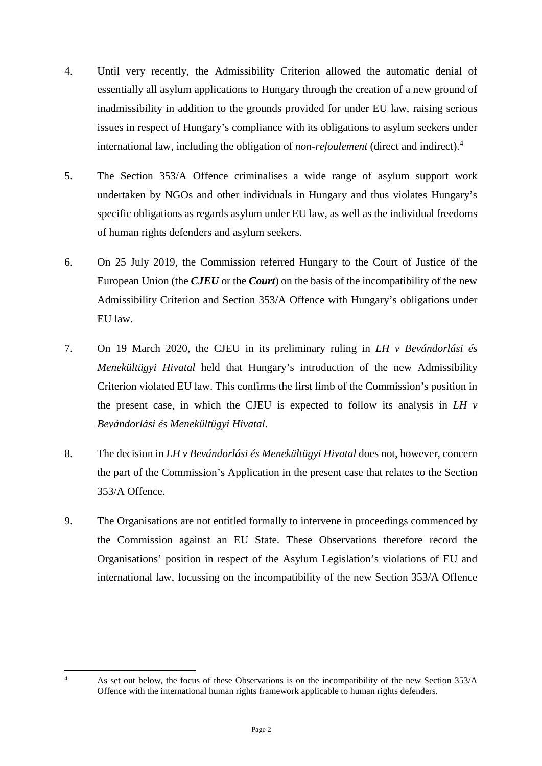4. Until very recently, the Admissibility Criterion allowed the automatic denial of essentially all asylum applications to Hungary through the creation of a new ground of inadmissibility in addition to the grounds provided for under EU law, raising serious issues in respect of Hungary's compliance with its obligations to asylum seekers under international law, including the obligation of *non-refoulement* (direct and indirect).[4]

5. The Section 353/A Offence criminalises a wide range of asylum support work undertaken by NGOs and other individuals in Hungary and thus violates Hungary's specific obligations as regards asylum under EU law, as well as the individual freedoms of human rights defenders and asylum seekers.

6. On 25 July 2019, the Commission referred Hungary to the Court of Justice of the European Union (the ***CJEU*** or the ***Court***) on the basis of the incompatibility of the new Admissibility Criterion and Section 353/A Offence with Hungary's obligations under EU law.

7. On 19 March 2020, the CJEU in its preliminary ruling in *LH v Bevándorlási és Menekültügyi Hivatal* held that Hungary's introduction of the new Admissibility Criterion violated EU law. This confirms the first limb of the Commission's position in the present case, in which the CJEU is expected to follow its analysis in *LH v Bevándorlási és Menekültügyi Hivatal*.

8. The decision in *LH v Bevándorlási és Menekültügyi Hivatal* does not, however, concern the part of the Commission's Application in the present case that relates to the Section 353/A Offence.

9. The Organisations are not entitled formally to intervene in proceedings commenced by the Commission against an EU State. These Observations therefore record the Organisations' position in respect of the Asylum Legislation's violations of EU and international law, focussing on the incompatibility of the new Section 353/A Offence

---

[4] As set out below, the focus of these Observations is on the incompatibility of the new Section 353/A Offence with the international human rights framework applicable to human rights defenders.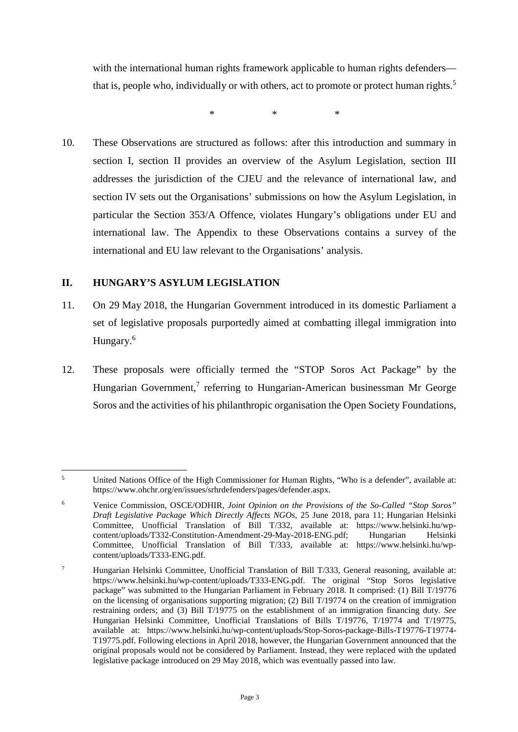with the international human rights framework applicable to human rights defenders—that is, people who, individually or with others, act to promote or protect human rights.[5]

\*             \*             \*

10. These Observations are structured as follows: after this introduction and summary in section I, section II provides an overview of the Asylum Legislation, section III addresses the jurisdiction of the CJEU and the relevance of international law, and section IV sets out the Organisations' submissions on how the Asylum Legislation, in particular the Section 353/A Offence, violates Hungary's obligations under EU and international law. The Appendix to these Observations contains a survey of the international and EU law relevant to the Organisations' analysis.

## II. HUNGARY'S ASYLUM LEGISLATION

11. On 29 May 2018, the Hungarian Government introduced in its domestic Parliament a set of legislative proposals purportedly aimed at combatting illegal immigration into Hungary.[6]

12. These proposals were officially termed the "STOP Soros Act Package" by the Hungarian Government,[7] referring to Hungarian-American businessman Mr George Soros and the activities of his philanthropic organisation the Open Society Foundations,

---

[5] United Nations Office of the High Commissioner for Human Rights, "Who is a defender", available at: https://www.ohchr.org/en/issues/srhrdefenders/pages/defender.aspx.

[6] Venice Commission, OSCE/ODHIR, *Joint Opinion on the Provisions of the So-Called "Stop Soros" Draft Legislative Package Which Directly Affects NGOs*, 25 June 2018, para 11; Hungarian Helsinki Committee, Unofficial Translation of Bill T/332, available at: https://www.helsinki.hu/wp-content/uploads/T332-Constitution-Amendment-29-May-2018-ENG.pdf; Hungarian Helsinki Committee, Unofficial Translation of Bill T/333, available at: https://www.helsinki.hu/wp-content/uploads/T333-ENG.pdf.

[7] Hungarian Helsinki Committee, Unofficial Translation of Bill T/333, General reasoning, available at: https://www.helsinki.hu/wp-content/uploads/T333-ENG.pdf. The original "Stop Soros legislative package" was submitted to the Hungarian Parliament in February 2018. It comprised: (1) Bill T/19776 on the licensing of organisations supporting migration; (2) Bill T/19774 on the creation of immigration restraining orders; and (3) Bill T/19775 on the establishment of an immigration financing duty. *See* Hungarian Helsinki Committee, Unofficial Translations of Bills T/19776, T/19774 and T/19775, available at: https://www.helsinki.hu/wp-content/uploads/Stop-Soros-package-Bills-T19776-T19774-T19775.pdf. Following elections in April 2018, however, the Hungarian Government announced that the original proposals would not be considered by Parliament. Instead, they were replaced with the updated legislative package introduced on 29 May 2018, which was eventually passed into law.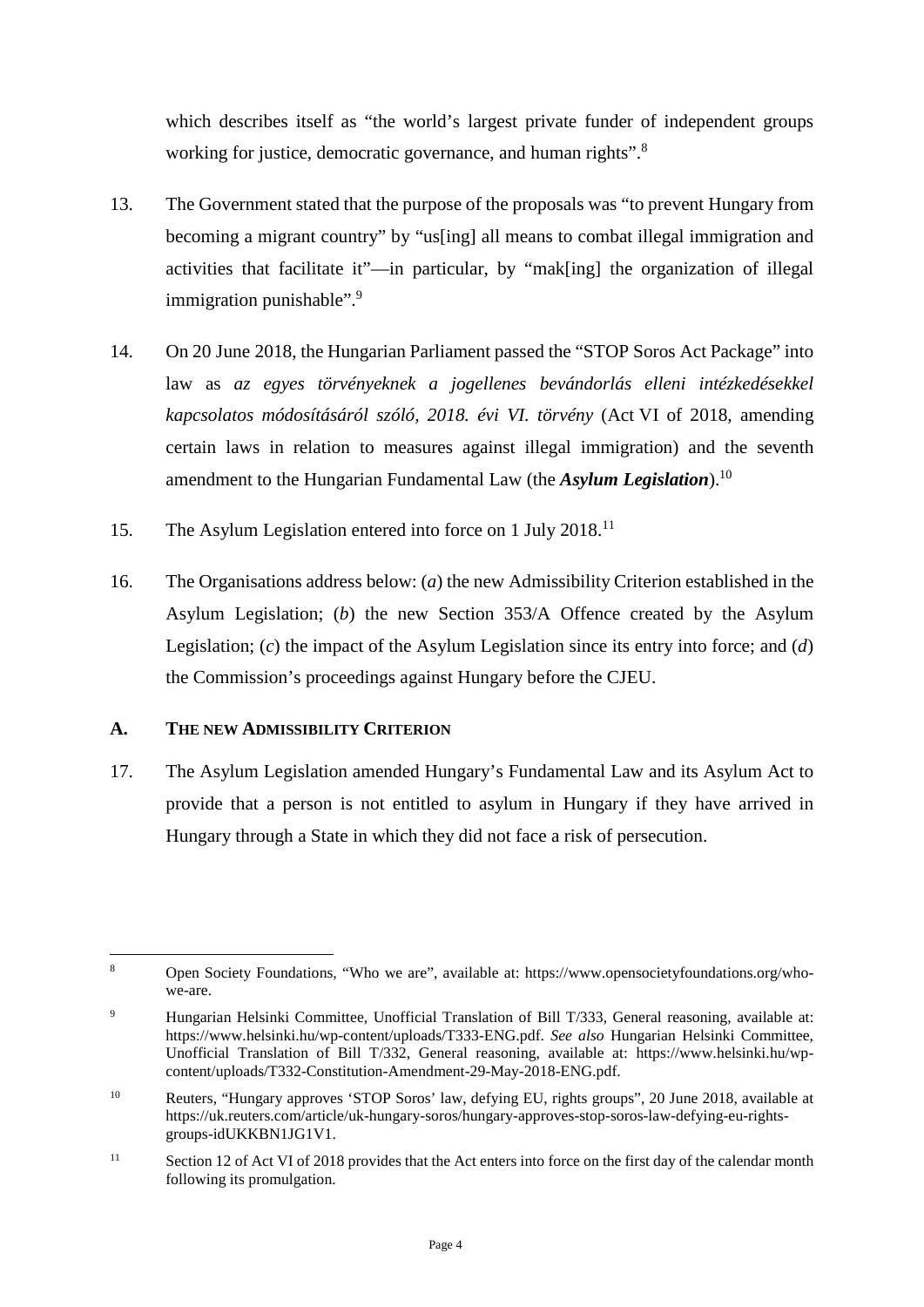which describes itself as "the world's largest private funder of independent groups working for justice, democratic governance, and human rights".[8]

13. The Government stated that the purpose of the proposals was "to prevent Hungary from becoming a migrant country" by "us[ing] all means to combat illegal immigration and activities that facilitate it"—in particular, by "mak[ing] the organization of illegal immigration punishable".[9]

14. On 20 June 2018, the Hungarian Parliament passed the "STOP Soros Act Package" into law as *az egyes törvényeknek a jogellenes bevándorlás elleni intézkedésekkel kapcsolatos módosításáról szóló, 2018. évi VI. törvény* (Act VI of 2018, amending certain laws in relation to measures against illegal immigration) and the seventh amendment to the Hungarian Fundamental Law (the ***Asylum Legislation***).[10]

15. The Asylum Legislation entered into force on 1 July 2018.[11]

16. The Organisations address below: (*a*) the new Admissibility Criterion established in the Asylum Legislation; (*b*) the new Section 353/A Offence created by the Asylum Legislation; (*c*) the impact of the Asylum Legislation since its entry into force; and (*d*) the Commission's proceedings against Hungary before the CJEU.

## A. THE NEW ADMISSIBILITY CRITERION

17. The Asylum Legislation amended Hungary's Fundamental Law and its Asylum Act to provide that a person is not entitled to asylum in Hungary if they have arrived in Hungary through a State in which they did not face a risk of persecution.

---

[8] Open Society Foundations, "Who we are", available at: https://www.opensocietyfoundations.org/who-we-are.

[9] Hungarian Helsinki Committee, Unofficial Translation of Bill T/333, General reasoning, available at: https://www.helsinki.hu/wp-content/uploads/T333-ENG.pdf. *See also* Hungarian Helsinki Committee, Unofficial Translation of Bill T/332, General reasoning, available at: https://www.helsinki.hu/wp-content/uploads/T332-Constitution-Amendment-29-May-2018-ENG.pdf.

[10] Reuters, "Hungary approves 'STOP Soros' law, defying EU, rights groups", 20 June 2018, available at https://uk.reuters.com/article/uk-hungary-soros/hungary-approves-stop-soros-law-defying-eu-rights-groups-idUKKBN1JG1V1.

[11] Section 12 of Act VI of 2018 provides that the Act enters into force on the first day of the calendar month following its promulgation.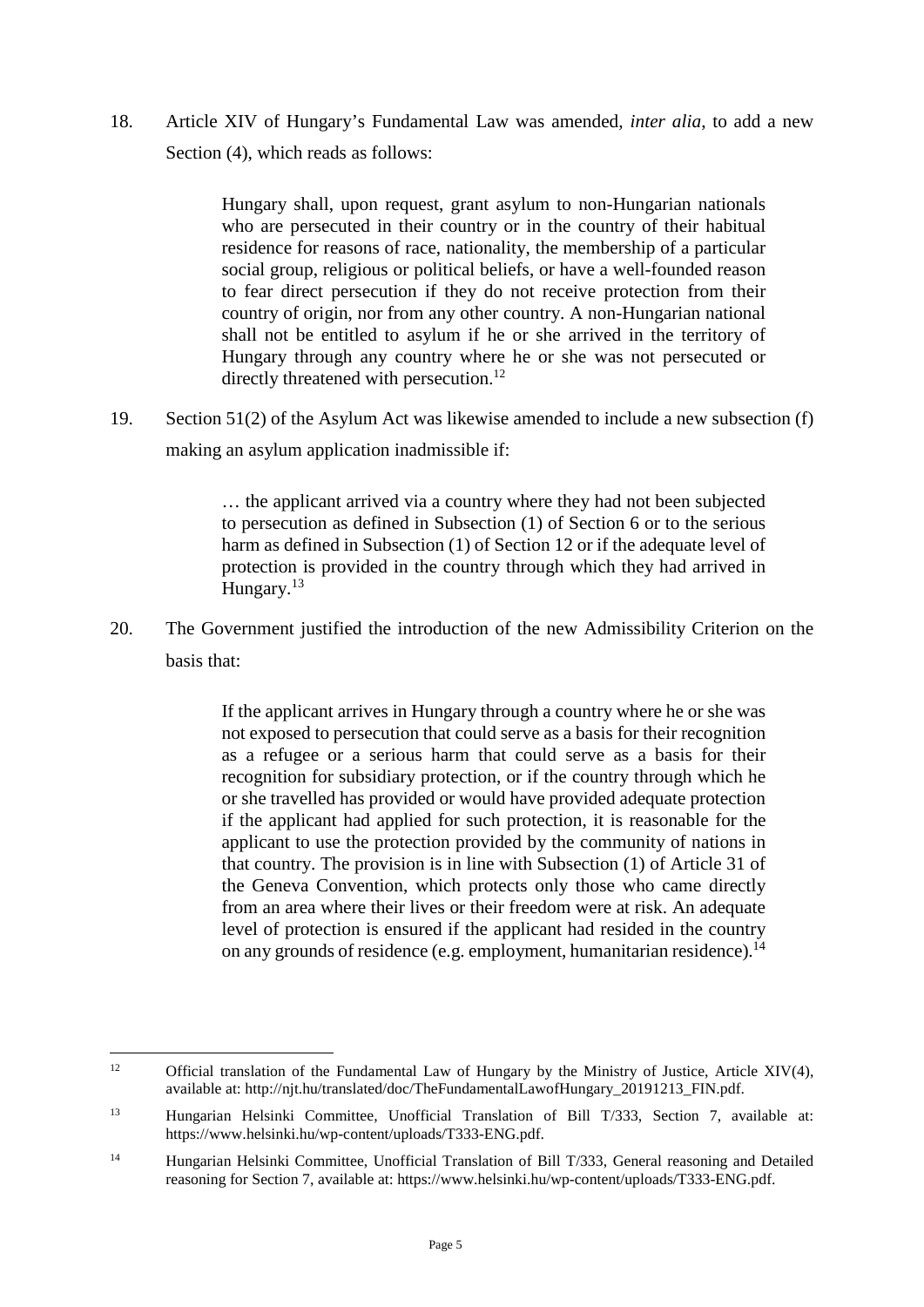18. Article XIV of Hungary's Fundamental Law was amended, *inter alia*, to add a new Section (4), which reads as follows:

> Hungary shall, upon request, grant asylum to non-Hungarian nationals who are persecuted in their country or in the country of their habitual residence for reasons of race, nationality, the membership of a particular social group, religious or political beliefs, or have a well-founded reason to fear direct persecution if they do not receive protection from their country of origin, nor from any other country. A non-Hungarian national shall not be entitled to asylum if he or she arrived in the territory of Hungary through any country where he or she was not persecuted or directly threatened with persecution.[12]

19. Section 51(2) of the Asylum Act was likewise amended to include a new subsection (f) making an asylum application inadmissible if:

> … the applicant arrived via a country where they had not been subjected to persecution as defined in Subsection (1) of Section 6 or to the serious harm as defined in Subsection (1) of Section 12 or if the adequate level of protection is provided in the country through which they had arrived in Hungary.[13]

20. The Government justified the introduction of the new Admissibility Criterion on the basis that:

> If the applicant arrives in Hungary through a country where he or she was not exposed to persecution that could serve as a basis for their recognition as a refugee or a serious harm that could serve as a basis for their recognition for subsidiary protection, or if the country through which he or she travelled has provided or would have provided adequate protection if the applicant had applied for such protection, it is reasonable for the applicant to use the protection provided by the community of nations in that country. The provision is in line with Subsection (1) of Article 31 of the Geneva Convention, which protects only those who came directly from an area where their lives or their freedom were at risk. An adequate level of protection is ensured if the applicant had resided in the country on any grounds of residence (e.g. employment, humanitarian residence).[14]

---

[12] Official translation of the Fundamental Law of Hungary by the Ministry of Justice, Article XIV(4), available at: http://njt.hu/translated/doc/TheFundamentalLawofHungary_20191213_FIN.pdf.

[13] Hungarian Helsinki Committee, Unofficial Translation of Bill T/333, Section 7, available at: https://www.helsinki.hu/wp-content/uploads/T333-ENG.pdf.

[14] Hungarian Helsinki Committee, Unofficial Translation of Bill T/333, General reasoning and Detailed reasoning for Section 7, available at: https://www.helsinki.hu/wp-content/uploads/T333-ENG.pdf.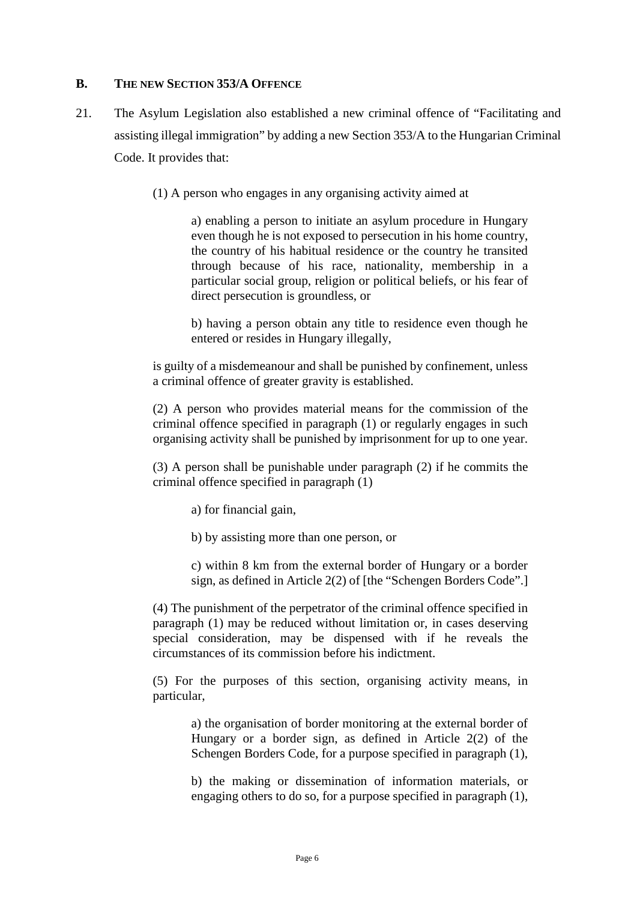### B. THE NEW SECTION 353/A OFFENCE

21. The Asylum Legislation also established a new criminal offence of "Facilitating and assisting illegal immigration" by adding a new Section 353/A to the Hungarian Criminal Code. It provides that:

> (1) A person who engages in any organising activity aimed at
>
> > a) enabling a person to initiate an asylum procedure in Hungary even though he is not exposed to persecution in his home country, the country of his habitual residence or the country he transited through because of his race, nationality, membership in a particular social group, religion or political beliefs, or his fear of direct persecution is groundless, or
> >
> > b) having a person obtain any title to residence even though he entered or resides in Hungary illegally,
>
> is guilty of a misdemeanour and shall be punished by confinement, unless a criminal offence of greater gravity is established.
>
> (2) A person who provides material means for the commission of the criminal offence specified in paragraph (1) or regularly engages in such organising activity shall be punished by imprisonment for up to one year.
>
> (3) A person shall be punishable under paragraph (2) if he commits the criminal offence specified in paragraph (1)
>
> > a) for financial gain,
> >
> > b) by assisting more than one person, or
> >
> > c) within 8 km from the external border of Hungary or a border sign, as defined in Article 2(2) of [the "Schengen Borders Code".]
>
> (4) The punishment of the perpetrator of the criminal offence specified in paragraph (1) may be reduced without limitation or, in cases deserving special consideration, may be dispensed with if he reveals the circumstances of its commission before his indictment.
>
> (5) For the purposes of this section, organising activity means, in particular,
>
> > a) the organisation of border monitoring at the external border of Hungary or a border sign, as defined in Article 2(2) of the Schengen Borders Code, for a purpose specified in paragraph (1),
> >
> > b) the making or dissemination of information materials, or engaging others to do so, for a purpose specified in paragraph (1),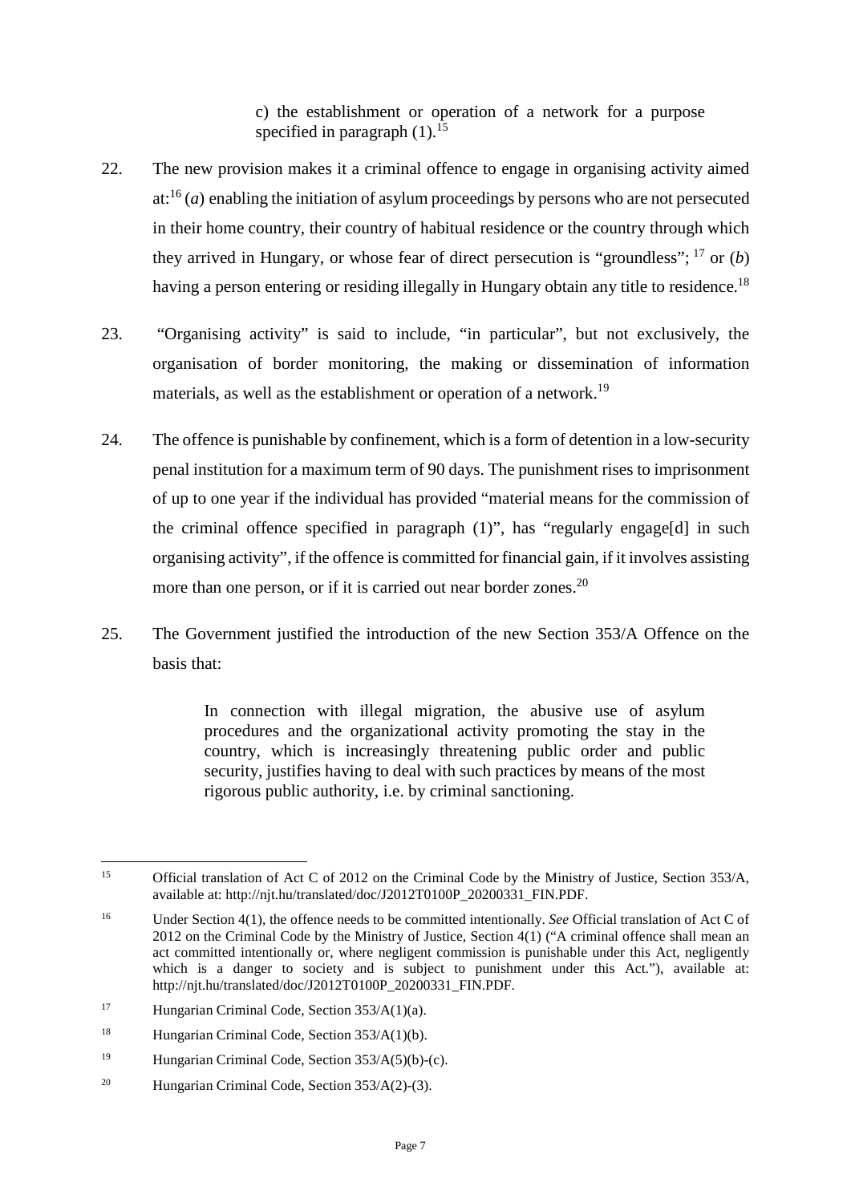> c) the establishment or operation of a network for a purpose specified in paragraph (1).[15]

22. The new provision makes it a criminal offence to engage in organising activity aimed at:[16] (*a*) enabling the initiation of asylum proceedings by persons who are not persecuted in their home country, their country of habitual residence or the country through which they arrived in Hungary, or whose fear of direct persecution is "groundless"; [17] or (*b*) having a person entering or residing illegally in Hungary obtain any title to residence.[18]

23. "Organising activity" is said to include, "in particular", but not exclusively, the organisation of border monitoring, the making or dissemination of information materials, as well as the establishment or operation of a network.[19]

24. The offence is punishable by confinement, which is a form of detention in a low-security penal institution for a maximum term of 90 days. The punishment rises to imprisonment of up to one year if the individual has provided "material means for the commission of the criminal offence specified in paragraph (1)", has "regularly engage[d] in such organising activity", if the offence is committed for financial gain, if it involves assisting more than one person, or if it is carried out near border zones.[20]

25. The Government justified the introduction of the new Section 353/A Offence on the basis that:

> In connection with illegal migration, the abusive use of asylum procedures and the organizational activity promoting the stay in the country, which is increasingly threatening public order and public security, justifies having to deal with such practices by means of the most rigorous public authority, i.e. by criminal sanctioning.

---

[15] Official translation of Act C of 2012 on the Criminal Code by the Ministry of Justice, Section 353/A, available at: http://njt.hu/translated/doc/J2012T0100P_20200331_FIN.PDF.

[16] Under Section 4(1), the offence needs to be committed intentionally. *See* Official translation of Act C of 2012 on the Criminal Code by the Ministry of Justice, Section 4(1) ("A criminal offence shall mean an act committed intentionally or, where negligent commission is punishable under this Act, negligently which is a danger to society and is subject to punishment under this Act."), available at: http://njt.hu/translated/doc/J2012T0100P_20200331_FIN.PDF.

[17] Hungarian Criminal Code, Section 353/A(1)(a).

[18] Hungarian Criminal Code, Section 353/A(1)(b).

[19] Hungarian Criminal Code, Section 353/A(5)(b)-(c).

[20] Hungarian Criminal Code, Section 353/A(2)-(3).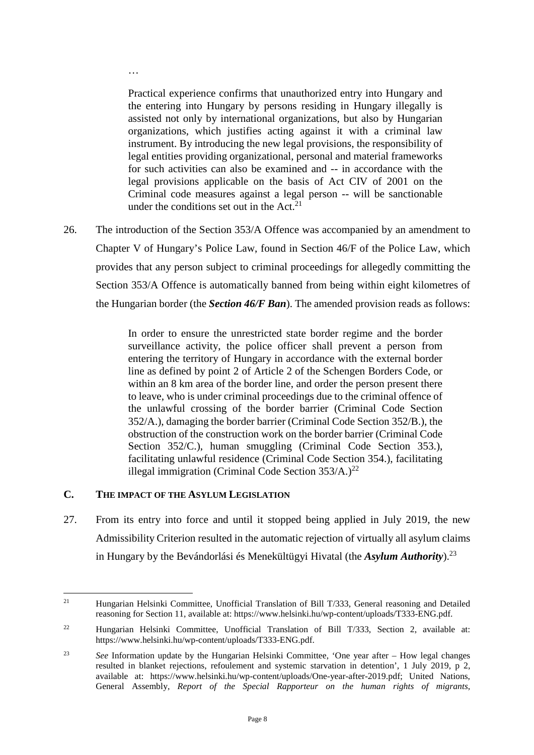…

> Practical experience confirms that unauthorized entry into Hungary and the entering into Hungary by persons residing in Hungary illegally is assisted not only by international organizations, but also by Hungarian organizations, which justifies acting against it with a criminal law instrument. By introducing the new legal provisions, the responsibility of legal entities providing organizational, personal and material frameworks for such activities can also be examined and -- in accordance with the legal provisions applicable on the basis of Act CIV of 2001 on the Criminal code measures against a legal person -- will be sanctionable under the conditions set out in the Act.[21]

26. The introduction of the Section 353/A Offence was accompanied by an amendment to Chapter V of Hungary's Police Law, found in Section 46/F of the Police Law, which provides that any person subject to criminal proceedings for allegedly committing the Section 353/A Offence is automatically banned from being within eight kilometres of the Hungarian border (the ***Section 46/F Ban***). The amended provision reads as follows:

> In order to ensure the unrestricted state border regime and the border surveillance activity, the police officer shall prevent a person from entering the territory of Hungary in accordance with the external border line as defined by point 2 of Article 2 of the Schengen Borders Code, or within an 8 km area of the border line, and order the person present there to leave, who is under criminal proceedings due to the criminal offence of the unlawful crossing of the border barrier (Criminal Code Section 352/A.), damaging the border barrier (Criminal Code Section 352/B.), the obstruction of the construction work on the border barrier (Criminal Code Section 352/C.), human smuggling (Criminal Code Section 353.), facilitating unlawful residence (Criminal Code Section 354.), facilitating illegal immigration (Criminal Code Section 353/A.)[22]

## C. THE IMPACT OF THE ASYLUM LEGISLATION

27. From its entry into force and until it stopped being applied in July 2019, the new Admissibility Criterion resulted in the automatic rejection of virtually all asylum claims in Hungary by the Bevándorlási és Menekültügyi Hivatal (the ***Asylum Authority***).[23]

---

[21] Hungarian Helsinki Committee, Unofficial Translation of Bill T/333, General reasoning and Detailed reasoning for Section 11, available at: https://www.helsinki.hu/wp-content/uploads/T333-ENG.pdf.

[22] Hungarian Helsinki Committee, Unofficial Translation of Bill T/333, Section 2, available at: https://www.helsinki.hu/wp-content/uploads/T333-ENG.pdf.

[23] *See* Information update by the Hungarian Helsinki Committee, 'One year after – How legal changes resulted in blanket rejections, refoulement and systemic starvation in detention', 1 July 2019, p 2, available at: https://www.helsinki.hu/wp-content/uploads/One-year-after-2019.pdf; United Nations, General Assembly, *Report of the Special Rapporteur on the human rights of migrants*,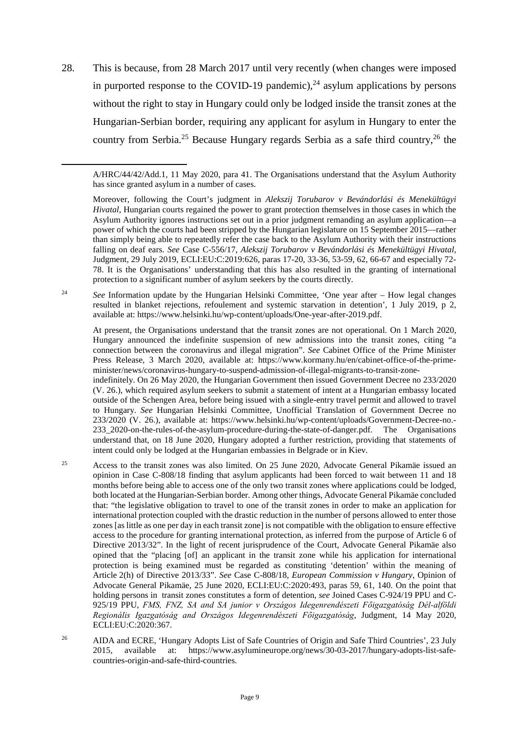28. This is because, from 28 March 2017 until very recently (when changes were imposed in purported response to the COVID-19 pandemic),[24] asylum applications by persons without the right to stay in Hungary could only be lodged inside the transit zones at the Hungarian-Serbian border, requiring any applicant for asylum in Hungary to enter the country from Serbia.[25] Because Hungary regards Serbia as a safe third country,[26] the

---

A/HRC/44/42/Add.1, 11 May 2020, para 41. The Organisations understand that the Asylum Authority has since granted asylum in a number of cases.

Moreover, following the Court's judgment in *Alekszij Torubarov v Bevándorlási és Menekültügyi Hivatal*, Hungarian courts regained the power to grant protection themselves in those cases in which the Asylum Authority ignores instructions set out in a prior judgment remanding an asylum application—a power of which the courts had been stripped by the Hungarian legislature on 15 September 2015—rather than simply being able to repeatedly refer the case back to the Asylum Authority with their instructions falling on deaf ears. *See* Case C-556/17, *Alekszij Torubarov v Bevándorlási és Menekültügyi Hivatal*, Judgment, 29 July 2019, ECLI:EU:C:2019:626, paras 17-20, 33-36, 53-59, 62, 66-67 and especially 72-78. It is the Organisations' understanding that this has also resulted in the granting of international protection to a significant number of asylum seekers by the courts directly.

[24] *See* Information update by the Hungarian Helsinki Committee, 'One year after – How legal changes resulted in blanket rejections, refoulement and systemic starvation in detention', 1 July 2019, p 2, available at: https://www.helsinki.hu/wp-content/uploads/One-year-after-2019.pdf.

At present, the Organisations understand that the transit zones are not operational. On 1 March 2020, Hungary announced the indefinite suspension of new admissions into the transit zones, citing "a connection between the coronavirus and illegal migration". *See* Cabinet Office of the Prime Minister Press Release, 3 March 2020, available at: https://www.kormany.hu/en/cabinet-office-of-the-prime-minister/news/coronavirus-hungary-to-suspend-admission-of-illegal-migrants-to-transit-zone-indefinitely. On 26 May 2020, the Hungarian Government then issued Government Decree no 233/2020 (V. 26.), which required asylum seekers to submit a statement of intent at a Hungarian embassy located outside of the Schengen Area, before being issued with a single-entry travel permit and allowed to travel to Hungary. *See* Hungarian Helsinki Committee, Unofficial Translation of Government Decree no 233/2020 (V. 26.), available at: https://www.helsinki.hu/wp-content/uploads/Government-Decree-no.-233_2020-on-the-rules-of-the-asylum-procedure-during-the-state-of-danger.pdf. The Organisations understand that, on 18 June 2020, Hungary adopted a further restriction, providing that statements of intent could only be lodged at the Hungarian embassies in Belgrade or in Kiev.

[25] Access to the transit zones was also limited. On 25 June 2020, Advocate General Pikamäe issued an opinion in Case C-808/18 finding that asylum applicants had been forced to wait between 11 and 18 months before being able to access one of the only two transit zones where applications could be lodged, both located at the Hungarian-Serbian border. Among other things, Advocate General Pikamäe concluded that: "the legislative obligation to travel to one of the transit zones in order to make an application for international protection coupled with the drastic reduction in the number of persons allowed to enter those zones [as little as one per day in each transit zone] is not compatible with the obligation to ensure effective access to the procedure for granting international protection, as inferred from the purpose of Article 6 of Directive 2013/32". In the light of recent jurisprudence of the Court, Advocate General Pikamäe also opined that the "placing [of] an applicant in the transit zone while his application for international protection is being examined must be regarded as constituting 'detention' within the meaning of Article 2(h) of Directive 2013/33". *See* Case C-808/18, *European Commission v Hungary*, Opinion of Advocate General Pikamäe, 25 June 2020, ECLI:EU:C:2020:493, paras 59, 61, 140. On the point that holding persons in transit zones constitutes a form of detention, *see* Joined Cases C-924/19 PPU and C-925/19 PPU, *FMS, FNZ, SA and SA junior v Országos Idegenrendészeti Főigazgatóság Dél-alföldi Regionális Igazgatóság and Országos Idegenrendészeti Főigazgatóság*, Judgment, 14 May 2020, ECLI:EU:C:2020:367.

[26] AIDA and ECRE, 'Hungary Adopts List of Safe Countries of Origin and Safe Third Countries', 23 July 2015, available at: https://www.asylumineurope.org/news/30-03-2017/hungary-adopts-list-safe-countries-origin-and-safe-third-countries.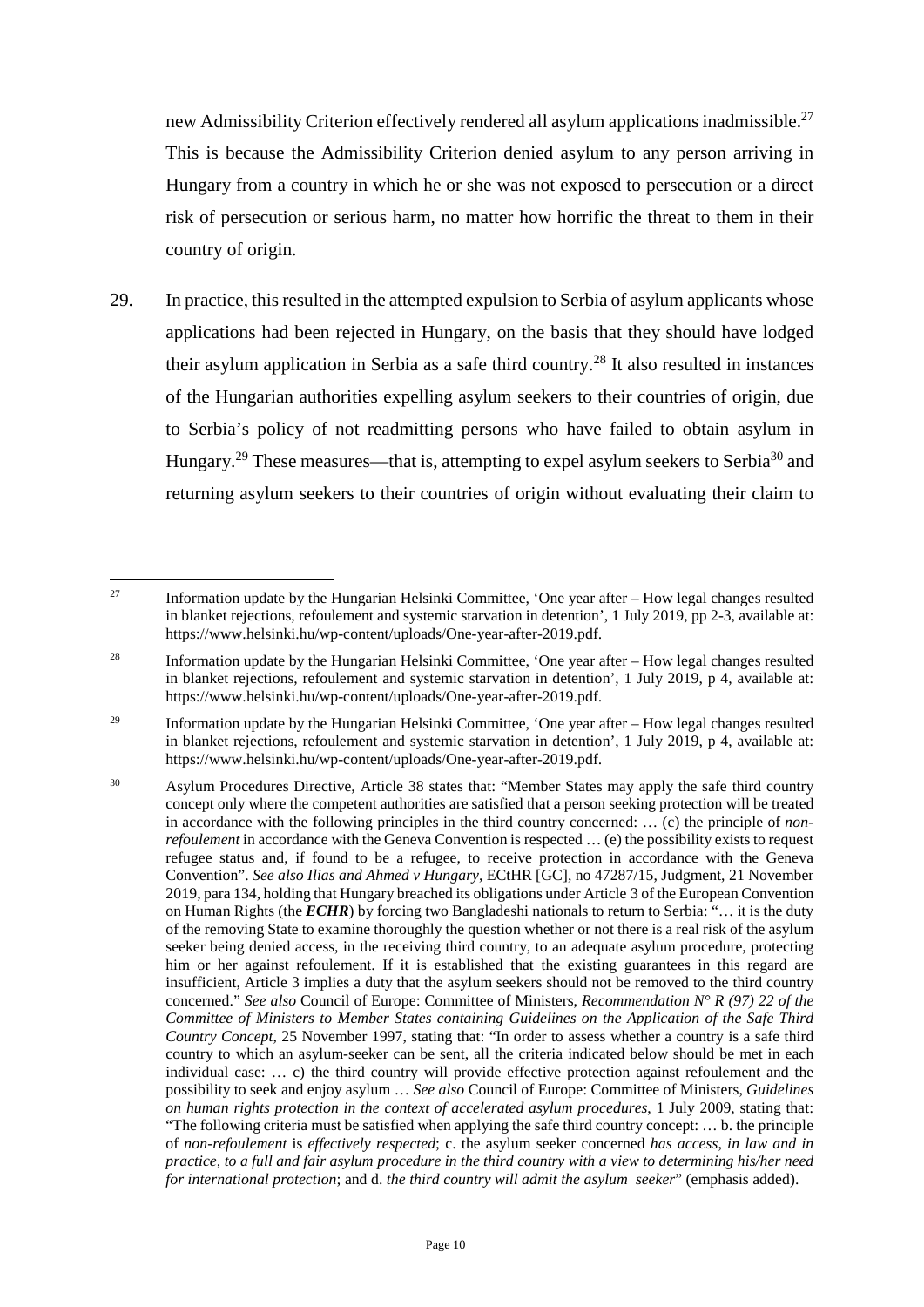new Admissibility Criterion effectively rendered all asylum applications inadmissible.[27] This is because the Admissibility Criterion denied asylum to any person arriving in Hungary from a country in which he or she was not exposed to persecution or a direct risk of persecution or serious harm, no matter how horrific the threat to them in their country of origin.

29. In practice, this resulted in the attempted expulsion to Serbia of asylum applicants whose applications had been rejected in Hungary, on the basis that they should have lodged their asylum application in Serbia as a safe third country.[28] It also resulted in instances of the Hungarian authorities expelling asylum seekers to their countries of origin, due to Serbia's policy of not readmitting persons who have failed to obtain asylum in Hungary.[29] These measures—that is, attempting to expel asylum seekers to Serbia[30] and returning asylum seekers to their countries of origin without evaluating their claim to

---

[27] Information update by the Hungarian Helsinki Committee, 'One year after – How legal changes resulted in blanket rejections, refoulement and systemic starvation in detention', 1 July 2019, pp 2-3, available at: https://www.helsinki.hu/wp-content/uploads/One-year-after-2019.pdf.

[28] Information update by the Hungarian Helsinki Committee, 'One year after – How legal changes resulted in blanket rejections, refoulement and systemic starvation in detention', 1 July 2019, p 4, available at: https://www.helsinki.hu/wp-content/uploads/One-year-after-2019.pdf.

[29] Information update by the Hungarian Helsinki Committee, 'One year after – How legal changes resulted in blanket rejections, refoulement and systemic starvation in detention', 1 July 2019, p 4, available at: https://www.helsinki.hu/wp-content/uploads/One-year-after-2019.pdf.

[30] Asylum Procedures Directive, Article 38 states that: "Member States may apply the safe third country concept only where the competent authorities are satisfied that a person seeking protection will be treated in accordance with the following principles in the third country concerned: … (c) the principle of *non-refoulement* in accordance with the Geneva Convention is respected … (e) the possibility exists to request refugee status and, if found to be a refugee, to receive protection in accordance with the Geneva Convention". *See also Ilias and Ahmed v Hungary*, ECtHR [GC], no 47287/15, Judgment, 21 November 2019, para 134, holding that Hungary breached its obligations under Article 3 of the European Convention on Human Rights (the ***ECHR***) by forcing two Bangladeshi nationals to return to Serbia: "… it is the duty of the removing State to examine thoroughly the question whether or not there is a real risk of the asylum seeker being denied access, in the receiving third country, to an adequate asylum procedure, protecting him or her against refoulement. If it is established that the existing guarantees in this regard are insufficient, Article 3 implies a duty that the asylum seekers should not be removed to the third country concerned." *See also* Council of Europe: Committee of Ministers, *Recommendation N° R (97) 22 of the Committee of Ministers to Member States containing Guidelines on the Application of the Safe Third Country Concept*, 25 November 1997, stating that: "In order to assess whether a country is a safe third country to which an asylum-seeker can be sent, all the criteria indicated below should be met in each individual case: … c) the third country will provide effective protection against refoulement and the possibility to seek and enjoy asylum … *See also* Council of Europe: Committee of Ministers, *Guidelines on human rights protection in the context of accelerated asylum procedures*, 1 July 2009, stating that: "The following criteria must be satisfied when applying the safe third country concept: … b. the principle of *non-refoulement* is *effectively respected*; c. the asylum seeker concerned *has access, in law and in practice, to a full and fair asylum procedure in the third country with a view to determining his/her need for international protection*; and d. *the third country will admit the asylum seeker*" (emphasis added).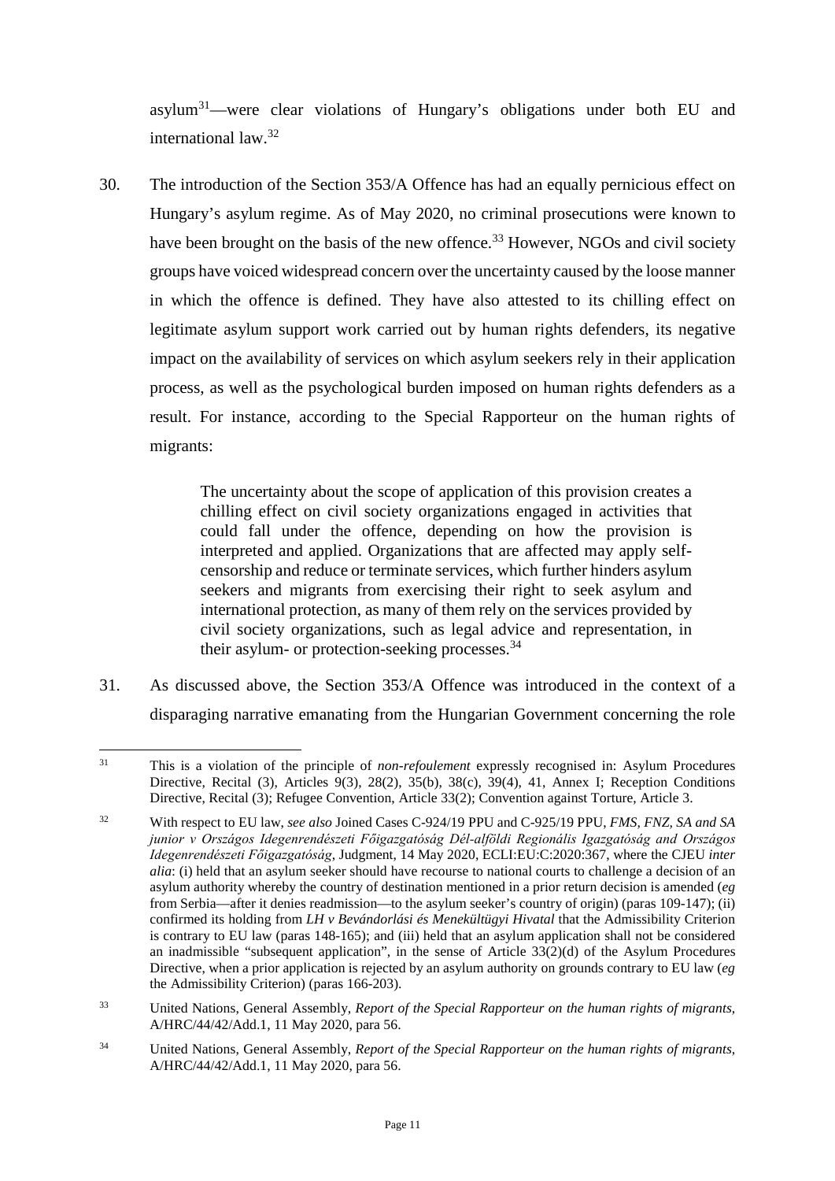asylum[31]—were clear violations of Hungary's obligations under both EU and international law.[32]

30. The introduction of the Section 353/A Offence has had an equally pernicious effect on Hungary's asylum regime. As of May 2020, no criminal prosecutions were known to have been brought on the basis of the new offence.[33] However, NGOs and civil society groups have voiced widespread concern over the uncertainty caused by the loose manner in which the offence is defined. They have also attested to its chilling effect on legitimate asylum support work carried out by human rights defenders, its negative impact on the availability of services on which asylum seekers rely in their application process, as well as the psychological burden imposed on human rights defenders as a result. For instance, according to the Special Rapporteur on the human rights of migrants:

> The uncertainty about the scope of application of this provision creates a chilling effect on civil society organizations engaged in activities that could fall under the offence, depending on how the provision is interpreted and applied. Organizations that are affected may apply self-censorship and reduce or terminate services, which further hinders asylum seekers and migrants from exercising their right to seek asylum and international protection, as many of them rely on the services provided by civil society organizations, such as legal advice and representation, in their asylum- or protection-seeking processes.[34]

31. As discussed above, the Section 353/A Offence was introduced in the context of a disparaging narrative emanating from the Hungarian Government concerning the role

---

[31] This is a violation of the principle of *non-refoulement* expressly recognised in: Asylum Procedures Directive, Recital (3), Articles 9(3), 28(2), 35(b), 38(c), 39(4), 41, Annex I; Reception Conditions Directive, Recital (3); Refugee Convention, Article 33(2); Convention against Torture, Article 3.

[32] With respect to EU law, *see also* Joined Cases C-924/19 PPU and C-925/19 PPU, *FMS, FNZ, SA and SA junior v Országos Idegenrendészeti Főigazgatóság Dél-alföldi Regionális Igazgatóság and Országos Idegenrendészeti Főigazgatóság*, Judgment, 14 May 2020, ECLI:EU:C:2020:367, where the CJEU *inter alia*: (i) held that an asylum seeker should have recourse to national courts to challenge a decision of an asylum authority whereby the country of destination mentioned in a prior return decision is amended (*eg* from Serbia—after it denies readmission—to the asylum seeker's country of origin) (paras 109-147); (ii) confirmed its holding from *LH v Bevándorlási és Menekültügyi Hivatal* that the Admissibility Criterion is contrary to EU law (paras 148-165); and (iii) held that an asylum application shall not be considered an inadmissible "subsequent application", in the sense of Article 33(2)(d) of the Asylum Procedures Directive, when a prior application is rejected by an asylum authority on grounds contrary to EU law (*eg* the Admissibility Criterion) (paras 166-203).

[33] United Nations, General Assembly, *Report of the Special Rapporteur on the human rights of migrants*, A/HRC/44/42/Add.1, 11 May 2020, para 56.

[34] United Nations, General Assembly, *Report of the Special Rapporteur on the human rights of migrants*, A/HRC/44/42/Add.1, 11 May 2020, para 56.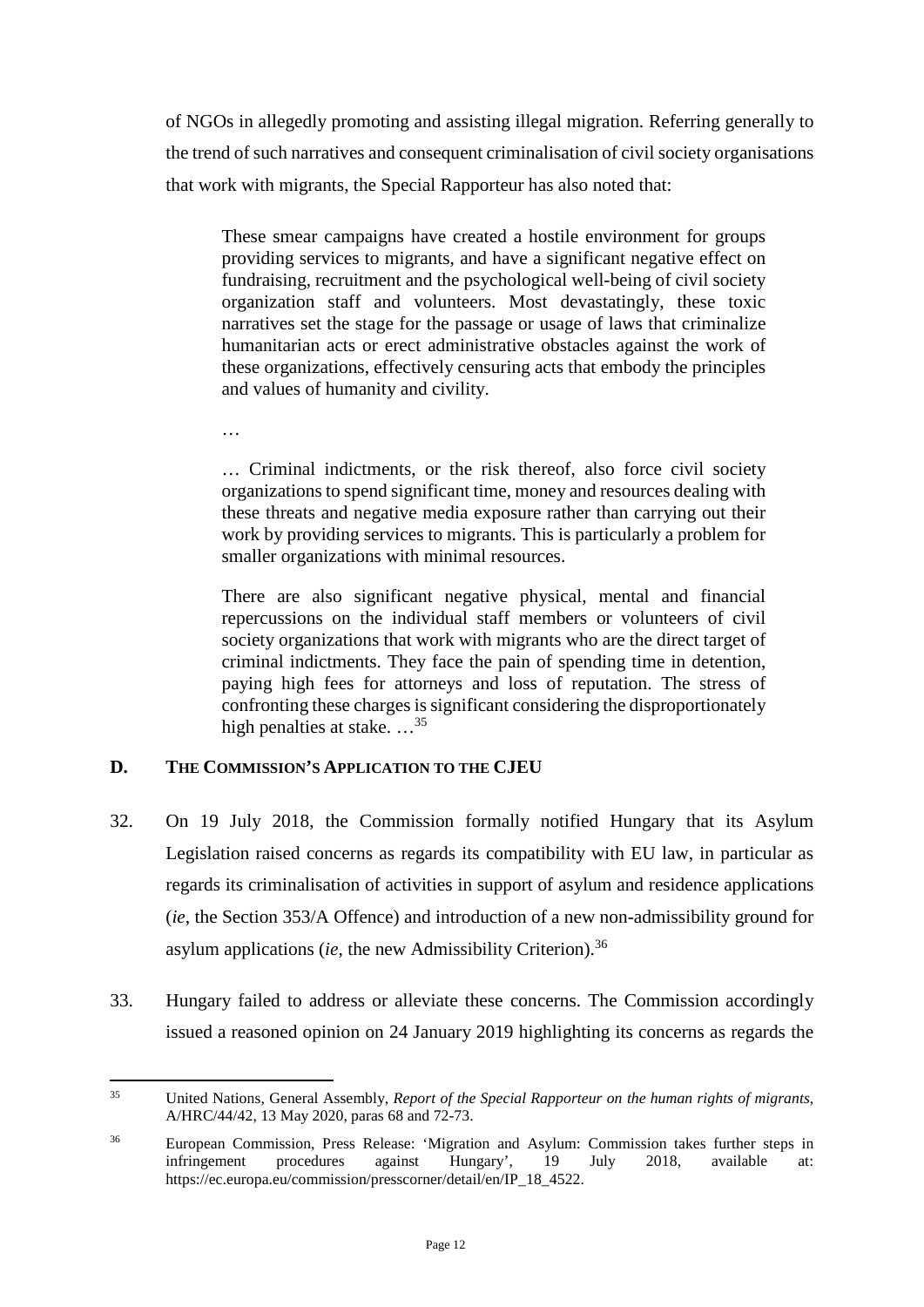of NGOs in allegedly promoting and assisting illegal migration. Referring generally to the trend of such narratives and consequent criminalisation of civil society organisations that work with migrants, the Special Rapporteur has also noted that:

> These smear campaigns have created a hostile environment for groups providing services to migrants, and have a significant negative effect on fundraising, recruitment and the psychological well-being of civil society organization staff and volunteers. Most devastatingly, these toxic narratives set the stage for the passage or usage of laws that criminalize humanitarian acts or erect administrative obstacles against the work of these organizations, effectively censuring acts that embody the principles and values of humanity and civility.
>
> …
>
> … Criminal indictments, or the risk thereof, also force civil society organizations to spend significant time, money and resources dealing with these threats and negative media exposure rather than carrying out their work by providing services to migrants. This is particularly a problem for smaller organizations with minimal resources.
>
> There are also significant negative physical, mental and financial repercussions on the individual staff members or volunteers of civil society organizations that work with migrants who are the direct target of criminal indictments. They face the pain of spending time in detention, paying high fees for attorneys and loss of reputation. The stress of confronting these charges is significant considering the disproportionately high penalties at stake. …[35]

## D. THE COMMISSION'S APPLICATION TO THE CJEU

32. On 19 July 2018, the Commission formally notified Hungary that its Asylum Legislation raised concerns as regards its compatibility with EU law, in particular as regards its criminalisation of activities in support of asylum and residence applications (*ie*, the Section 353/A Offence) and introduction of a new non-admissibility ground for asylum applications (*ie*, the new Admissibility Criterion).[36]

33. Hungary failed to address or alleviate these concerns. The Commission accordingly issued a reasoned opinion on 24 January 2019 highlighting its concerns as regards the

---

[35] United Nations, General Assembly, *Report of the Special Rapporteur on the human rights of migrants*, A/HRC/44/42, 13 May 2020, paras 68 and 72-73.

[36] European Commission, Press Release: 'Migration and Asylum: Commission takes further steps in infringement procedures against Hungary', 19 July 2018, available at: https://ec.europa.eu/commission/presscorner/detail/en/IP_18_4522.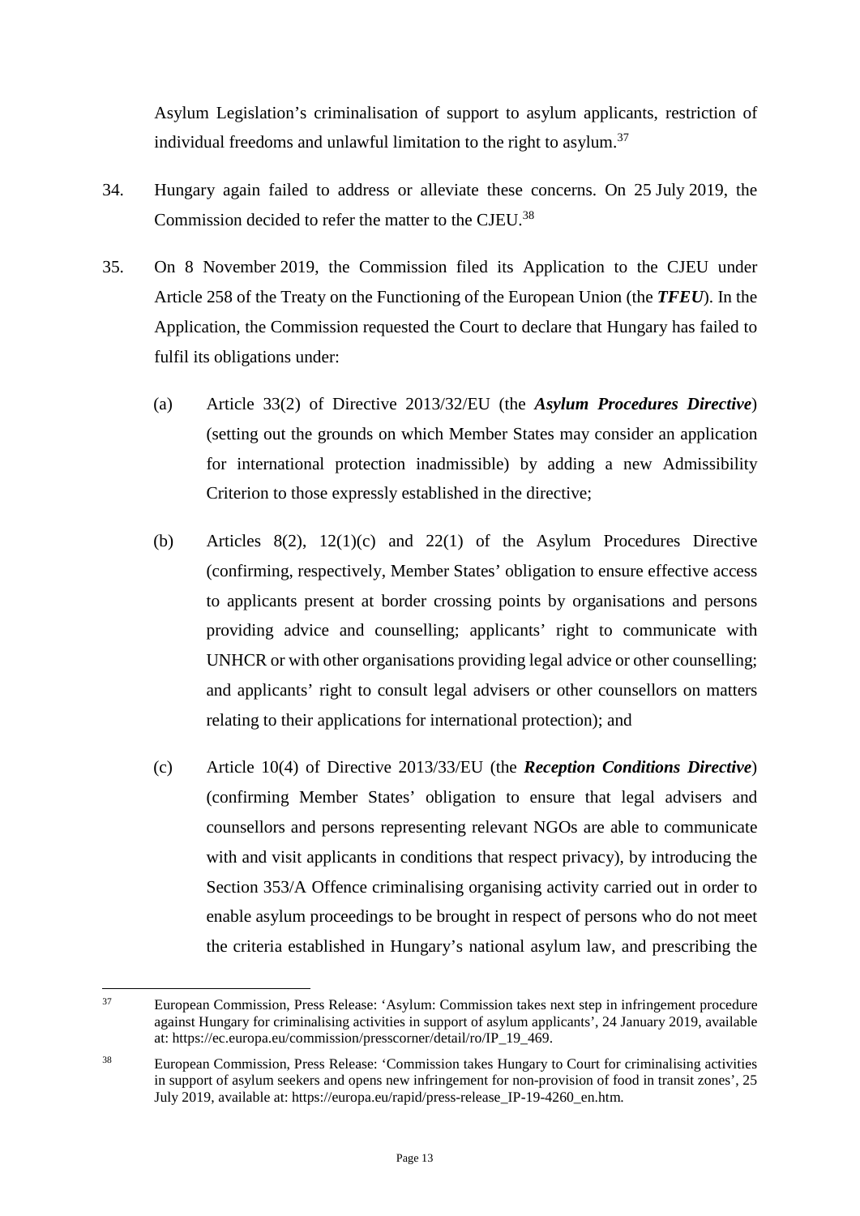Asylum Legislation's criminalisation of support to asylum applicants, restriction of individual freedoms and unlawful limitation to the right to asylum.[37]

34. Hungary again failed to address or alleviate these concerns. On 25 July 2019, the Commission decided to refer the matter to the CJEU.[38]

35. On 8 November 2019, the Commission filed its Application to the CJEU under Article 258 of the Treaty on the Functioning of the European Union (the ***TFEU***). In the Application, the Commission requested the Court to declare that Hungary has failed to fulfil its obligations under:

    (a) Article 33(2) of Directive 2013/32/EU (the ***Asylum Procedures Directive***) (setting out the grounds on which Member States may consider an application for international protection inadmissible) by adding a new Admissibility Criterion to those expressly established in the directive;

    (b) Articles 8(2), 12(1)(c) and 22(1) of the Asylum Procedures Directive (confirming, respectively, Member States' obligation to ensure effective access to applicants present at border crossing points by organisations and persons providing advice and counselling; applicants' right to communicate with UNHCR or with other organisations providing legal advice or other counselling; and applicants' right to consult legal advisers or other counsellors on matters relating to their applications for international protection); and

    (c) Article 10(4) of Directive 2013/33/EU (the ***Reception Conditions Directive***) (confirming Member States' obligation to ensure that legal advisers and counsellors and persons representing relevant NGOs are able to communicate with and visit applicants in conditions that respect privacy), by introducing the Section 353/A Offence criminalising organising activity carried out in order to enable asylum proceedings to be brought in respect of persons who do not meet the criteria established in Hungary's national asylum law, and prescribing the

---

[37] European Commission, Press Release: 'Asylum: Commission takes next step in infringement procedure against Hungary for criminalising activities in support of asylum applicants', 24 January 2019, available at: https://ec.europa.eu/commission/presscorner/detail/ro/IP_19_469.

[38] European Commission, Press Release: 'Commission takes Hungary to Court for criminalising activities in support of asylum seekers and opens new infringement for non-provision of food in transit zones', 25 July 2019, available at: https://europa.eu/rapid/press-release_IP-19-4260_en.htm.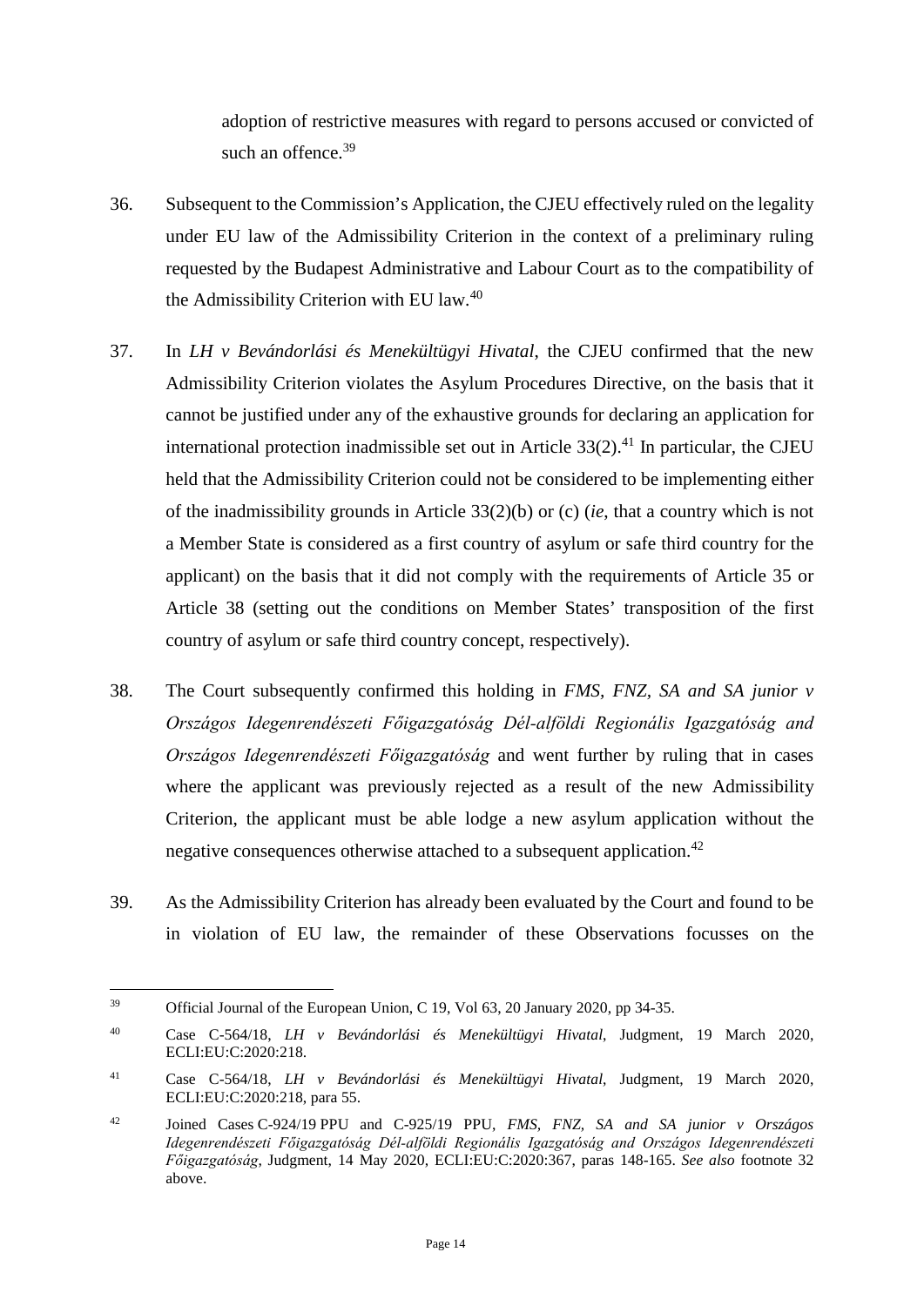adoption of restrictive measures with regard to persons accused or convicted of such an offence.[39]

36. Subsequent to the Commission's Application, the CJEU effectively ruled on the legality under EU law of the Admissibility Criterion in the context of a preliminary ruling requested by the Budapest Administrative and Labour Court as to the compatibility of the Admissibility Criterion with EU law.[40]

37. In *LH v Bevándorlási és Menekültügyi Hivatal*, the CJEU confirmed that the new Admissibility Criterion violates the Asylum Procedures Directive, on the basis that it cannot be justified under any of the exhaustive grounds for declaring an application for international protection inadmissible set out in Article 33(2).[41] In particular, the CJEU held that the Admissibility Criterion could not be considered to be implementing either of the inadmissibility grounds in Article 33(2)(b) or (c) (*ie*, that a country which is not a Member State is considered as a first country of asylum or safe third country for the applicant) on the basis that it did not comply with the requirements of Article 35 or Article 38 (setting out the conditions on Member States' transposition of the first country of asylum or safe third country concept, respectively).

38. The Court subsequently confirmed this holding in *FMS, FNZ, SA and SA junior v Országos Idegenrendészeti Főigazgatóság Dél-alföldi Regionális Igazgatóság and Országos Idegenrendészeti Főigazgatóság* and went further by ruling that in cases where the applicant was previously rejected as a result of the new Admissibility Criterion, the applicant must be able lodge a new asylum application without the negative consequences otherwise attached to a subsequent application.[42]

39. As the Admissibility Criterion has already been evaluated by the Court and found to be in violation of EU law, the remainder of these Observations focusses on the

---

[39] Official Journal of the European Union, C 19, Vol 63, 20 January 2020, pp 34-35.

[40] Case C-564/18, *LH v Bevándorlási és Menekültügyi Hivatal*, Judgment, 19 March 2020, ECLI:EU:C:2020:218.

[41] Case C-564/18, *LH v Bevándorlási és Menekültügyi Hivatal*, Judgment, 19 March 2020, ECLI:EU:C:2020:218, para 55.

[42] Joined Cases C-924/19 PPU and C-925/19 PPU, *FMS, FNZ, SA and SA junior v Országos Idegenrendészeti Főigazgatóság Dél-alföldi Regionális Igazgatóság and Országos Idegenrendészeti Főigazgatóság*, Judgment, 14 May 2020, ECLI:EU:C:2020:367, paras 148-165. *See also* footnote 32 above.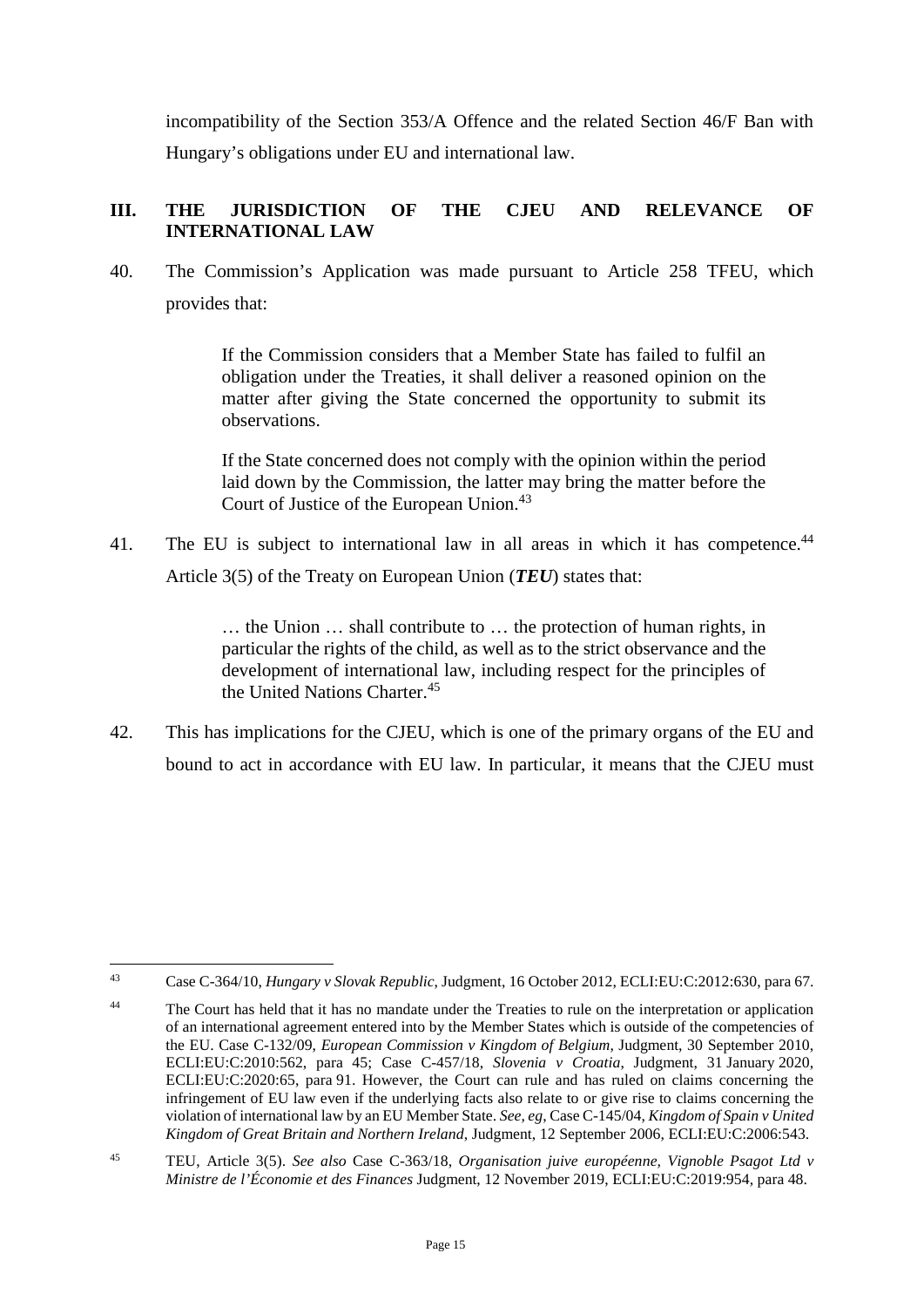incompatibility of the Section 353/A Offence and the related Section 46/F Ban with Hungary's obligations under EU and international law.

## III. THE JURISDICTION OF THE CJEU AND RELEVANCE OF INTERNATIONAL LAW

40. The Commission's Application was made pursuant to Article 258 TFEU, which provides that:

> If the Commission considers that a Member State has failed to fulfil an obligation under the Treaties, it shall deliver a reasoned opinion on the matter after giving the State concerned the opportunity to submit its observations.
>
> If the State concerned does not comply with the opinion within the period laid down by the Commission, the latter may bring the matter before the Court of Justice of the European Union.[43]

41. The EU is subject to international law in all areas in which it has competence.[44] Article 3(5) of the Treaty on European Union (***TEU***) states that:

> … the Union … shall contribute to … the protection of human rights, in particular the rights of the child, as well as to the strict observance and the development of international law, including respect for the principles of the United Nations Charter.[45]

42. This has implications for the CJEU, which is one of the primary organs of the EU and bound to act in accordance with EU law. In particular, it means that the CJEU must

---

[43] Case C-364/10, *Hungary v Slovak Republic*, Judgment, 16 October 2012, ECLI:EU:C:2012:630, para 67.

[44] The Court has held that it has no mandate under the Treaties to rule on the interpretation or application of an international agreement entered into by the Member States which is outside of the competencies of the EU. Case C-132/09, *European Commission v Kingdom of Belgium*, Judgment, 30 September 2010, ECLI:EU:C:2010:562, para 45; Case C-457/18, *Slovenia v Croatia*, Judgment, 31 January 2020, ECLI:EU:C:2020:65, para 91. However, the Court can rule and has ruled on claims concerning the infringement of EU law even if the underlying facts also relate to or give rise to claims concerning the violation of international law by an EU Member State. *See, eg*, Case C-145/04, *Kingdom of Spain v United Kingdom of Great Britain and Northern Ireland*, Judgment, 12 September 2006, ECLI:EU:C:2006:543.

[45] TEU, Article 3(5). *See also* Case C-363/18, *Organisation juive européenne, Vignoble Psagot Ltd v Ministre de l'Économie et des Finances* Judgment, 12 November 2019, ECLI:EU:C:2019:954, para 48.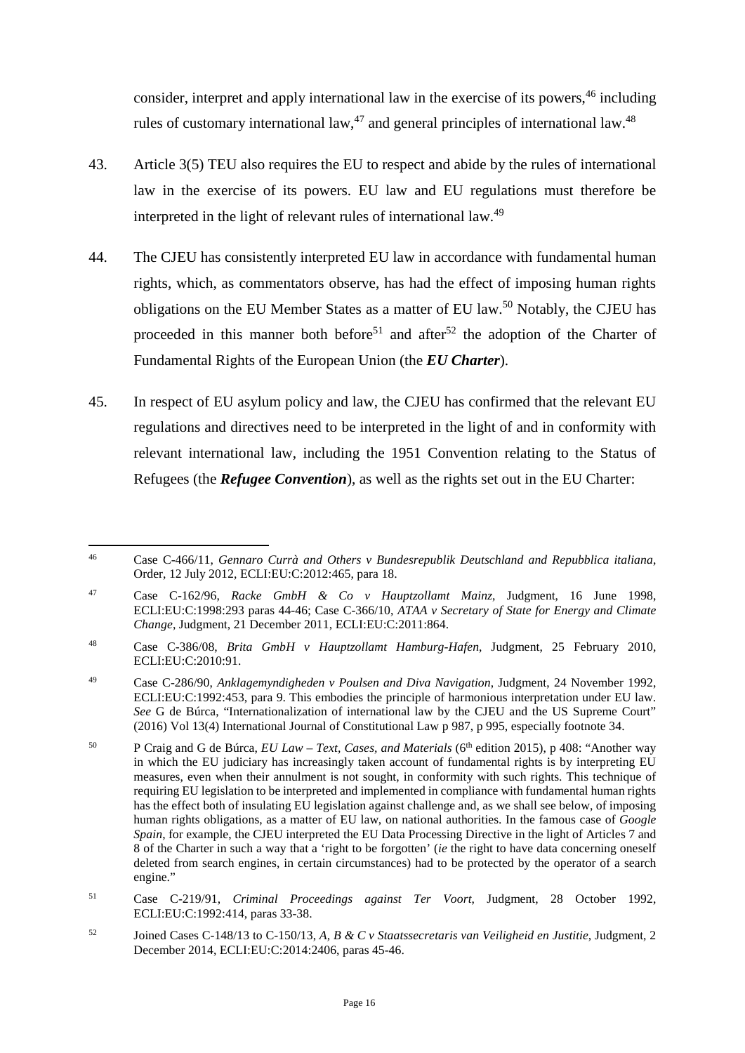consider, interpret and apply international law in the exercise of its powers,[46] including rules of customary international law,[47] and general principles of international law.[48]

43. Article 3(5) TEU also requires the EU to respect and abide by the rules of international law in the exercise of its powers. EU law and EU regulations must therefore be interpreted in the light of relevant rules of international law.[49]

44. The CJEU has consistently interpreted EU law in accordance with fundamental human rights, which, as commentators observe, has had the effect of imposing human rights obligations on the EU Member States as a matter of EU law.[50] Notably, the CJEU has proceeded in this manner both before[51] and after[52] the adoption of the Charter of Fundamental Rights of the European Union (the ***EU Charter***).

45. In respect of EU asylum policy and law, the CJEU has confirmed that the relevant EU regulations and directives need to be interpreted in the light of and in conformity with relevant international law, including the 1951 Convention relating to the Status of Refugees (the ***Refugee Convention***), as well as the rights set out in the EU Charter:

---

[46] Case C-466/11, *Gennaro Currà and Others v Bundesrepublik Deutschland and Repubblica italiana*, Order, 12 July 2012, ECLI:EU:C:2012:465, para 18.

[47] Case C-162/96, *Racke GmbH & Co v Hauptzollamt Mainz*, Judgment, 16 June 1998, ECLI:EU:C:1998:293 paras 44-46; Case C-366/10, *ATAA v Secretary of State for Energy and Climate Change*, Judgment, 21 December 2011, ECLI:EU:C:2011:864.

[48] Case C-386/08, *Brita GmbH v Hauptzollamt Hamburg-Hafen*, Judgment, 25 February 2010, ECLI:EU:C:2010:91.

[49] Case C-286/90, *Anklagemyndigheden v Poulsen and Diva Navigation*, Judgment, 24 November 1992, ECLI:EU:C:1992:453, para 9. This embodies the principle of harmonious interpretation under EU law. *See* G de Búrca, "Internationalization of international law by the CJEU and the US Supreme Court" (2016) Vol 13(4) International Journal of Constitutional Law p 987, p 995, especially footnote 34.

[50] P Craig and G de Búrca, *EU Law – Text, Cases, and Materials* (6th edition 2015), p 408: "Another way in which the EU judiciary has increasingly taken account of fundamental rights is by interpreting EU measures, even when their annulment is not sought, in conformity with such rights. This technique of requiring EU legislation to be interpreted and implemented in compliance with fundamental human rights has the effect both of insulating EU legislation against challenge and, as we shall see below, of imposing human rights obligations, as a matter of EU law, on national authorities. In the famous case of *Google Spain*, for example, the CJEU interpreted the EU Data Processing Directive in the light of Articles 7 and 8 of the Charter in such a way that a 'right to be forgotten' (*ie* the right to have data concerning oneself deleted from search engines, in certain circumstances) had to be protected by the operator of a search engine."

[51] Case C-219/91, *Criminal Proceedings against Ter Voort*, Judgment, 28 October 1992, ECLI:EU:C:1992:414, paras 33-38.

[52] Joined Cases C-148/13 to C-150/13, *A, B & C v Staatssecretaris van Veiligheid en Justitie*, Judgment, 2 December 2014, ECLI:EU:C:2014:2406, paras 45-46.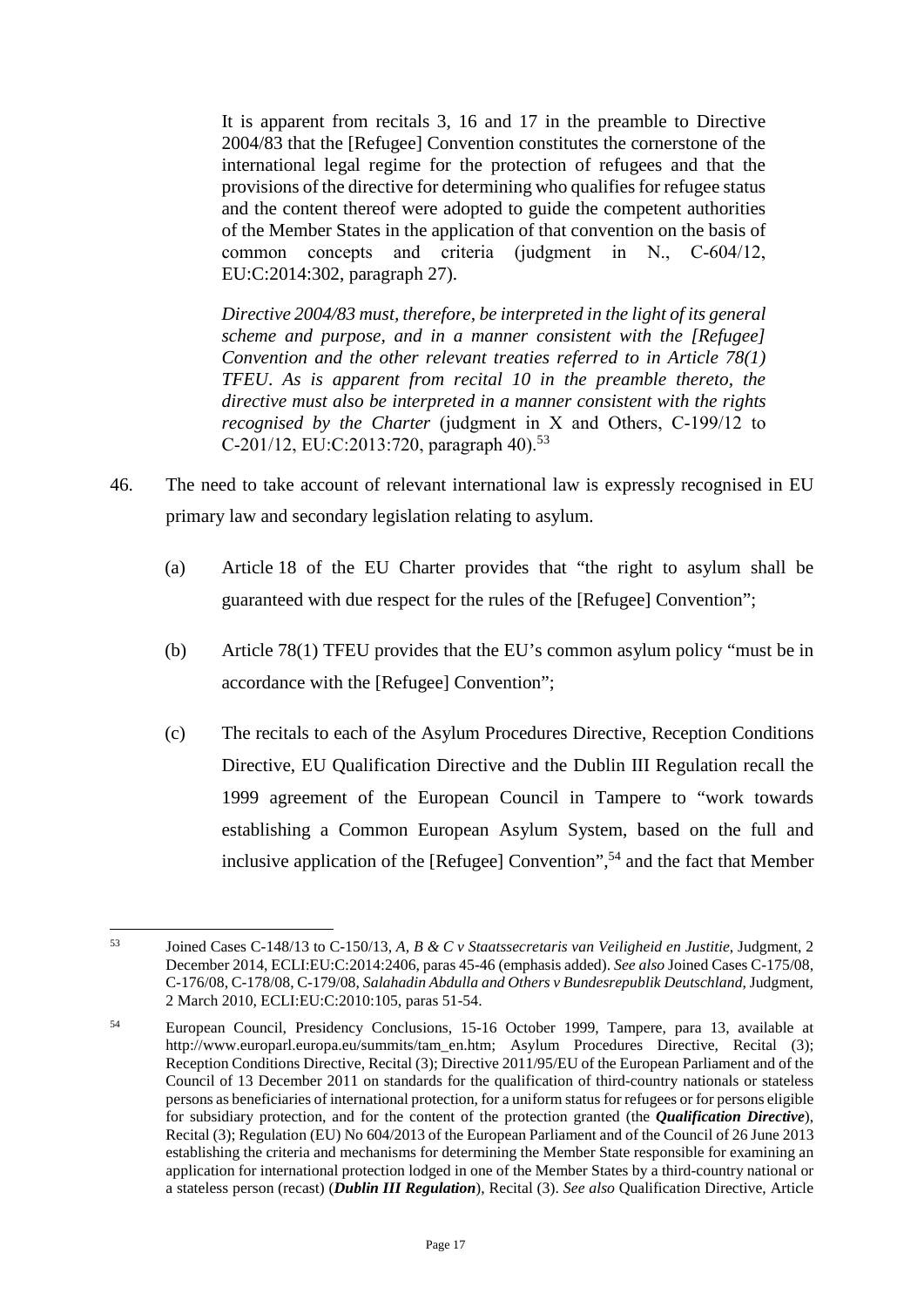> It is apparent from recitals 3, 16 and 17 in the preamble to Directive 2004/83 that the [Refugee] Convention constitutes the cornerstone of the international legal regime for the protection of refugees and that the provisions of the directive for determining who qualifies for refugee status and the content thereof were adopted to guide the competent authorities of the Member States in the application of that convention on the basis of common concepts and criteria (judgment in N., C-604/12, EU:C:2014:302, paragraph 27).
>
> *Directive 2004/83 must, therefore, be interpreted in the light of its general scheme and purpose, and in a manner consistent with the [Refugee] Convention and the other relevant treaties referred to in Article 78(1) TFEU. As is apparent from recital 10 in the preamble thereto, the directive must also be interpreted in a manner consistent with the rights recognised by the Charter* (judgment in X and Others, C-199/12 to C-201/12, EU:C:2013:720, paragraph 40).[53]

46. The need to take account of relevant international law is expressly recognised in EU primary law and secondary legislation relating to asylum.

    (a) Article 18 of the EU Charter provides that "the right to asylum shall be guaranteed with due respect for the rules of the [Refugee] Convention";

    (b) Article 78(1) TFEU provides that the EU's common asylum policy "must be in accordance with the [Refugee] Convention";

    (c) The recitals to each of the Asylum Procedures Directive, Reception Conditions Directive, EU Qualification Directive and the Dublin III Regulation recall the 1999 agreement of the European Council in Tampere to "work towards establishing a Common European Asylum System, based on the full and inclusive application of the [Refugee] Convention",[54] and the fact that Member

---

[53] Joined Cases C-148/13 to C-150/13, *A, B & C v Staatssecretaris van Veiligheid en Justitie*, Judgment, 2 December 2014, ECLI:EU:C:2014:2406, paras 45-46 (emphasis added). *See also* Joined Cases C-175/08, C-176/08, C-178/08, C-179/08, *Salahadin Abdulla and Others v Bundesrepublik Deutschland*, Judgment, 2 March 2010, ECLI:EU:C:2010:105, paras 51-54.

[54] European Council, Presidency Conclusions, 15-16 October 1999, Tampere, para 13, available at http://www.europarl.europa.eu/summits/tam_en.htm; Asylum Procedures Directive, Recital (3); Reception Conditions Directive, Recital (3); Directive 2011/95/EU of the European Parliament and of the Council of 13 December 2011 on standards for the qualification of third-country nationals or stateless persons as beneficiaries of international protection, for a uniform status for refugees or for persons eligible for subsidiary protection, and for the content of the protection granted (the ***Qualification Directive***), Recital (3); Regulation (EU) No 604/2013 of the European Parliament and of the Council of 26 June 2013 establishing the criteria and mechanisms for determining the Member State responsible for examining an application for international protection lodged in one of the Member States by a third-country national or a stateless person (recast) (***Dublin III Regulation***), Recital (3). *See also* Qualification Directive, Article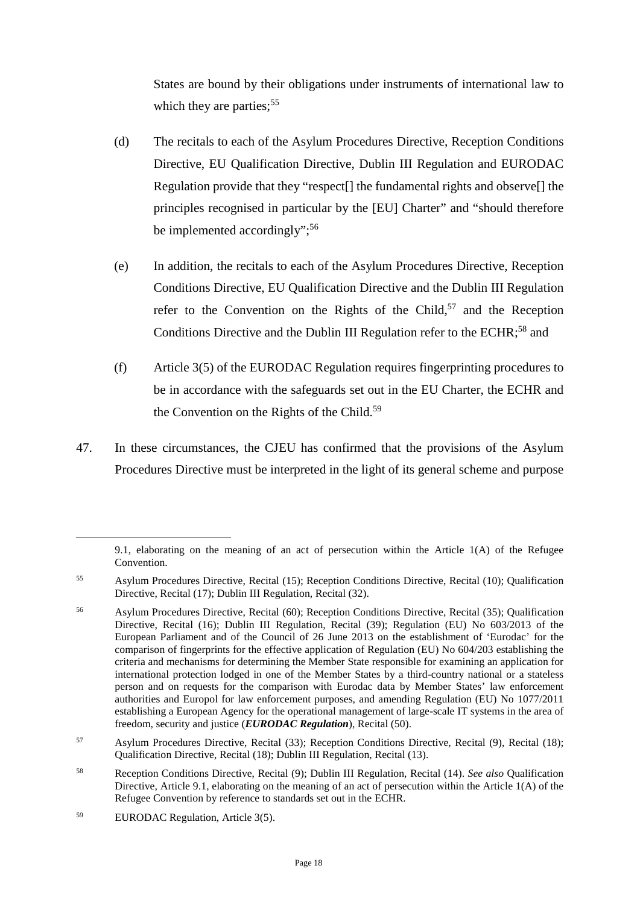States are bound by their obligations under instruments of international law to which they are parties;[55]

(d) The recitals to each of the Asylum Procedures Directive, Reception Conditions Directive, EU Qualification Directive, Dublin III Regulation and EURODAC Regulation provide that they "respect[] the fundamental rights and observe[] the principles recognised in particular by the [EU] Charter" and "should therefore be implemented accordingly";[56]

(e) In addition, the recitals to each of the Asylum Procedures Directive, Reception Conditions Directive, EU Qualification Directive and the Dublin III Regulation refer to the Convention on the Rights of the Child,[57] and the Reception Conditions Directive and the Dublin III Regulation refer to the ECHR;[58] and

(f) Article 3(5) of the EURODAC Regulation requires fingerprinting procedures to be in accordance with the safeguards set out in the EU Charter, the ECHR and the Convention on the Rights of the Child.[59]

47. In these circumstances, the CJEU has confirmed that the provisions of the Asylum Procedures Directive must be interpreted in the light of its general scheme and purpose

---

9.1, elaborating on the meaning of an act of persecution within the Article 1(A) of the Refugee Convention.

[55] Asylum Procedures Directive, Recital (15); Reception Conditions Directive, Recital (10); Qualification Directive, Recital (17); Dublin III Regulation, Recital (32).

[56] Asylum Procedures Directive, Recital (60); Reception Conditions Directive, Recital (35); Qualification Directive, Recital (16); Dublin III Regulation, Recital (39); Regulation (EU) No 603/2013 of the European Parliament and of the Council of 26 June 2013 on the establishment of 'Eurodac' for the comparison of fingerprints for the effective application of Regulation (EU) No 604/203 establishing the criteria and mechanisms for determining the Member State responsible for examining an application for international protection lodged in one of the Member States by a third-country national or a stateless person and on requests for the comparison with Eurodac data by Member States' law enforcement authorities and Europol for law enforcement purposes, and amending Regulation (EU) No 1077/2011 establishing a European Agency for the operational management of large-scale IT systems in the area of freedom, security and justice (***EURODAC Regulation***), Recital (50).

[57] Asylum Procedures Directive, Recital (33); Reception Conditions Directive, Recital (9), Recital (18); Qualification Directive, Recital (18); Dublin III Regulation, Recital (13).

[58] Reception Conditions Directive, Recital (9); Dublin III Regulation, Recital (14). *See also* Qualification Directive, Article 9.1, elaborating on the meaning of an act of persecution within the Article 1(A) of the Refugee Convention by reference to standards set out in the ECHR.

[59] EURODAC Regulation, Article 3(5).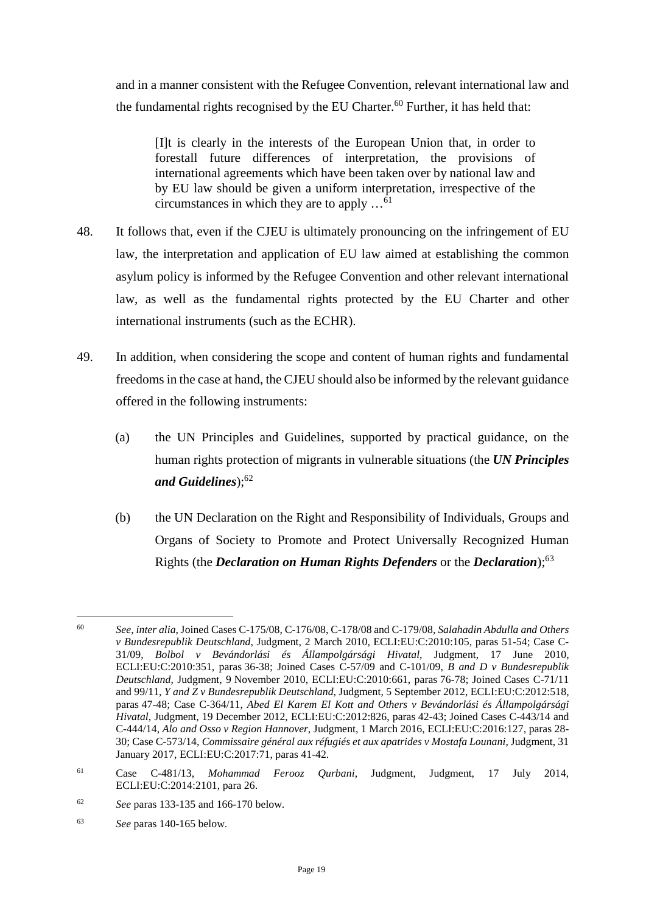and in a manner consistent with the Refugee Convention, relevant international law and the fundamental rights recognised by the EU Charter.[60] Further, it has held that:

> [I]t is clearly in the interests of the European Union that, in order to forestall future differences of interpretation, the provisions of international agreements which have been taken over by national law and by EU law should be given a uniform interpretation, irrespective of the circumstances in which they are to apply …[61]

48. It follows that, even if the CJEU is ultimately pronouncing on the infringement of EU law, the interpretation and application of EU law aimed at establishing the common asylum policy is informed by the Refugee Convention and other relevant international law, as well as the fundamental rights protected by the EU Charter and other international instruments (such as the ECHR).

49. In addition, when considering the scope and content of human rights and fundamental freedoms in the case at hand, the CJEU should also be informed by the relevant guidance offered in the following instruments:

   (a) the UN Principles and Guidelines, supported by practical guidance, on the human rights protection of migrants in vulnerable situations (the ***UN Principles and Guidelines***);[62]

   (b) the UN Declaration on the Right and Responsibility of Individuals, Groups and Organs of Society to Promote and Protect Universally Recognized Human Rights (the ***Declaration on Human Rights Defenders*** or the ***Declaration***);[63]

---

[60] *See*, *inter alia*, Joined Cases C-175/08, C-176/08, C-178/08 and C-179/08, *Salahadin Abdulla and Others v Bundesrepublik Deutschland*, Judgment, 2 March 2010, ECLI:EU:C:2010:105, paras 51-54; Case C-31/09, *Bolbol v Bevándorlási és Állampolgársági Hivatal*, Judgment, 17 June 2010, ECLI:EU:C:2010:351, paras 36-38; Joined Cases C-57/09 and C-101/09, *B and D v Bundesrepublik Deutschland*, Judgment, 9 November 2010, ECLI:EU:C:2010:661, paras 76-78; Joined Cases C-71/11 and 99/11, *Y and Z v Bundesrepublik Deutschland*, Judgment, 5 September 2012, ECLI:EU:C:2012:518, paras 47-48; Case C-364/11, *Abed El Karem El Kott and Others v Bevándorlási és Állampolgársági Hivatal*, Judgment, 19 December 2012, ECLI:EU:C:2012:826, paras 42-43; Joined Cases C-443/14 and C-444/14, *Alo and Osso v Region Hannover*, Judgment, 1 March 2016, ECLI:EU:C:2016:127, paras 28-30; Case C-573/14, *Commissaire général aux réfugiés et aux apatrides v Mostafa Lounani*, Judgment, 31 January 2017, ECLI:EU:C:2017:71, paras 41-42.

[61] Case C-481/13, *Mohammad Ferooz Qurbani*, Judgment, Judgment, 17 July 2014, ECLI:EU:C:2014:2101, para 26.

[62] *See* paras 133-135 and 166-170 below.

[63] *See* paras 140-165 below.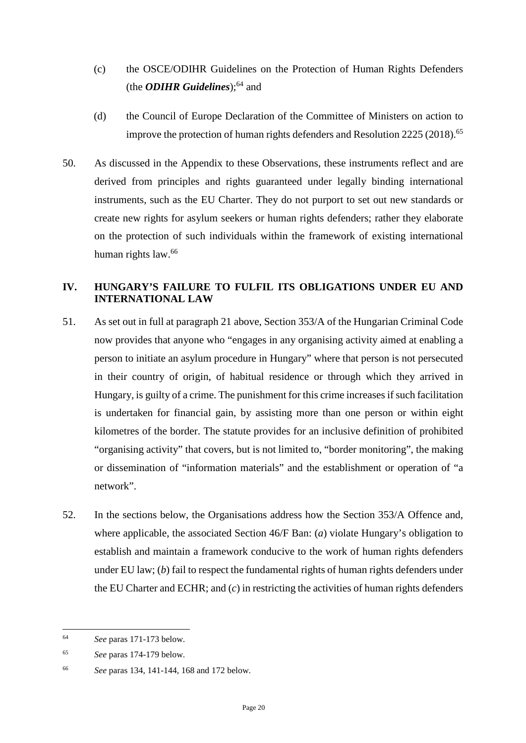(c) the OSCE/ODIHR Guidelines on the Protection of Human Rights Defenders (the ***ODIHR Guidelines***);[64] and

(d) the Council of Europe Declaration of the Committee of Ministers on action to improve the protection of human rights defenders and Resolution 2225 (2018).[65]

50. As discussed in the Appendix to these Observations, these instruments reflect and are derived from principles and rights guaranteed under legally binding international instruments, such as the EU Charter. They do not purport to set out new standards or create new rights for asylum seekers or human rights defenders; rather they elaborate on the protection of such individuals within the framework of existing international human rights law.[66]

## IV. HUNGARY'S FAILURE TO FULFIL ITS OBLIGATIONS UNDER EU AND INTERNATIONAL LAW

51. As set out in full at paragraph 21 above, Section 353/A of the Hungarian Criminal Code now provides that anyone who "engages in any organising activity aimed at enabling a person to initiate an asylum procedure in Hungary" where that person is not persecuted in their country of origin, of habitual residence or through which they arrived in Hungary, is guilty of a crime. The punishment for this crime increases if such facilitation is undertaken for financial gain, by assisting more than one person or within eight kilometres of the border. The statute provides for an inclusive definition of prohibited "organising activity" that covers, but is not limited to, "border monitoring", the making or dissemination of "information materials" and the establishment or operation of "a network".

52. In the sections below, the Organisations address how the Section 353/A Offence and, where applicable, the associated Section 46/F Ban: (*a*) violate Hungary's obligation to establish and maintain a framework conducive to the work of human rights defenders under EU law; (*b*) fail to respect the fundamental rights of human rights defenders under the EU Charter and ECHR; and (*c*) in restricting the activities of human rights defenders

---

[64] *See* paras 171-173 below.

[65] *See* paras 174-179 below.

[66] *See* paras 134, 141-144, 168 and 172 below.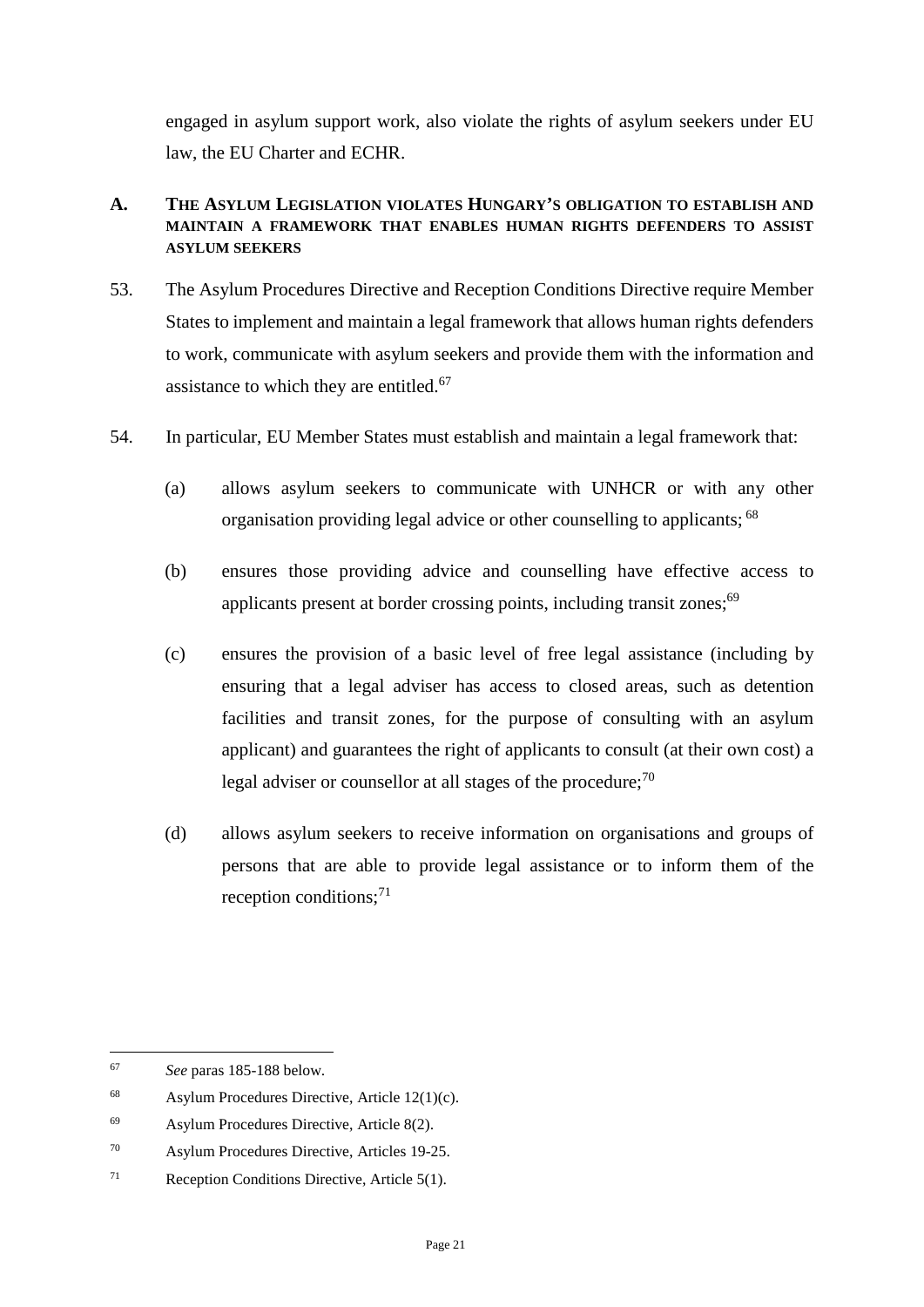engaged in asylum support work, also violate the rights of asylum seekers under EU law, the EU Charter and ECHR.

## A. The Asylum Legislation violates Hungary's obligation to establish and maintain a framework that enables human rights defenders to assist asylum seekers

53. The Asylum Procedures Directive and Reception Conditions Directive require Member States to implement and maintain a legal framework that allows human rights defenders to work, communicate with asylum seekers and provide them with the information and assistance to which they are entitled.[67]

54. In particular, EU Member States must establish and maintain a legal framework that:

    (a) allows asylum seekers to communicate with UNHCR or with any other organisation providing legal advice or other counselling to applicants; [68]

    (b) ensures those providing advice and counselling have effective access to applicants present at border crossing points, including transit zones;[69]

    (c) ensures the provision of a basic level of free legal assistance (including by ensuring that a legal adviser has access to closed areas, such as detention facilities and transit zones, for the purpose of consulting with an asylum applicant) and guarantees the right of applicants to consult (at their own cost) a legal adviser or counsellor at all stages of the procedure;[70]

    (d) allows asylum seekers to receive information on organisations and groups of persons that are able to provide legal assistance or to inform them of the reception conditions;[71]

---

[67] *See* paras 185-188 below.

[68] Asylum Procedures Directive, Article 12(1)(c).

[69] Asylum Procedures Directive, Article 8(2).

[70] Asylum Procedures Directive, Articles 19-25.

[71] Reception Conditions Directive, Article 5(1).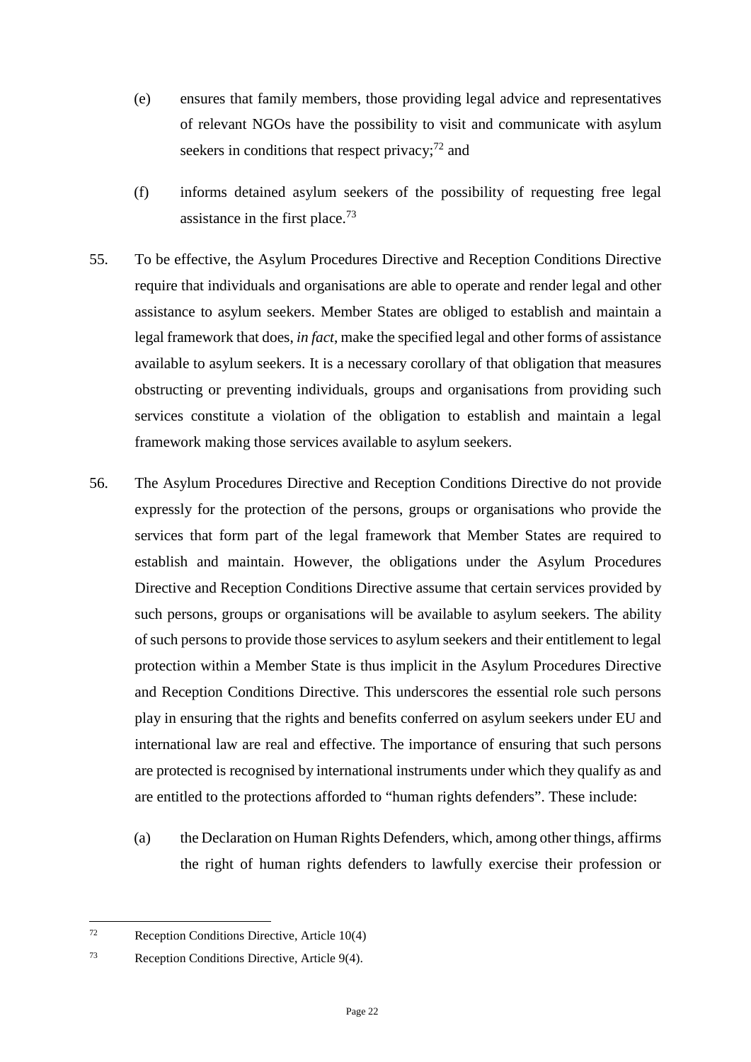(e) ensures that family members, those providing legal advice and representatives of relevant NGOs have the possibility to visit and communicate with asylum seekers in conditions that respect privacy;[72] and

(f) informs detained asylum seekers of the possibility of requesting free legal assistance in the first place.[73]

55. To be effective, the Asylum Procedures Directive and Reception Conditions Directive require that individuals and organisations are able to operate and render legal and other assistance to asylum seekers. Member States are obliged to establish and maintain a legal framework that does, *in fact*, make the specified legal and other forms of assistance available to asylum seekers. It is a necessary corollary of that obligation that measures obstructing or preventing individuals, groups and organisations from providing such services constitute a violation of the obligation to establish and maintain a legal framework making those services available to asylum seekers.

56. The Asylum Procedures Directive and Reception Conditions Directive do not provide expressly for the protection of the persons, groups or organisations who provide the services that form part of the legal framework that Member States are required to establish and maintain. However, the obligations under the Asylum Procedures Directive and Reception Conditions Directive assume that certain services provided by such persons, groups or organisations will be available to asylum seekers. The ability of such persons to provide those services to asylum seekers and their entitlement to legal protection within a Member State is thus implicit in the Asylum Procedures Directive and Reception Conditions Directive. This underscores the essential role such persons play in ensuring that the rights and benefits conferred on asylum seekers under EU and international law are real and effective. The importance of ensuring that such persons are protected is recognised by international instruments under which they qualify as and are entitled to the protections afforded to "human rights defenders". These include:

(a) the Declaration on Human Rights Defenders, which, among other things, affirms the right of human rights defenders to lawfully exercise their profession or

---

[72] Reception Conditions Directive, Article 10(4)

[73] Reception Conditions Directive, Article 9(4).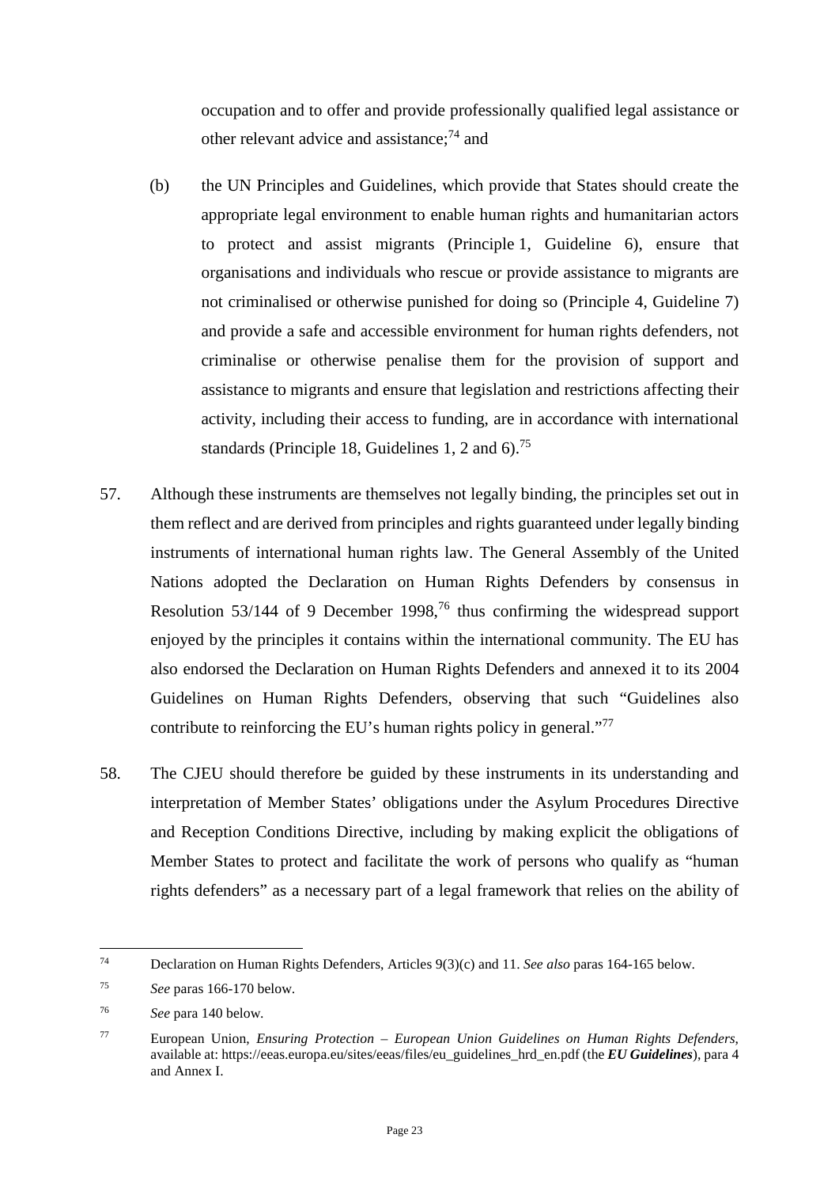occupation and to offer and provide professionally qualified legal assistance or other relevant advice and assistance;[74] and

(b) the UN Principles and Guidelines, which provide that States should create the appropriate legal environment to enable human rights and humanitarian actors to protect and assist migrants (Principle 1, Guideline 6), ensure that organisations and individuals who rescue or provide assistance to migrants are not criminalised or otherwise punished for doing so (Principle 4, Guideline 7) and provide a safe and accessible environment for human rights defenders, not criminalise or otherwise penalise them for the provision of support and assistance to migrants and ensure that legislation and restrictions affecting their activity, including their access to funding, are in accordance with international standards (Principle 18, Guidelines 1, 2 and 6).[75]

57. Although these instruments are themselves not legally binding, the principles set out in them reflect and are derived from principles and rights guaranteed under legally binding instruments of international human rights law. The General Assembly of the United Nations adopted the Declaration on Human Rights Defenders by consensus in Resolution 53/144 of 9 December 1998,[76] thus confirming the widespread support enjoyed by the principles it contains within the international community. The EU has also endorsed the Declaration on Human Rights Defenders and annexed it to its 2004 Guidelines on Human Rights Defenders, observing that such "Guidelines also contribute to reinforcing the EU's human rights policy in general."[77]

58. The CJEU should therefore be guided by these instruments in its understanding and interpretation of Member States' obligations under the Asylum Procedures Directive and Reception Conditions Directive, including by making explicit the obligations of Member States to protect and facilitate the work of persons who qualify as "human rights defenders" as a necessary part of a legal framework that relies on the ability of

---

[74] Declaration on Human Rights Defenders, Articles 9(3)(c) and 11. *See also* paras 164-165 below.

[75] *See* paras 166-170 below.

[76] *See* para 140 below.

[77] European Union, *Ensuring Protection – European Union Guidelines on Human Rights Defenders*, available at: https://eeas.europa.eu/sites/eeas/files/eu_guidelines_hrd_en.pdf (the ***EU Guidelines***), para 4 and Annex I.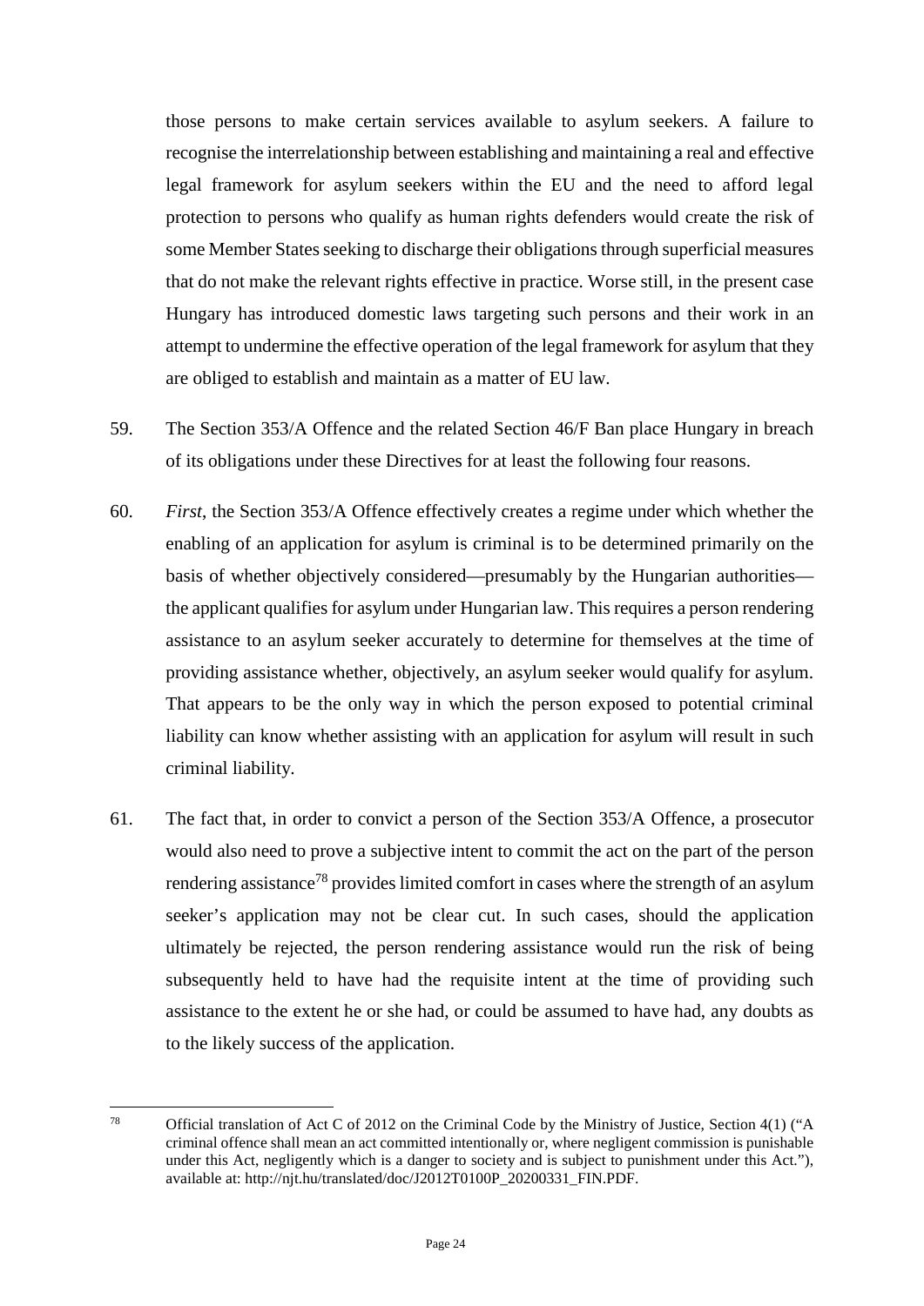those persons to make certain services available to asylum seekers. A failure to recognise the interrelationship between establishing and maintaining a real and effective legal framework for asylum seekers within the EU and the need to afford legal protection to persons who qualify as human rights defenders would create the risk of some Member States seeking to discharge their obligations through superficial measures that do not make the relevant rights effective in practice. Worse still, in the present case Hungary has introduced domestic laws targeting such persons and their work in an attempt to undermine the effective operation of the legal framework for asylum that they are obliged to establish and maintain as a matter of EU law.

59. The Section 353/A Offence and the related Section 46/F Ban place Hungary in breach of its obligations under these Directives for at least the following four reasons.

60. *First*, the Section 353/A Offence effectively creates a regime under which whether the enabling of an application for asylum is criminal is to be determined primarily on the basis of whether objectively considered—presumably by the Hungarian authorities—the applicant qualifies for asylum under Hungarian law. This requires a person rendering assistance to an asylum seeker accurately to determine for themselves at the time of providing assistance whether, objectively, an asylum seeker would qualify for asylum. That appears to be the only way in which the person exposed to potential criminal liability can know whether assisting with an application for asylum will result in such criminal liability.

61. The fact that, in order to convict a person of the Section 353/A Offence, a prosecutor would also need to prove a subjective intent to commit the act on the part of the person rendering assistance[78] provides limited comfort in cases where the strength of an asylum seeker's application may not be clear cut. In such cases, should the application ultimately be rejected, the person rendering assistance would run the risk of being subsequently held to have had the requisite intent at the time of providing such assistance to the extent he or she had, or could be assumed to have had, any doubts as to the likely success of the application.

---

[78] Official translation of Act C of 2012 on the Criminal Code by the Ministry of Justice, Section 4(1) ("A criminal offence shall mean an act committed intentionally or, where negligent commission is punishable under this Act, negligently which is a danger to society and is subject to punishment under this Act."), available at: http://njt.hu/translated/doc/J2012T0100P_20200331_FIN.PDF.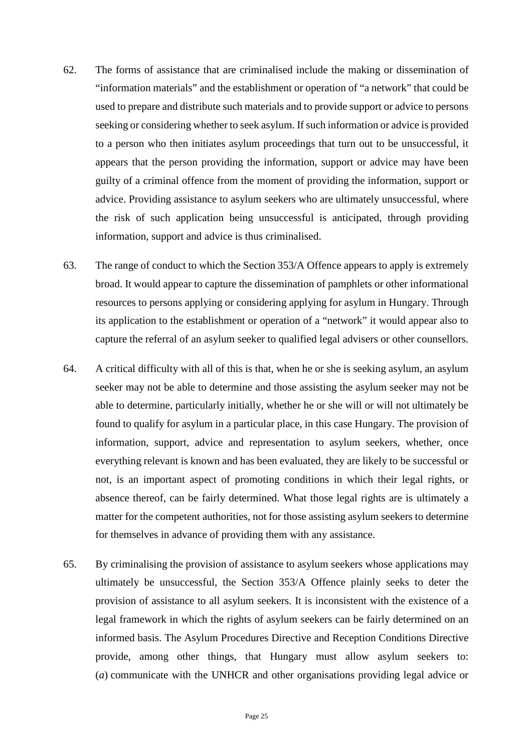62. The forms of assistance that are criminalised include the making or dissemination of "information materials" and the establishment or operation of "a network" that could be used to prepare and distribute such materials and to provide support or advice to persons seeking or considering whether to seek asylum. If such information or advice is provided to a person who then initiates asylum proceedings that turn out to be unsuccessful, it appears that the person providing the information, support or advice may have been guilty of a criminal offence from the moment of providing the information, support or advice. Providing assistance to asylum seekers who are ultimately unsuccessful, where the risk of such application being unsuccessful is anticipated, through providing information, support and advice is thus criminalised.

63. The range of conduct to which the Section 353/A Offence appears to apply is extremely broad. It would appear to capture the dissemination of pamphlets or other informational resources to persons applying or considering applying for asylum in Hungary. Through its application to the establishment or operation of a "network" it would appear also to capture the referral of an asylum seeker to qualified legal advisers or other counsellors.

64. A critical difficulty with all of this is that, when he or she is seeking asylum, an asylum seeker may not be able to determine and those assisting the asylum seeker may not be able to determine, particularly initially, whether he or she will or will not ultimately be found to qualify for asylum in a particular place, in this case Hungary. The provision of information, support, advice and representation to asylum seekers, whether, once everything relevant is known and has been evaluated, they are likely to be successful or not, is an important aspect of promoting conditions in which their legal rights, or absence thereof, can be fairly determined. What those legal rights are is ultimately a matter for the competent authorities, not for those assisting asylum seekers to determine for themselves in advance of providing them with any assistance.

65. By criminalising the provision of assistance to asylum seekers whose applications may ultimately be unsuccessful, the Section 353/A Offence plainly seeks to deter the provision of assistance to all asylum seekers. It is inconsistent with the existence of a legal framework in which the rights of asylum seekers can be fairly determined on an informed basis. The Asylum Procedures Directive and Reception Conditions Directive provide, among other things, that Hungary must allow asylum seekers to: (*a*) communicate with the UNHCR and other organisations providing legal advice or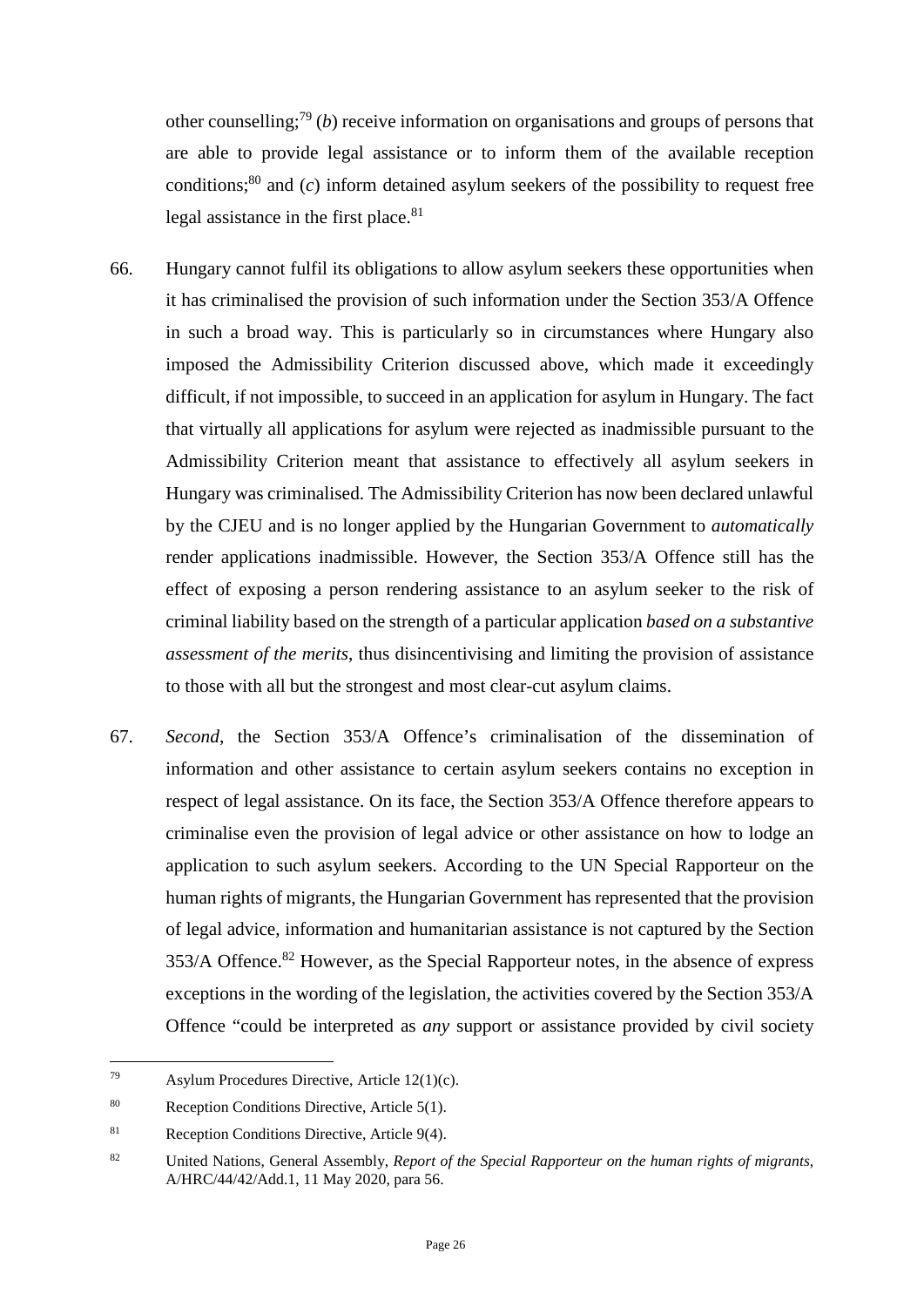other counselling;[79] (*b*) receive information on organisations and groups of persons that are able to provide legal assistance or to inform them of the available reception conditions;[80] and (*c*) inform detained asylum seekers of the possibility to request free legal assistance in the first place.[81]

66. Hungary cannot fulfil its obligations to allow asylum seekers these opportunities when it has criminalised the provision of such information under the Section 353/A Offence in such a broad way. This is particularly so in circumstances where Hungary also imposed the Admissibility Criterion discussed above, which made it exceedingly difficult, if not impossible, to succeed in an application for asylum in Hungary. The fact that virtually all applications for asylum were rejected as inadmissible pursuant to the Admissibility Criterion meant that assistance to effectively all asylum seekers in Hungary was criminalised. The Admissibility Criterion has now been declared unlawful by the CJEU and is no longer applied by the Hungarian Government to *automatically* render applications inadmissible. However, the Section 353/A Offence still has the effect of exposing a person rendering assistance to an asylum seeker to the risk of criminal liability based on the strength of a particular application *based on a substantive assessment of the merits*, thus disincentivising and limiting the provision of assistance to those with all but the strongest and most clear-cut asylum claims.

67. *Second*, the Section 353/A Offence's criminalisation of the dissemination of information and other assistance to certain asylum seekers contains no exception in respect of legal assistance. On its face, the Section 353/A Offence therefore appears to criminalise even the provision of legal advice or other assistance on how to lodge an application to such asylum seekers. According to the UN Special Rapporteur on the human rights of migrants, the Hungarian Government has represented that the provision of legal advice, information and humanitarian assistance is not captured by the Section 353/A Offence.[82] However, as the Special Rapporteur notes, in the absence of express exceptions in the wording of the legislation, the activities covered by the Section 353/A Offence "could be interpreted as *any* support or assistance provided by civil society

---

[79] Asylum Procedures Directive, Article 12(1)(c).

[80] Reception Conditions Directive, Article 5(1).

[81] Reception Conditions Directive, Article 9(4).

[82] United Nations, General Assembly, *Report of the Special Rapporteur on the human rights of migrants*, A/HRC/44/42/Add.1, 11 May 2020, para 56.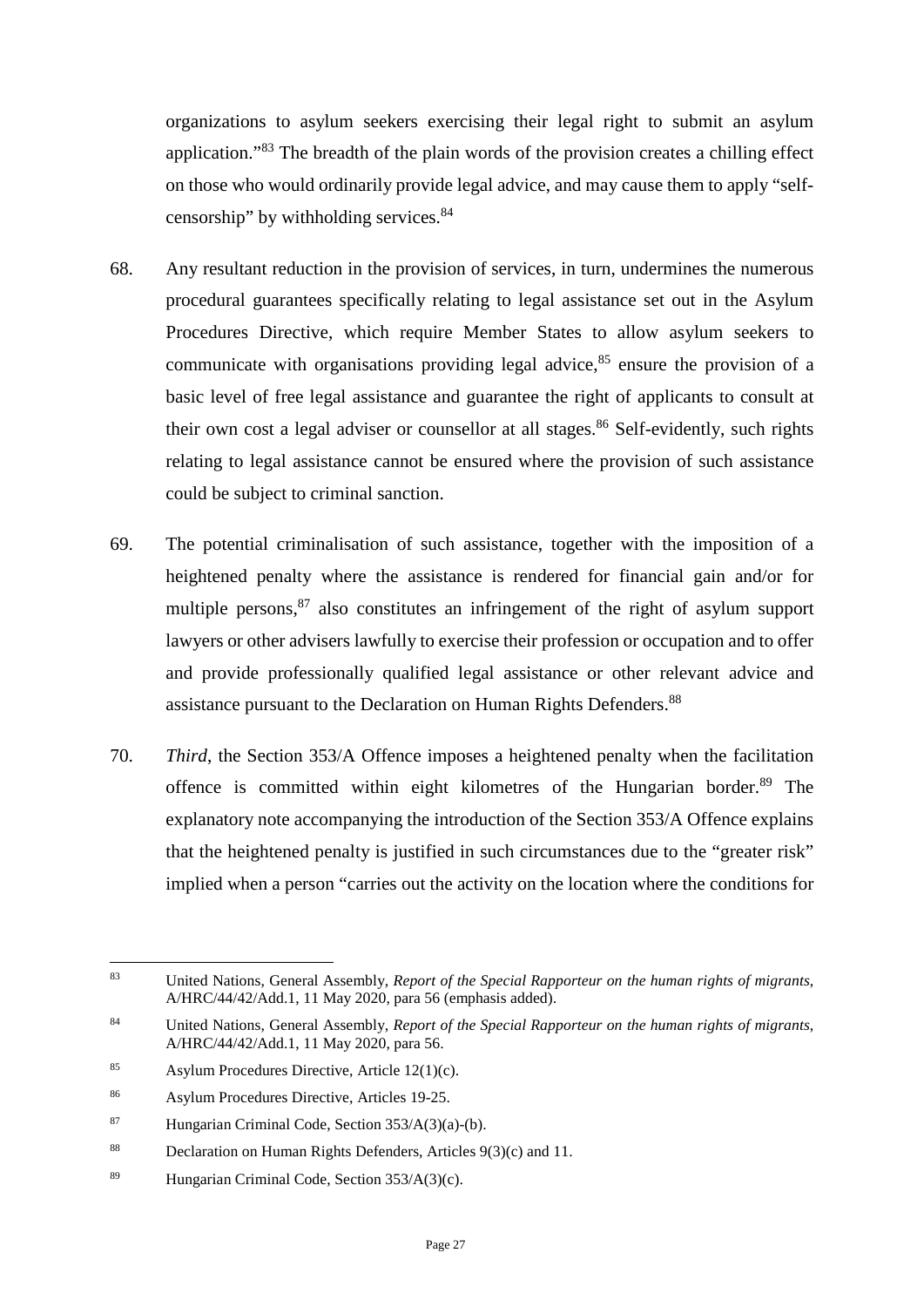organizations to asylum seekers exercising their legal right to submit an asylum application."[83] The breadth of the plain words of the provision creates a chilling effect on those who would ordinarily provide legal advice, and may cause them to apply "self-censorship" by withholding services.[84]

68. Any resultant reduction in the provision of services, in turn, undermines the numerous procedural guarantees specifically relating to legal assistance set out in the Asylum Procedures Directive, which require Member States to allow asylum seekers to communicate with organisations providing legal advice,[85] ensure the provision of a basic level of free legal assistance and guarantee the right of applicants to consult at their own cost a legal adviser or counsellor at all stages.[86] Self-evidently, such rights relating to legal assistance cannot be ensured where the provision of such assistance could be subject to criminal sanction.

69. The potential criminalisation of such assistance, together with the imposition of a heightened penalty where the assistance is rendered for financial gain and/or for multiple persons,[87] also constitutes an infringement of the right of asylum support lawyers or other advisers lawfully to exercise their profession or occupation and to offer and provide professionally qualified legal assistance or other relevant advice and assistance pursuant to the Declaration on Human Rights Defenders.[88]

70. *Third*, the Section 353/A Offence imposes a heightened penalty when the facilitation offence is committed within eight kilometres of the Hungarian border.[89] The explanatory note accompanying the introduction of the Section 353/A Offence explains that the heightened penalty is justified in such circumstances due to the "greater risk" implied when a person "carries out the activity on the location where the conditions for

---

[83] United Nations, General Assembly, *Report of the Special Rapporteur on the human rights of migrants*, A/HRC/44/42/Add.1, 11 May 2020, para 56 (emphasis added).

[84] United Nations, General Assembly, *Report of the Special Rapporteur on the human rights of migrants*, A/HRC/44/42/Add.1, 11 May 2020, para 56.

[85] Asylum Procedures Directive, Article 12(1)(c).

[86] Asylum Procedures Directive, Articles 19-25.

[87] Hungarian Criminal Code, Section 353/A(3)(a)-(b).

[88] Declaration on Human Rights Defenders, Articles 9(3)(c) and 11.

[89] Hungarian Criminal Code, Section 353/A(3)(c).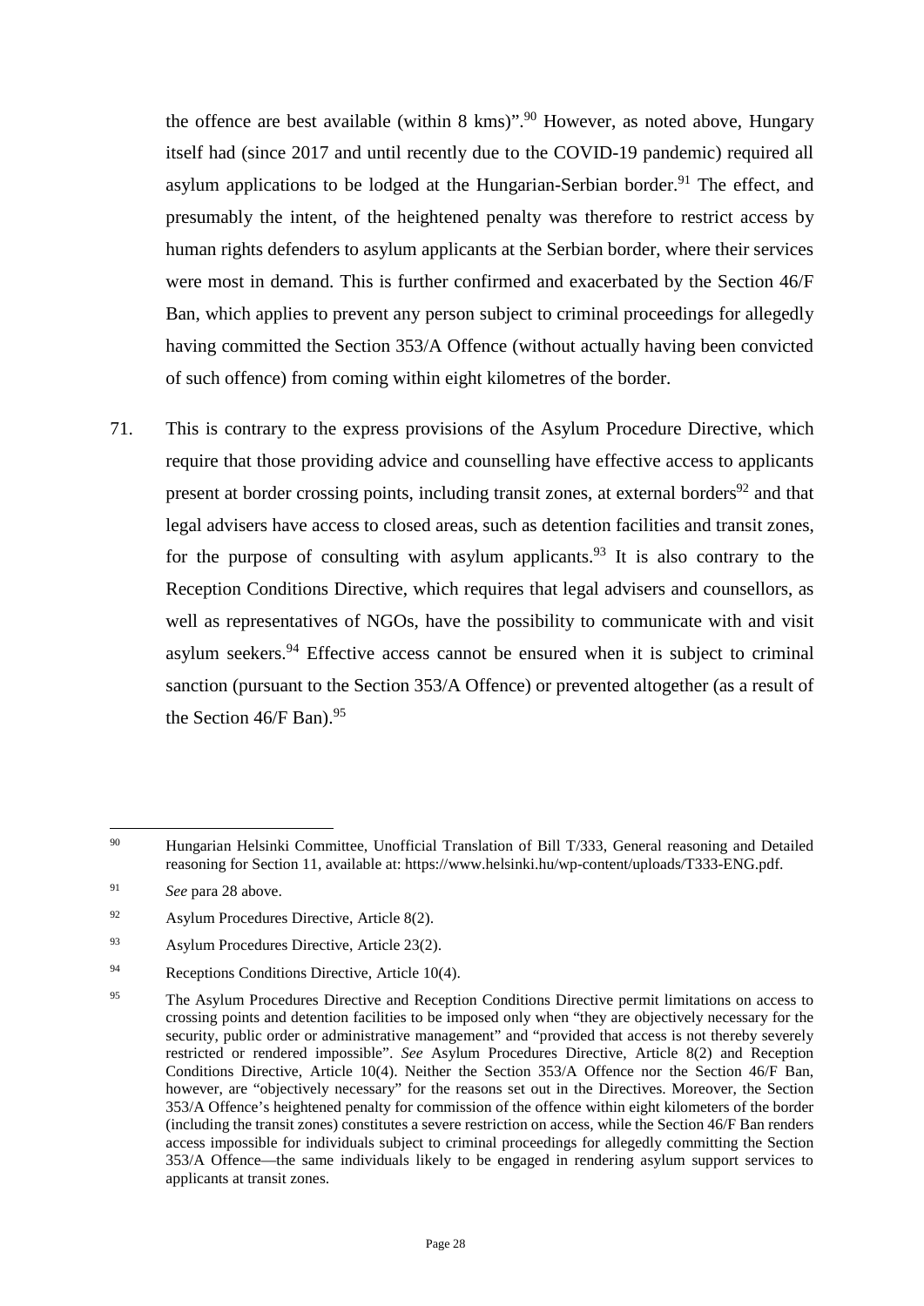the offence are best available (within 8 kms)".[90] However, as noted above, Hungary itself had (since 2017 and until recently due to the COVID-19 pandemic) required all asylum applications to be lodged at the Hungarian-Serbian border.[91] The effect, and presumably the intent, of the heightened penalty was therefore to restrict access by human rights defenders to asylum applicants at the Serbian border, where their services were most in demand. This is further confirmed and exacerbated by the Section 46/F Ban, which applies to prevent any person subject to criminal proceedings for allegedly having committed the Section 353/A Offence (without actually having been convicted of such offence) from coming within eight kilometres of the border.

71. This is contrary to the express provisions of the Asylum Procedure Directive, which require that those providing advice and counselling have effective access to applicants present at border crossing points, including transit zones, at external borders[92] and that legal advisers have access to closed areas, such as detention facilities and transit zones, for the purpose of consulting with asylum applicants.[93] It is also contrary to the Reception Conditions Directive, which requires that legal advisers and counsellors, as well as representatives of NGOs, have the possibility to communicate with and visit asylum seekers.[94] Effective access cannot be ensured when it is subject to criminal sanction (pursuant to the Section 353/A Offence) or prevented altogether (as a result of the Section 46/F Ban).[95]

---

[90] Hungarian Helsinki Committee, Unofficial Translation of Bill T/333, General reasoning and Detailed reasoning for Section 11, available at: https://www.helsinki.hu/wp-content/uploads/T333-ENG.pdf.

[91] *See* para 28 above.

[92] Asylum Procedures Directive, Article 8(2).

[93] Asylum Procedures Directive, Article 23(2).

[94] Receptions Conditions Directive, Article 10(4).

[95] The Asylum Procedures Directive and Reception Conditions Directive permit limitations on access to crossing points and detention facilities to be imposed only when "they are objectively necessary for the security, public order or administrative management" and "provided that access is not thereby severely restricted or rendered impossible". *See* Asylum Procedures Directive, Article 8(2) and Reception Conditions Directive, Article 10(4). Neither the Section 353/A Offence nor the Section 46/F Ban, however, are "objectively necessary" for the reasons set out in the Directives. Moreover, the Section 353/A Offence's heightened penalty for commission of the offence within eight kilometers of the border (including the transit zones) constitutes a severe restriction on access, while the Section 46/F Ban renders access impossible for individuals subject to criminal proceedings for allegedly committing the Section 353/A Offence—the same individuals likely to be engaged in rendering asylum support services to applicants at transit zones.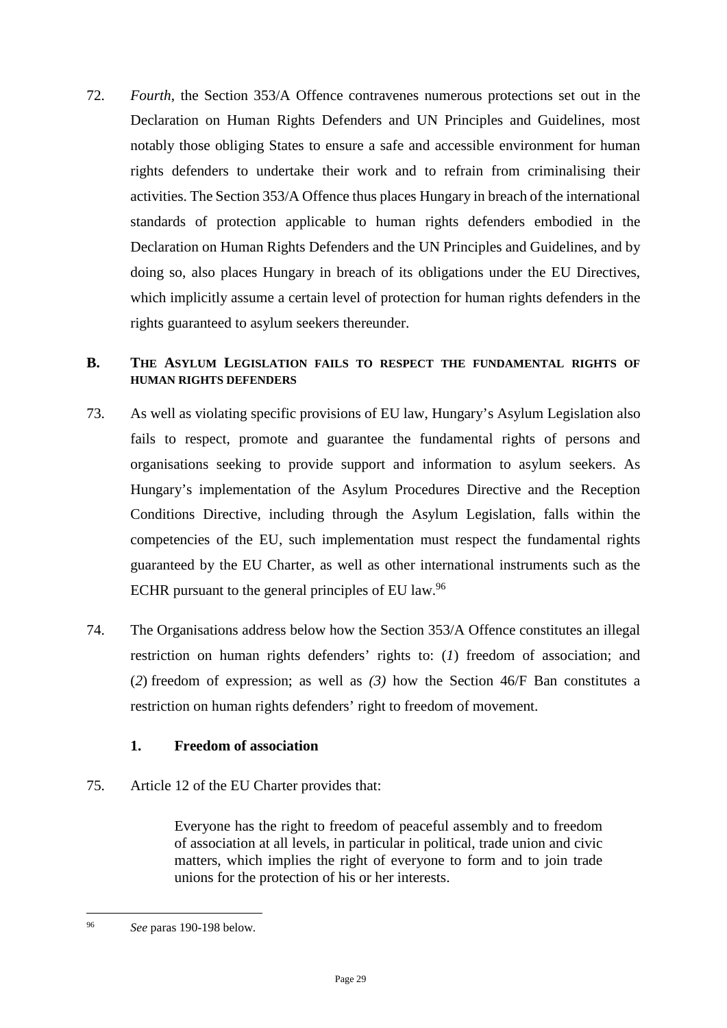72. *Fourth*, the Section 353/A Offence contravenes numerous protections set out in the Declaration on Human Rights Defenders and UN Principles and Guidelines, most notably those obliging States to ensure a safe and accessible environment for human rights defenders to undertake their work and to refrain from criminalising their activities. The Section 353/A Offence thus places Hungary in breach of the international standards of protection applicable to human rights defenders embodied in the Declaration on Human Rights Defenders and the UN Principles and Guidelines, and by doing so, also places Hungary in breach of its obligations under the EU Directives, which implicitly assume a certain level of protection for human rights defenders in the rights guaranteed to asylum seekers thereunder.

## B. THE ASYLUM LEGISLATION FAILS TO RESPECT THE FUNDAMENTAL RIGHTS OF HUMAN RIGHTS DEFENDERS

73. As well as violating specific provisions of EU law, Hungary's Asylum Legislation also fails to respect, promote and guarantee the fundamental rights of persons and organisations seeking to provide support and information to asylum seekers. As Hungary's implementation of the Asylum Procedures Directive and the Reception Conditions Directive, including through the Asylum Legislation, falls within the competencies of the EU, such implementation must respect the fundamental rights guaranteed by the EU Charter, as well as other international instruments such as the ECHR pursuant to the general principles of EU law.[96]

74. The Organisations address below how the Section 353/A Offence constitutes an illegal restriction on human rights defenders' rights to: (*1*) freedom of association; and (*2*) freedom of expression; as well as *(3)* how the Section 46/F Ban constitutes a restriction on human rights defenders' right to freedom of movement.

### 1. Freedom of association

75. Article 12 of the EU Charter provides that:

> Everyone has the right to freedom of peaceful assembly and to freedom of association at all levels, in particular in political, trade union and civic matters, which implies the right of everyone to form and to join trade unions for the protection of his or her interests.

---

[96] *See* paras 190-198 below.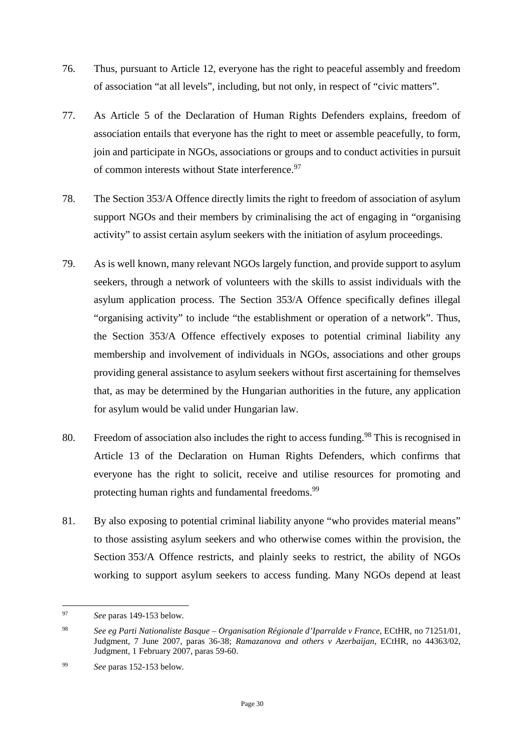76. Thus, pursuant to Article 12, everyone has the right to peaceful assembly and freedom of association "at all levels", including, but not only, in respect of "civic matters".

77. As Article 5 of the Declaration of Human Rights Defenders explains, freedom of association entails that everyone has the right to meet or assemble peacefully, to form, join and participate in NGOs, associations or groups and to conduct activities in pursuit of common interests without State interference.[97]

78. The Section 353/A Offence directly limits the right to freedom of association of asylum support NGOs and their members by criminalising the act of engaging in "organising activity" to assist certain asylum seekers with the initiation of asylum proceedings.

79. As is well known, many relevant NGOs largely function, and provide support to asylum seekers, through a network of volunteers with the skills to assist individuals with the asylum application process. The Section 353/A Offence specifically defines illegal "organising activity" to include "the establishment or operation of a network". Thus, the Section 353/A Offence effectively exposes to potential criminal liability any membership and involvement of individuals in NGOs, associations and other groups providing general assistance to asylum seekers without first ascertaining for themselves that, as may be determined by the Hungarian authorities in the future, any application for asylum would be valid under Hungarian law.

80. Freedom of association also includes the right to access funding.[98] This is recognised in Article 13 of the Declaration on Human Rights Defenders, which confirms that everyone has the right to solicit, receive and utilise resources for promoting and protecting human rights and fundamental freedoms.[99]

81. By also exposing to potential criminal liability anyone "who provides material means" to those assisting asylum seekers and who otherwise comes within the provision, the Section 353/A Offence restricts, and plainly seeks to restrict, the ability of NGOs working to support asylum seekers to access funding. Many NGOs depend at least

---

[97] *See* paras 149-153 below.

[98] *See eg Parti Nationaliste Basque – Organisation Régionale d'Iparralde v France*, ECtHR, no 71251/01, Judgment, 7 June 2007, paras 36-38; *Ramazanova and others v Azerbaijan*, ECtHR, no 44363/02, Judgment, 1 February 2007, paras 59-60.

[99] *See* paras 152-153 below.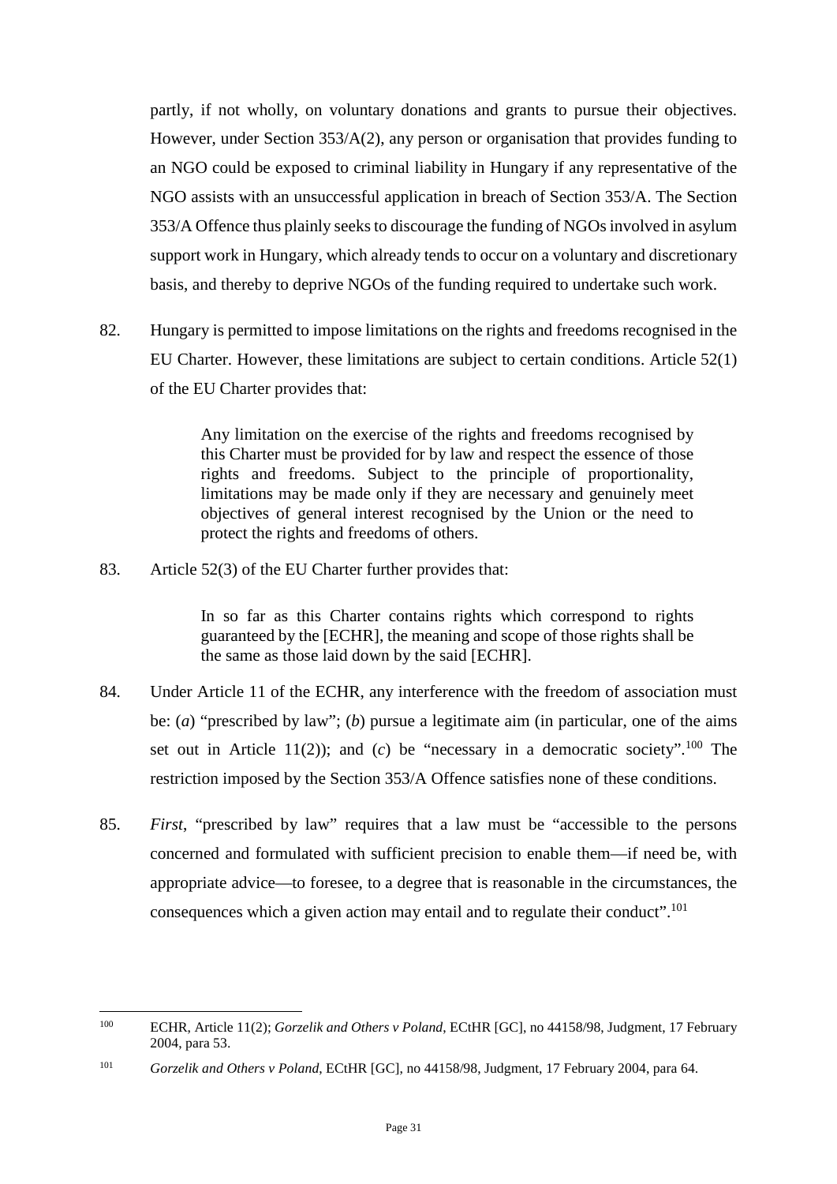partly, if not wholly, on voluntary donations and grants to pursue their objectives. However, under Section 353/A(2), any person or organisation that provides funding to an NGO could be exposed to criminal liability in Hungary if any representative of the NGO assists with an unsuccessful application in breach of Section 353/A. The Section 353/A Offence thus plainly seeks to discourage the funding of NGOs involved in asylum support work in Hungary, which already tends to occur on a voluntary and discretionary basis, and thereby to deprive NGOs of the funding required to undertake such work.

82. Hungary is permitted to impose limitations on the rights and freedoms recognised in the EU Charter. However, these limitations are subject to certain conditions. Article 52(1) of the EU Charter provides that:

> Any limitation on the exercise of the rights and freedoms recognised by this Charter must be provided for by law and respect the essence of those rights and freedoms. Subject to the principle of proportionality, limitations may be made only if they are necessary and genuinely meet objectives of general interest recognised by the Union or the need to protect the rights and freedoms of others.

83. Article 52(3) of the EU Charter further provides that:

> In so far as this Charter contains rights which correspond to rights guaranteed by the [ECHR], the meaning and scope of those rights shall be the same as those laid down by the said [ECHR].

84. Under Article 11 of the ECHR, any interference with the freedom of association must be: (*a*) "prescribed by law"; (*b*) pursue a legitimate aim (in particular, one of the aims set out in Article 11(2)); and (*c*) be "necessary in a democratic society".[100] The restriction imposed by the Section 353/A Offence satisfies none of these conditions.

85. *First*, "prescribed by law" requires that a law must be "accessible to the persons concerned and formulated with sufficient precision to enable them—if need be, with appropriate advice—to foresee, to a degree that is reasonable in the circumstances, the consequences which a given action may entail and to regulate their conduct".[101]

---

[100] ECHR, Article 11(2); *Gorzelik and Others v Poland*, ECtHR [GC], no 44158/98, Judgment, 17 February 2004, para 53.

[101] *Gorzelik and Others v Poland*, ECtHR [GC], no 44158/98, Judgment, 17 February 2004, para 64.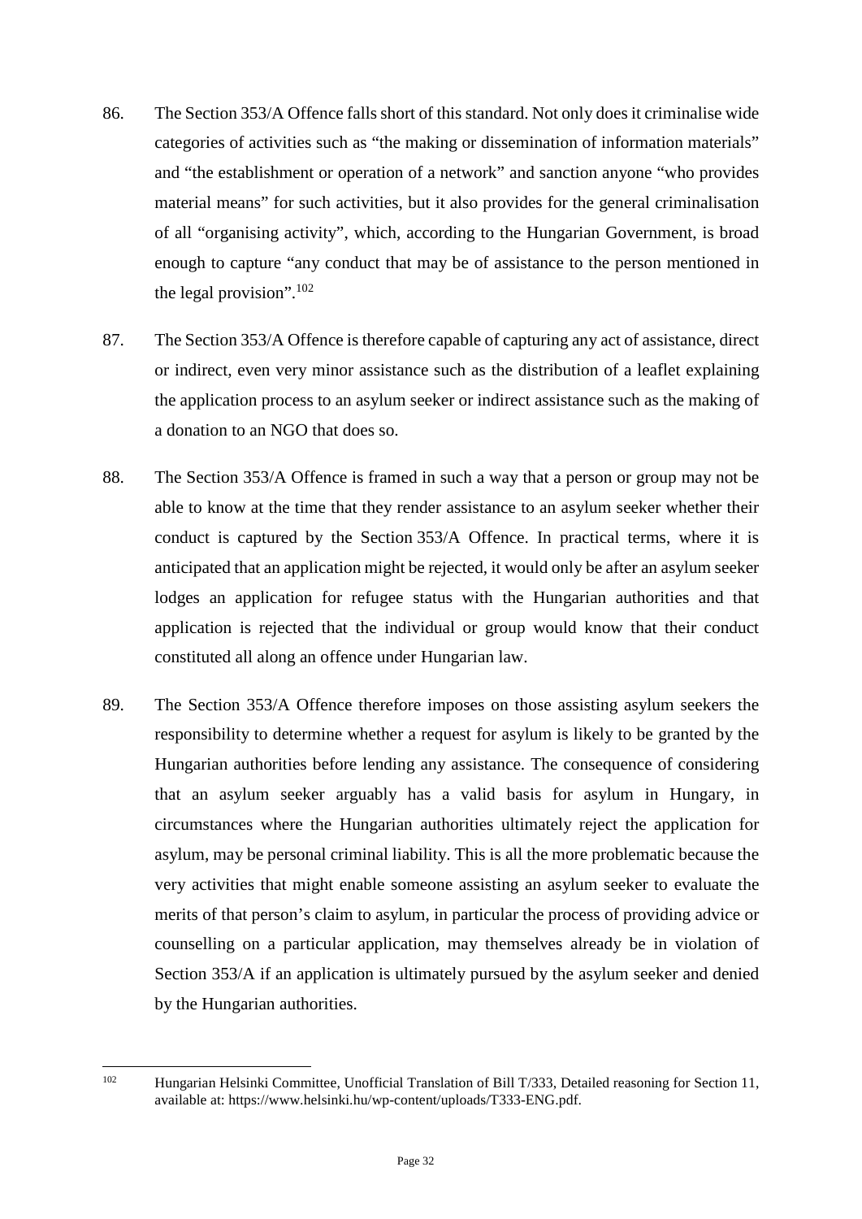86. The Section 353/A Offence falls short of this standard. Not only does it criminalise wide categories of activities such as "the making or dissemination of information materials" and "the establishment or operation of a network" and sanction anyone "who provides material means" for such activities, but it also provides for the general criminalisation of all "organising activity", which, according to the Hungarian Government, is broad enough to capture "any conduct that may be of assistance to the person mentioned in the legal provision".[102]

87. The Section 353/A Offence is therefore capable of capturing any act of assistance, direct or indirect, even very minor assistance such as the distribution of a leaflet explaining the application process to an asylum seeker or indirect assistance such as the making of a donation to an NGO that does so.

88. The Section 353/A Offence is framed in such a way that a person or group may not be able to know at the time that they render assistance to an asylum seeker whether their conduct is captured by the Section 353/A Offence. In practical terms, where it is anticipated that an application might be rejected, it would only be after an asylum seeker lodges an application for refugee status with the Hungarian authorities and that application is rejected that the individual or group would know that their conduct constituted all along an offence under Hungarian law.

89. The Section 353/A Offence therefore imposes on those assisting asylum seekers the responsibility to determine whether a request for asylum is likely to be granted by the Hungarian authorities before lending any assistance. The consequence of considering that an asylum seeker arguably has a valid basis for asylum in Hungary, in circumstances where the Hungarian authorities ultimately reject the application for asylum, may be personal criminal liability. This is all the more problematic because the very activities that might enable someone assisting an asylum seeker to evaluate the merits of that person's claim to asylum, in particular the process of providing advice or counselling on a particular application, may themselves already be in violation of Section 353/A if an application is ultimately pursued by the asylum seeker and denied by the Hungarian authorities.

---

[102] Hungarian Helsinki Committee, Unofficial Translation of Bill T/333, Detailed reasoning for Section 11, available at: https://www.helsinki.hu/wp-content/uploads/T333-ENG.pdf.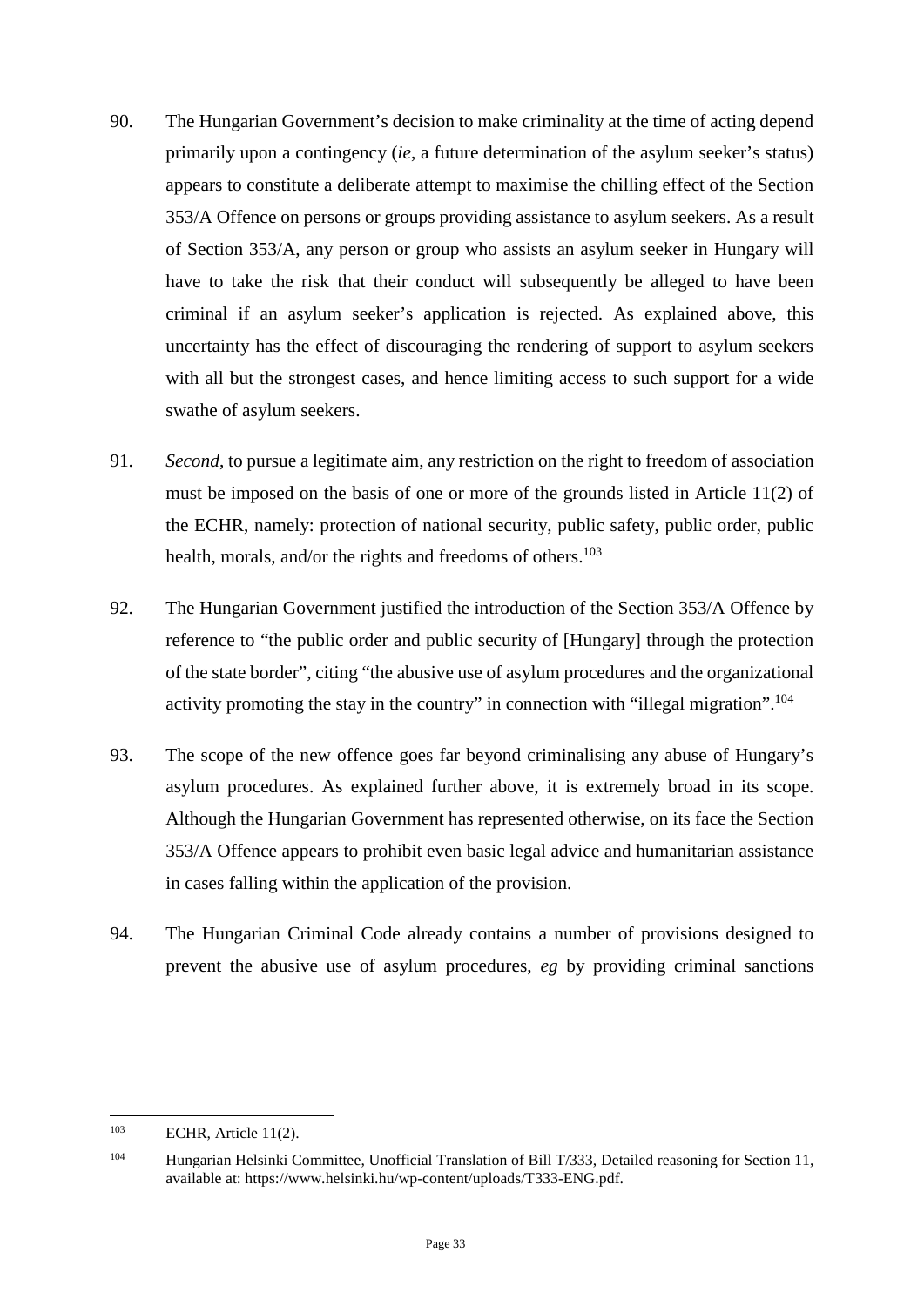90. The Hungarian Government's decision to make criminality at the time of acting depend primarily upon a contingency (*ie*, a future determination of the asylum seeker's status) appears to constitute a deliberate attempt to maximise the chilling effect of the Section 353/A Offence on persons or groups providing assistance to asylum seekers. As a result of Section 353/A, any person or group who assists an asylum seeker in Hungary will have to take the risk that their conduct will subsequently be alleged to have been criminal if an asylum seeker's application is rejected. As explained above, this uncertainty has the effect of discouraging the rendering of support to asylum seekers with all but the strongest cases, and hence limiting access to such support for a wide swathe of asylum seekers.

91. *Second*, to pursue a legitimate aim, any restriction on the right to freedom of association must be imposed on the basis of one or more of the grounds listed in Article 11(2) of the ECHR, namely: protection of national security, public safety, public order, public health, morals, and/or the rights and freedoms of others.[103]

92. The Hungarian Government justified the introduction of the Section 353/A Offence by reference to "the public order and public security of [Hungary] through the protection of the state border", citing "the abusive use of asylum procedures and the organizational activity promoting the stay in the country" in connection with "illegal migration".[104]

93. The scope of the new offence goes far beyond criminalising any abuse of Hungary's asylum procedures. As explained further above, it is extremely broad in its scope. Although the Hungarian Government has represented otherwise, on its face the Section 353/A Offence appears to prohibit even basic legal advice and humanitarian assistance in cases falling within the application of the provision.

94. The Hungarian Criminal Code already contains a number of provisions designed to prevent the abusive use of asylum procedures, *eg* by providing criminal sanctions

---

[103] ECHR, Article 11(2).

[104] Hungarian Helsinki Committee, Unofficial Translation of Bill T/333, Detailed reasoning for Section 11, available at: https://www.helsinki.hu/wp-content/uploads/T333-ENG.pdf.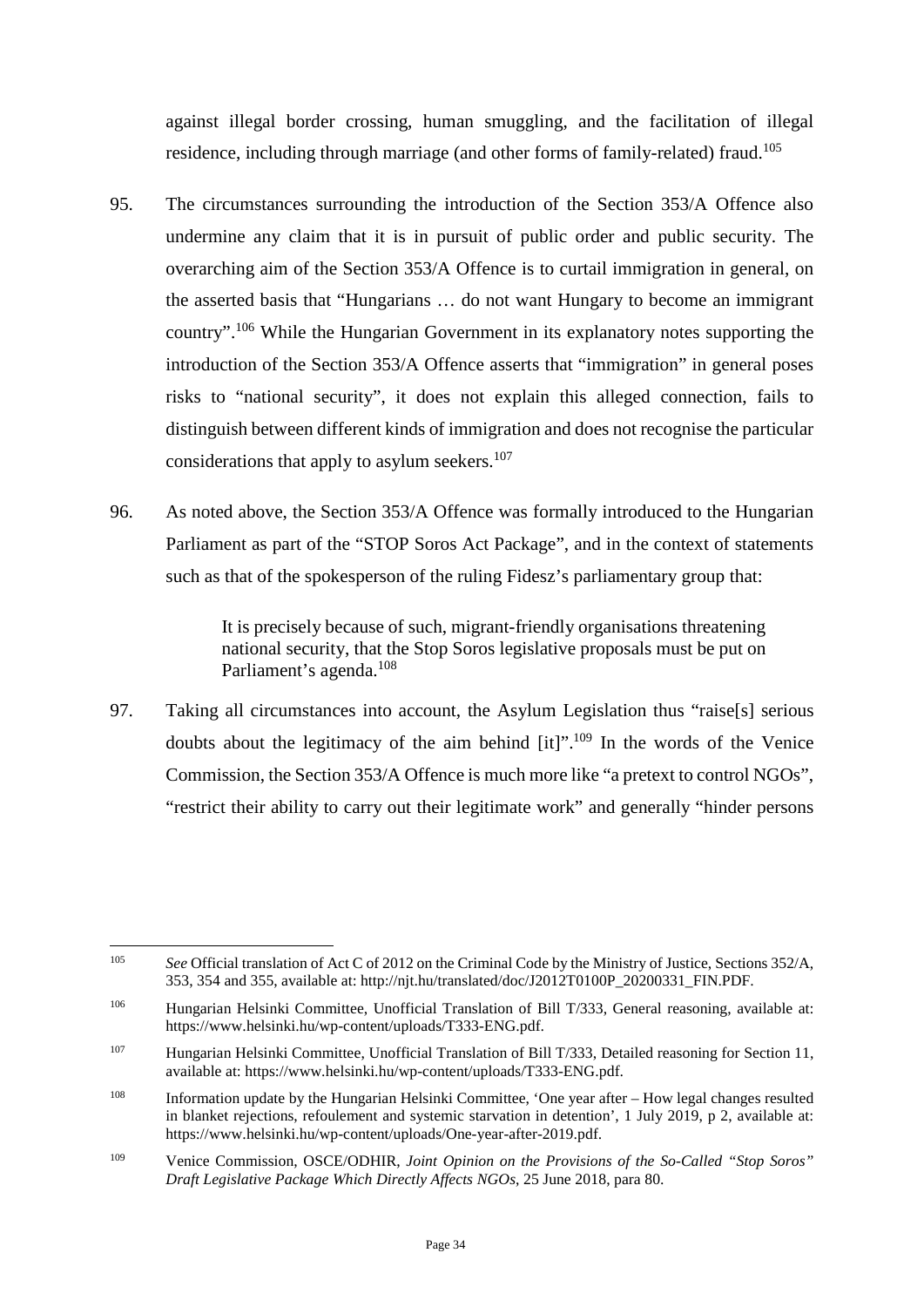against illegal border crossing, human smuggling, and the facilitation of illegal residence, including through marriage (and other forms of family-related) fraud.[105]

95. The circumstances surrounding the introduction of the Section 353/A Offence also undermine any claim that it is in pursuit of public order and public security. The overarching aim of the Section 353/A Offence is to curtail immigration in general, on the asserted basis that "Hungarians … do not want Hungary to become an immigrant country".[106] While the Hungarian Government in its explanatory notes supporting the introduction of the Section 353/A Offence asserts that "immigration" in general poses risks to "national security", it does not explain this alleged connection, fails to distinguish between different kinds of immigration and does not recognise the particular considerations that apply to asylum seekers.[107]

96. As noted above, the Section 353/A Offence was formally introduced to the Hungarian Parliament as part of the "STOP Soros Act Package", and in the context of statements such as that of the spokesperson of the ruling Fidesz's parliamentary group that:

> It is precisely because of such, migrant-friendly organisations threatening national security, that the Stop Soros legislative proposals must be put on Parliament's agenda.[108]

97. Taking all circumstances into account, the Asylum Legislation thus "raise[s] serious doubts about the legitimacy of the aim behind [it]".[109] In the words of the Venice Commission, the Section 353/A Offence is much more like "a pretext to control NGOs", "restrict their ability to carry out their legitimate work" and generally "hinder persons

---

[105] *See* Official translation of Act C of 2012 on the Criminal Code by the Ministry of Justice, Sections 352/A, 353, 354 and 355, available at: http://njt.hu/translated/doc/J2012T0100P_20200331_FIN.PDF.

[106] Hungarian Helsinki Committee, Unofficial Translation of Bill T/333, General reasoning, available at: https://www.helsinki.hu/wp-content/uploads/T333-ENG.pdf.

[107] Hungarian Helsinki Committee, Unofficial Translation of Bill T/333, Detailed reasoning for Section 11, available at: https://www.helsinki.hu/wp-content/uploads/T333-ENG.pdf.

[108] Information update by the Hungarian Helsinki Committee, 'One year after – How legal changes resulted in blanket rejections, refoulement and systemic starvation in detention', 1 July 2019, p 2, available at: https://www.helsinki.hu/wp-content/uploads/One-year-after-2019.pdf.

[109] Venice Commission, OSCE/ODIHR, *Joint Opinion on the Provisions of the So-Called "Stop Soros" Draft Legislative Package Which Directly Affects NGOs*, 25 June 2018, para 80.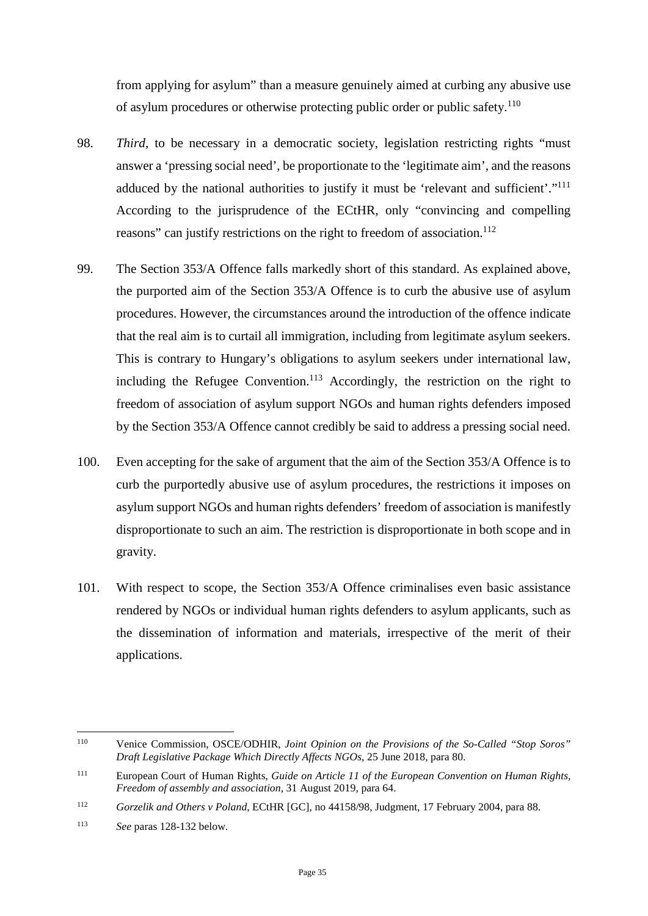from applying for asylum" than a measure genuinely aimed at curbing any abusive use of asylum procedures or otherwise protecting public order or public safety.[110]

98. *Third*, to be necessary in a democratic society, legislation restricting rights "must answer a 'pressing social need', be proportionate to the 'legitimate aim', and the reasons adduced by the national authorities to justify it must be 'relevant and sufficient'."[111] According to the jurisprudence of the ECtHR, only "convincing and compelling reasons" can justify restrictions on the right to freedom of association.[112]

99. The Section 353/A Offence falls markedly short of this standard. As explained above, the purported aim of the Section 353/A Offence is to curb the abusive use of asylum procedures. However, the circumstances around the introduction of the offence indicate that the real aim is to curtail all immigration, including from legitimate asylum seekers. This is contrary to Hungary's obligations to asylum seekers under international law, including the Refugee Convention.[113] Accordingly, the restriction on the right to freedom of association of asylum support NGOs and human rights defenders imposed by the Section 353/A Offence cannot credibly be said to address a pressing social need.

100. Even accepting for the sake of argument that the aim of the Section 353/A Offence is to curb the purportedly abusive use of asylum procedures, the restrictions it imposes on asylum support NGOs and human rights defenders' freedom of association is manifestly disproportionate to such an aim. The restriction is disproportionate in both scope and in gravity.

101. With respect to scope, the Section 353/A Offence criminalises even basic assistance rendered by NGOs or individual human rights defenders to asylum applicants, such as the dissemination of information and materials, irrespective of the merit of their applications.

---

[110] Venice Commission, OSCE/ODHIR, *Joint Opinion on the Provisions of the So-Called "Stop Soros" Draft Legislative Package Which Directly Affects NGOs*, 25 June 2018, para 80.

[111] European Court of Human Rights, *Guide on Article 11 of the European Convention on Human Rights, Freedom of assembly and association*, 31 August 2019, para 64.

[112] *Gorzelik and Others v Poland*, ECtHR [GC], no 44158/98, Judgment, 17 February 2004, para 88.

[113] *See* paras 128-132 below.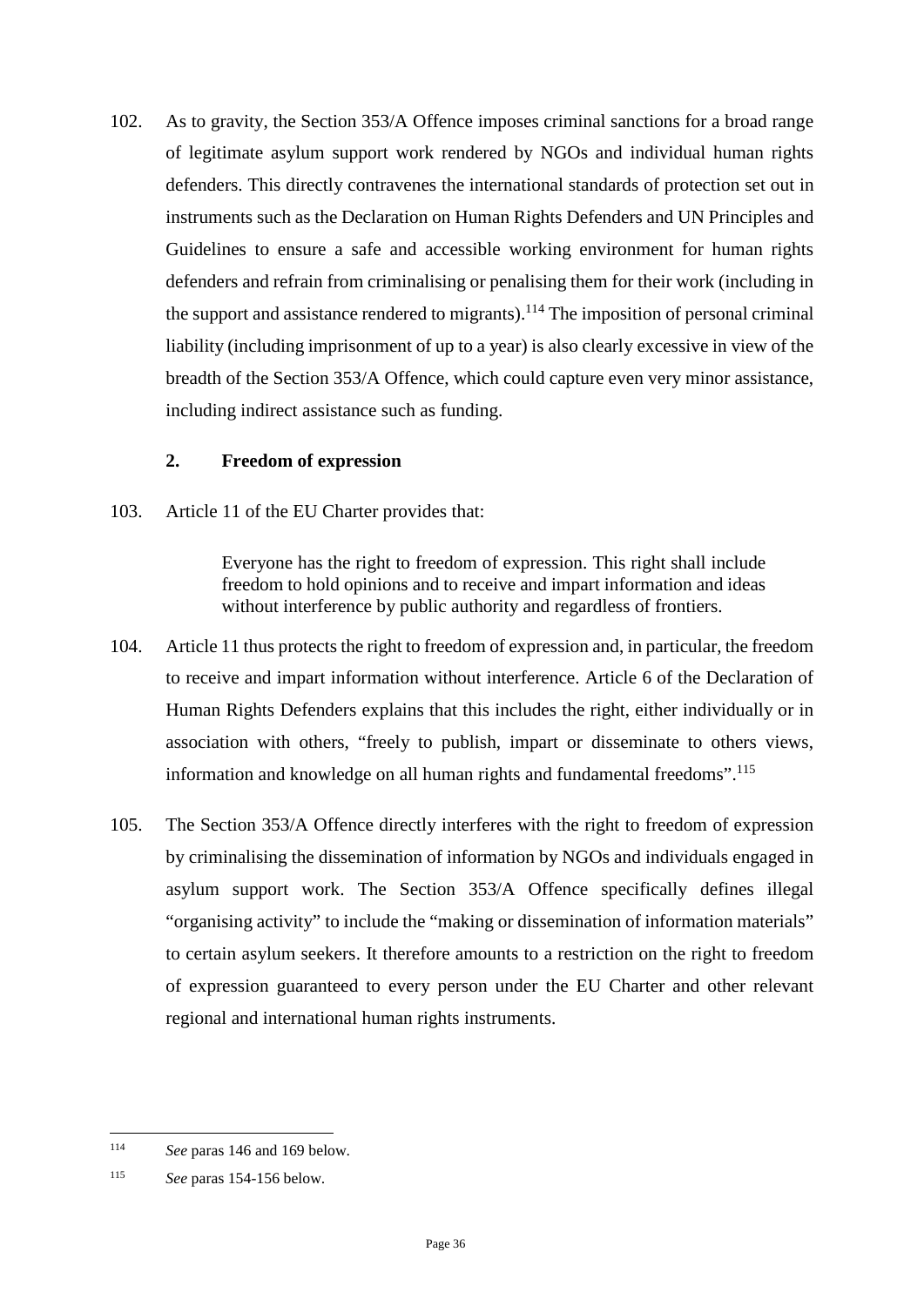102. As to gravity, the Section 353/A Offence imposes criminal sanctions for a broad range of legitimate asylum support work rendered by NGOs and individual human rights defenders. This directly contravenes the international standards of protection set out in instruments such as the Declaration on Human Rights Defenders and UN Principles and Guidelines to ensure a safe and accessible working environment for human rights defenders and refrain from criminalising or penalising them for their work (including in the support and assistance rendered to migrants).[114] The imposition of personal criminal liability (including imprisonment of up to a year) is also clearly excessive in view of the breadth of the Section 353/A Offence, which could capture even very minor assistance, including indirect assistance such as funding.

### 2. Freedom of expression

103. Article 11 of the EU Charter provides that:

> Everyone has the right to freedom of expression. This right shall include freedom to hold opinions and to receive and impart information and ideas without interference by public authority and regardless of frontiers.

104. Article 11 thus protects the right to freedom of expression and, in particular, the freedom to receive and impart information without interference. Article 6 of the Declaration of Human Rights Defenders explains that this includes the right, either individually or in association with others, "freely to publish, impart or disseminate to others views, information and knowledge on all human rights and fundamental freedoms".[115]

105. The Section 353/A Offence directly interferes with the right to freedom of expression by criminalising the dissemination of information by NGOs and individuals engaged in asylum support work. The Section 353/A Offence specifically defines illegal "organising activity" to include the "making or dissemination of information materials" to certain asylum seekers. It therefore amounts to a restriction on the right to freedom of expression guaranteed to every person under the EU Charter and other relevant regional and international human rights instruments.

---

[114] *See* paras 146 and 169 below.

[115] *See* paras 154-156 below.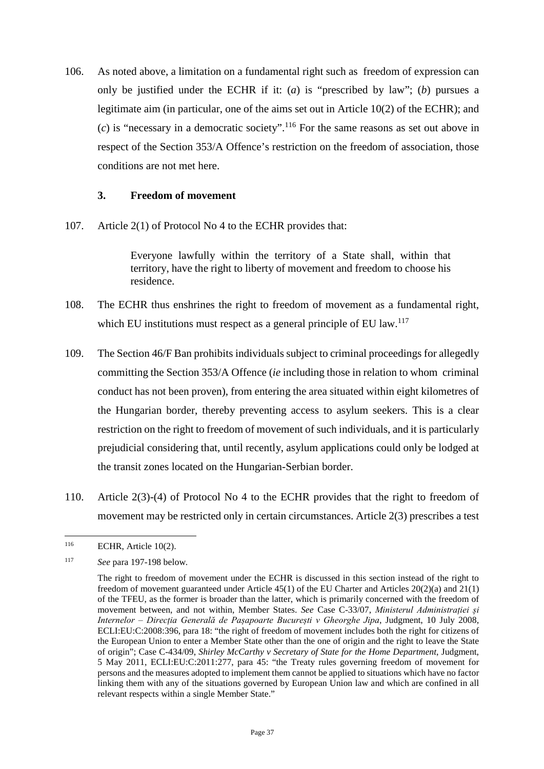106. As noted above, a limitation on a fundamental right such as freedom of expression can only be justified under the ECHR if it: (*a*) is "prescribed by law"; (*b*) pursues a legitimate aim (in particular, one of the aims set out in Article 10(2) of the ECHR); and (*c*) is "necessary in a democratic society".[116] For the same reasons as set out above in respect of the Section 353/A Offence's restriction on the freedom of association, those conditions are not met here.

### 3. Freedom of movement

107. Article 2(1) of Protocol No 4 to the ECHR provides that:

> Everyone lawfully within the territory of a State shall, within that territory, have the right to liberty of movement and freedom to choose his residence.

108. The ECHR thus enshrines the right to freedom of movement as a fundamental right, which EU institutions must respect as a general principle of EU law.[117]

109. The Section 46/F Ban prohibits individuals subject to criminal proceedings for allegedly committing the Section 353/A Offence (*ie* including those in relation to whom criminal conduct has not been proven), from entering the area situated within eight kilometres of the Hungarian border, thereby preventing access to asylum seekers. This is a clear restriction on the right to freedom of movement of such individuals, and it is particularly prejudicial considering that, until recently, asylum applications could only be lodged at the transit zones located on the Hungarian-Serbian border.

110. Article 2(3)-(4) of Protocol No 4 to the ECHR provides that the right to freedom of movement may be restricted only in certain circumstances. Article 2(3) prescribes a test

---

[116] ECHR, Article 10(2).

[117] *See* para 197-198 below.

The right to freedom of movement under the ECHR is discussed in this section instead of the right to freedom of movement guaranteed under Article 45(1) of the EU Charter and Articles 20(2)(a) and 21(1) of the TFEU, as the former is broader than the latter, which is primarily concerned with the freedom of movement between, and not within, Member States. *See* Case C-33/07, *Ministerul Administrației și Internelor – Direcția Generală de Pașapoarte București v Gheorghe Jipa*, Judgment, 10 July 2008, ECLI:EU:C:2008:396, para 18: "the right of freedom of movement includes both the right for citizens of the European Union to enter a Member State other than the one of origin and the right to leave the State of origin"; Case C-434/09, *Shirley McCarthy v Secretary of State for the Home Department*, Judgment, 5 May 2011, ECLI:EU:C:2011:277, para 45: "the Treaty rules governing freedom of movement for persons and the measures adopted to implement them cannot be applied to situations which have no factor linking them with any of the situations governed by European Union law and which are confined in all relevant respects within a single Member State."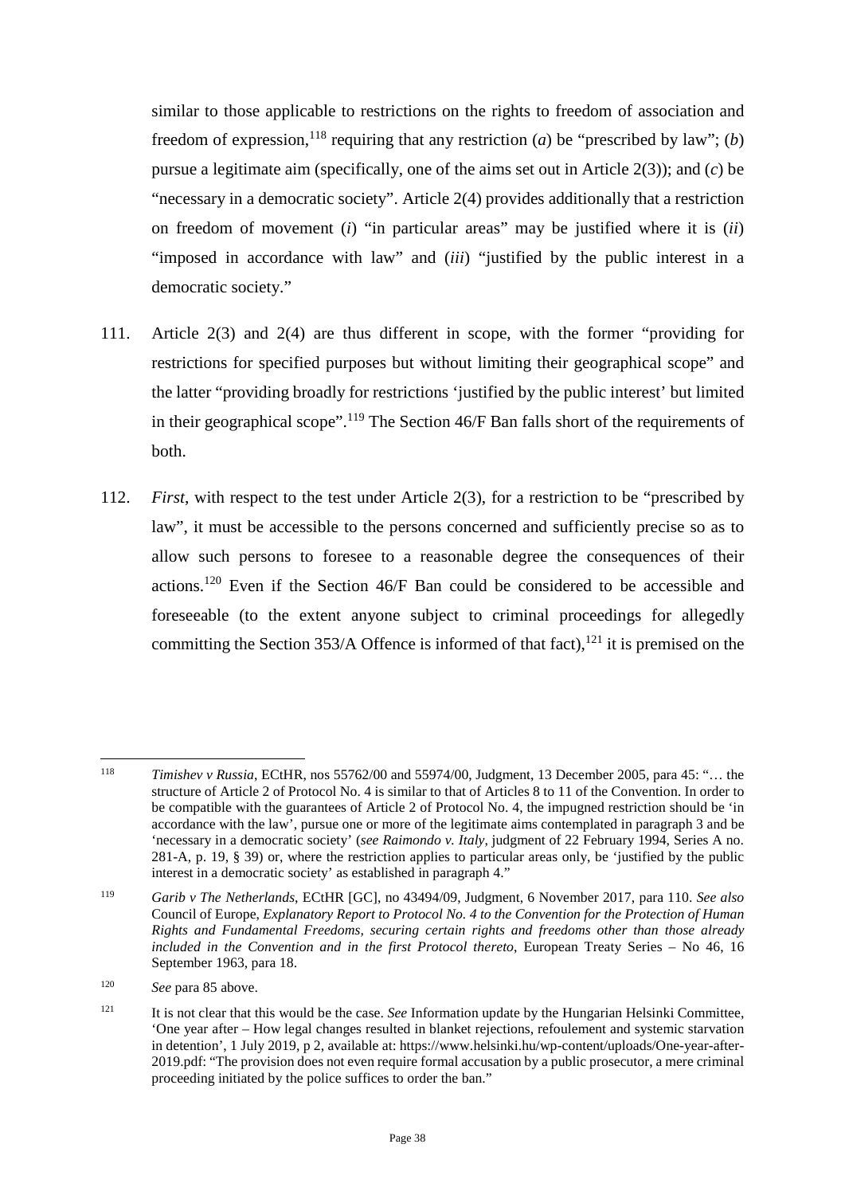similar to those applicable to restrictions on the rights to freedom of association and freedom of expression,[118] requiring that any restriction (*a*) be "prescribed by law"; (*b*) pursue a legitimate aim (specifically, one of the aims set out in Article 2(3)); and (*c*) be "necessary in a democratic society". Article 2(4) provides additionally that a restriction on freedom of movement (*i*) "in particular areas" may be justified where it is (*ii*) "imposed in accordance with law" and (*iii*) "justified by the public interest in a democratic society."

111. Article 2(3) and 2(4) are thus different in scope, with the former "providing for restrictions for specified purposes but without limiting their geographical scope" and the latter "providing broadly for restrictions 'justified by the public interest' but limited in their geographical scope".[119] The Section 46/F Ban falls short of the requirements of both.

112. *First*, with respect to the test under Article 2(3), for a restriction to be "prescribed by law", it must be accessible to the persons concerned and sufficiently precise so as to allow such persons to foresee to a reasonable degree the consequences of their actions.[120] Even if the Section 46/F Ban could be considered to be accessible and foreseeable (to the extent anyone subject to criminal proceedings for allegedly committing the Section 353/A Offence is informed of that fact),[121] it is premised on the

---

[118] *Timishev v Russia*, ECtHR, nos 55762/00 and 55974/00, Judgment, 13 December 2005, para 45: "… the structure of Article 2 of Protocol No. 4 is similar to that of Articles 8 to 11 of the Convention. In order to be compatible with the guarantees of Article 2 of Protocol No. 4, the impugned restriction should be 'in accordance with the law', pursue one or more of the legitimate aims contemplated in paragraph 3 and be 'necessary in a democratic society' (*see Raimondo v. Italy*, judgment of 22 February 1994, Series A no. 281-A, p. 19, § 39) or, where the restriction applies to particular areas only, be 'justified by the public interest in a democratic society' as established in paragraph 4."

[119] *Garib v The Netherlands*, ECtHR [GC], no 43494/09, Judgment, 6 November 2017, para 110. *See also* Council of Europe, *Explanatory Report to Protocol No. 4 to the Convention for the Protection of Human Rights and Fundamental Freedoms, securing certain rights and freedoms other than those already included in the Convention and in the first Protocol thereto*, European Treaty Series – No 46, 16 September 1963, para 18.

[120] *See* para 85 above.

[121] It is not clear that this would be the case. *See* Information update by the Hungarian Helsinki Committee, 'One year after – How legal changes resulted in blanket rejections, refoulement and systemic starvation in detention', 1 July 2019, p 2, available at: https://www.helsinki.hu/wp-content/uploads/One-year-after-2019.pdf: "The provision does not even require formal accusation by a public prosecutor, a mere criminal proceeding initiated by the police suffices to order the ban."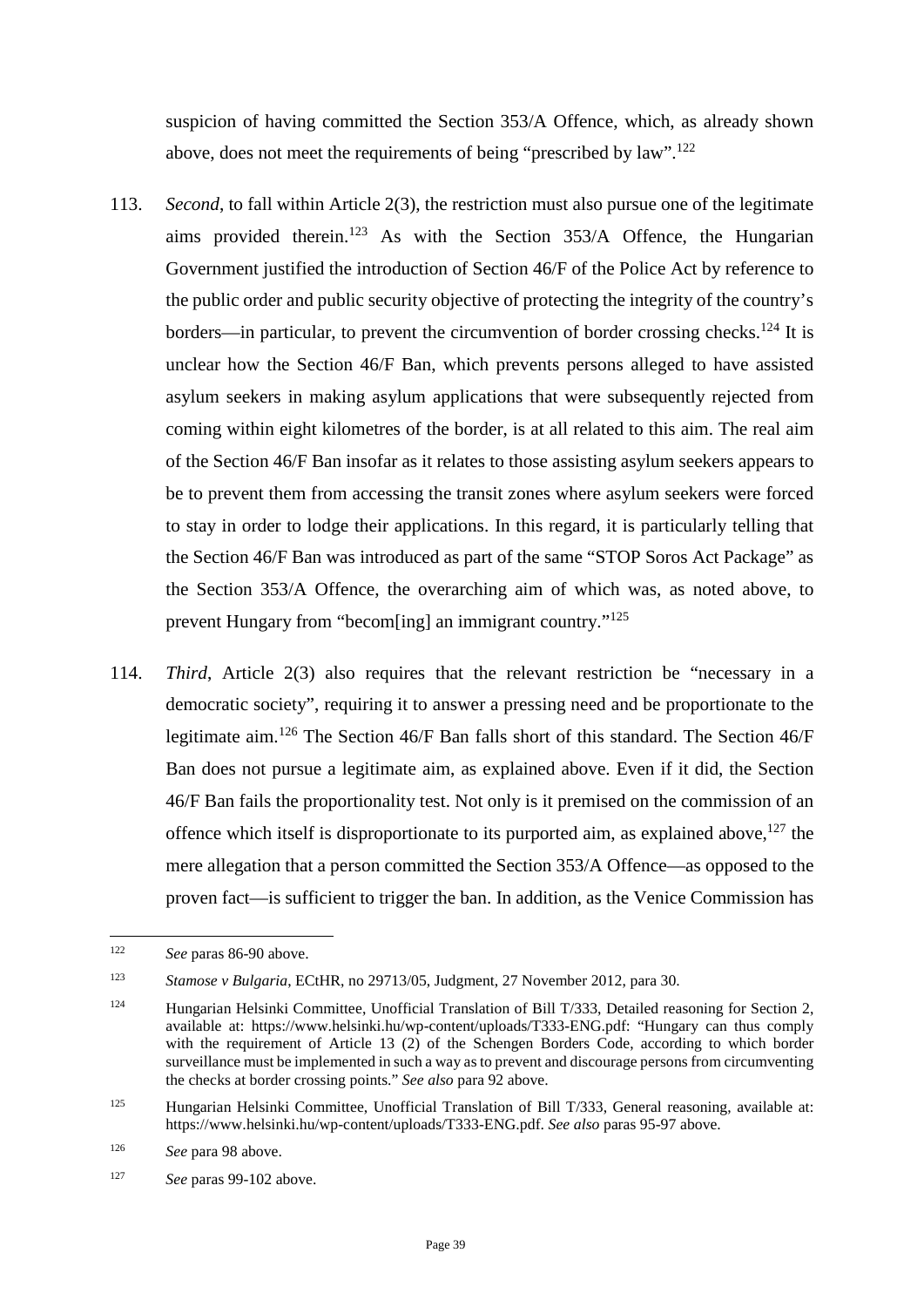suspicion of having committed the Section 353/A Offence, which, as already shown above, does not meet the requirements of being "prescribed by law".[122]

113. *Second*, to fall within Article 2(3), the restriction must also pursue one of the legitimate aims provided therein.[123] As with the Section 353/A Offence, the Hungarian Government justified the introduction of Section 46/F of the Police Act by reference to the public order and public security objective of protecting the integrity of the country's borders—in particular, to prevent the circumvention of border crossing checks.[124] It is unclear how the Section 46/F Ban, which prevents persons alleged to have assisted asylum seekers in making asylum applications that were subsequently rejected from coming within eight kilometres of the border, is at all related to this aim. The real aim of the Section 46/F Ban insofar as it relates to those assisting asylum seekers appears to be to prevent them from accessing the transit zones where asylum seekers were forced to stay in order to lodge their applications. In this regard, it is particularly telling that the Section 46/F Ban was introduced as part of the same "STOP Soros Act Package" as the Section 353/A Offence, the overarching aim of which was, as noted above, to prevent Hungary from "becom[ing] an immigrant country."[125]

114. *Third*, Article 2(3) also requires that the relevant restriction be "necessary in a democratic society", requiring it to answer a pressing need and be proportionate to the legitimate aim.[126] The Section 46/F Ban falls short of this standard. The Section 46/F Ban does not pursue a legitimate aim, as explained above. Even if it did, the Section 46/F Ban fails the proportionality test. Not only is it premised on the commission of an offence which itself is disproportionate to its purported aim, as explained above,[127] the mere allegation that a person committed the Section 353/A Offence—as opposed to the proven fact—is sufficient to trigger the ban. In addition, as the Venice Commission has

---

[122] *See* paras 86-90 above.

[123] *Stamose v Bulgaria*, ECtHR, no 29713/05, Judgment, 27 November 2012, para 30.

[124] Hungarian Helsinki Committee, Unofficial Translation of Bill T/333, Detailed reasoning for Section 2, available at: https://www.helsinki.hu/wp-content/uploads/T333-ENG.pdf: "Hungary can thus comply with the requirement of Article 13 (2) of the Schengen Borders Code, according to which border surveillance must be implemented in such a way as to prevent and discourage persons from circumventing the checks at border crossing points." *See also* para 92 above.

[125] Hungarian Helsinki Committee, Unofficial Translation of Bill T/333, General reasoning, available at: https://www.helsinki.hu/wp-content/uploads/T333-ENG.pdf. *See also* paras 95-97 above.

[126] *See* para 98 above.

[127] *See* paras 99-102 above.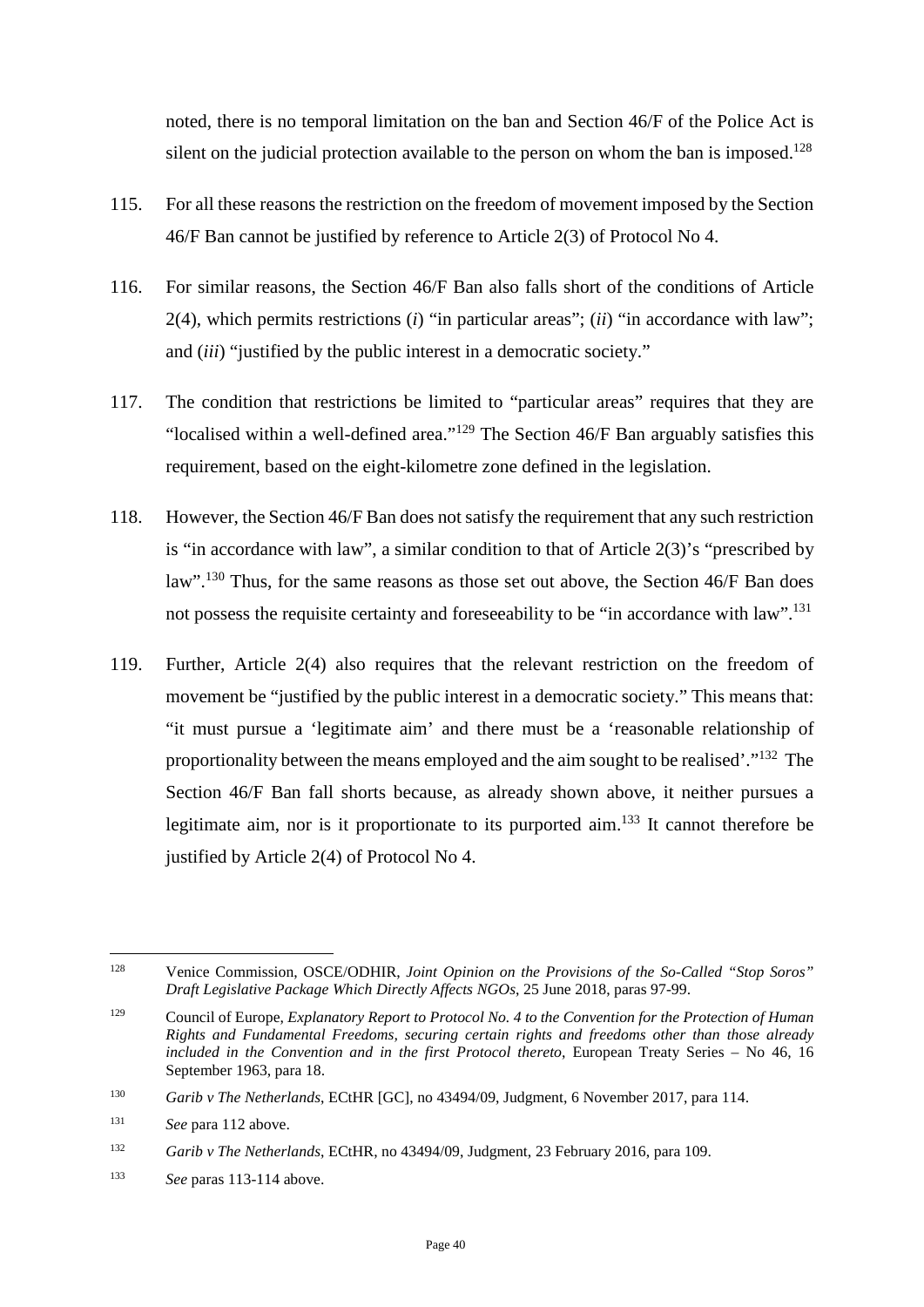noted, there is no temporal limitation on the ban and Section 46/F of the Police Act is silent on the judicial protection available to the person on whom the ban is imposed.[128]

115. For all these reasons the restriction on the freedom of movement imposed by the Section 46/F Ban cannot be justified by reference to Article 2(3) of Protocol No 4.

116. For similar reasons, the Section 46/F Ban also falls short of the conditions of Article 2(4), which permits restrictions (*i*) "in particular areas"; (*ii*) "in accordance with law"; and (*iii*) "justified by the public interest in a democratic society."

117. The condition that restrictions be limited to "particular areas" requires that they are "localised within a well-defined area."[129] The Section 46/F Ban arguably satisfies this requirement, based on the eight-kilometre zone defined in the legislation.

118. However, the Section 46/F Ban does not satisfy the requirement that any such restriction is "in accordance with law", a similar condition to that of Article 2(3)'s "prescribed by law".[130] Thus, for the same reasons as those set out above, the Section 46/F Ban does not possess the requisite certainty and foreseeability to be "in accordance with law".[131]

119. Further, Article 2(4) also requires that the relevant restriction on the freedom of movement be "justified by the public interest in a democratic society." This means that: "it must pursue a 'legitimate aim' and there must be a 'reasonable relationship of proportionality between the means employed and the aim sought to be realised'."[132] The Section 46/F Ban fall shorts because, as already shown above, it neither pursues a legitimate aim, nor is it proportionate to its purported aim.[133] It cannot therefore be justified by Article 2(4) of Protocol No 4.

---

[128] Venice Commission, OSCE/ODHIR, *Joint Opinion on the Provisions of the So-Called "Stop Soros" Draft Legislative Package Which Directly Affects NGOs*, 25 June 2018, paras 97-99.

[129] Council of Europe, *Explanatory Report to Protocol No. 4 to the Convention for the Protection of Human Rights and Fundamental Freedoms, securing certain rights and freedoms other than those already included in the Convention and in the first Protocol thereto*, European Treaty Series – No 46, 16 September 1963, para 18.

[130] *Garib v The Netherlands*, ECtHR [GC], no 43494/09, Judgment, 6 November 2017, para 114.

[131] *See* para 112 above.

[132] *Garib v The Netherlands*, ECtHR, no 43494/09, Judgment, 23 February 2016, para 109.

[133] *See* paras 113-114 above.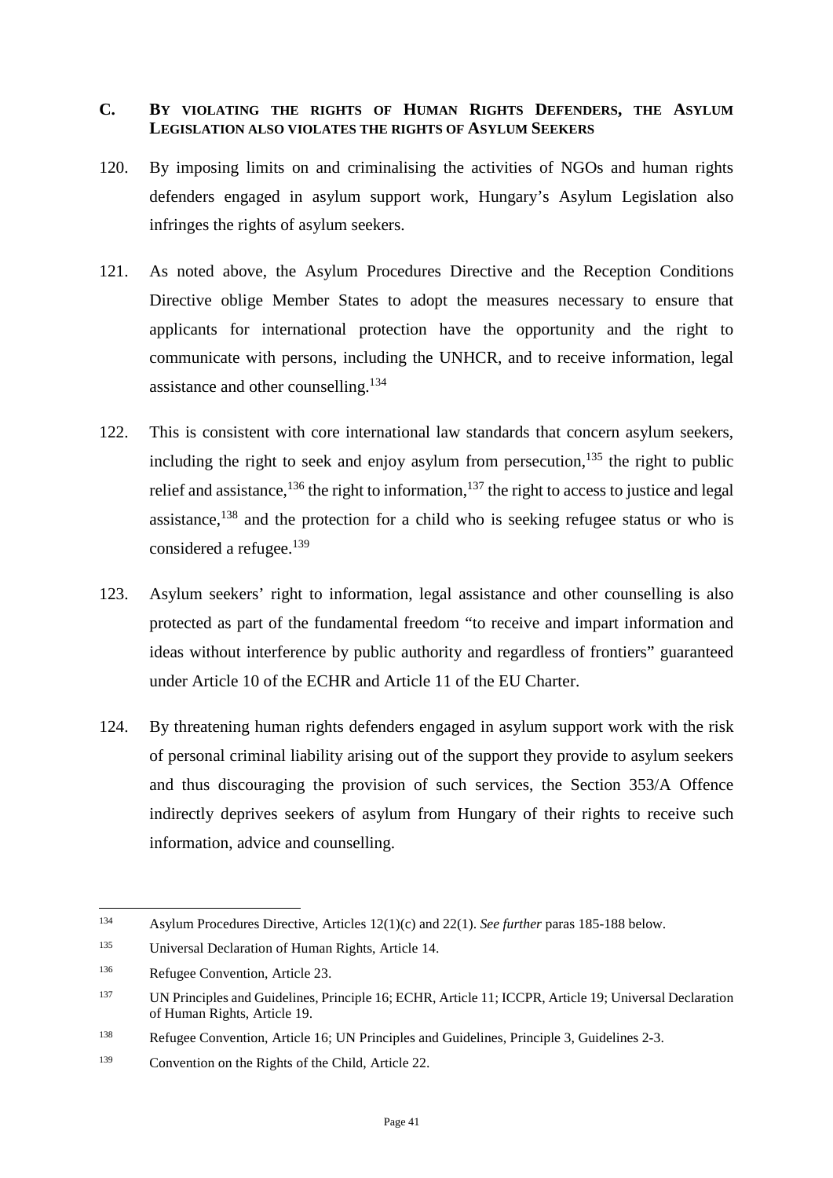## C. BY VIOLATING THE RIGHTS OF HUMAN RIGHTS DEFENDERS, THE ASYLUM LEGISLATION ALSO VIOLATES THE RIGHTS OF ASYLUM SEEKERS

120. By imposing limits on and criminalising the activities of NGOs and human rights defenders engaged in asylum support work, Hungary's Asylum Legislation also infringes the rights of asylum seekers.

121. As noted above, the Asylum Procedures Directive and the Reception Conditions Directive oblige Member States to adopt the measures necessary to ensure that applicants for international protection have the opportunity and the right to communicate with persons, including the UNHCR, and to receive information, legal assistance and other counselling.[134]

122. This is consistent with core international law standards that concern asylum seekers, including the right to seek and enjoy asylum from persecution,[135] the right to public relief and assistance,[136] the right to information,[137] the right to access to justice and legal assistance,[138] and the protection for a child who is seeking refugee status or who is considered a refugee.[139]

123. Asylum seekers' right to information, legal assistance and other counselling is also protected as part of the fundamental freedom "to receive and impart information and ideas without interference by public authority and regardless of frontiers" guaranteed under Article 10 of the ECHR and Article 11 of the EU Charter.

124. By threatening human rights defenders engaged in asylum support work with the risk of personal criminal liability arising out of the support they provide to asylum seekers and thus discouraging the provision of such services, the Section 353/A Offence indirectly deprives seekers of asylum from Hungary of their rights to receive such information, advice and counselling.

---

[134] Asylum Procedures Directive, Articles 12(1)(c) and 22(1). *See further* paras 185-188 below.

[135] Universal Declaration of Human Rights, Article 14.

[136] Refugee Convention, Article 23.

[137] UN Principles and Guidelines, Principle 16; ECHR, Article 11; ICCPR, Article 19; Universal Declaration of Human Rights, Article 19.

[138] Refugee Convention, Article 16; UN Principles and Guidelines, Principle 3, Guidelines 2-3.

[139] Convention on the Rights of the Child, Article 22.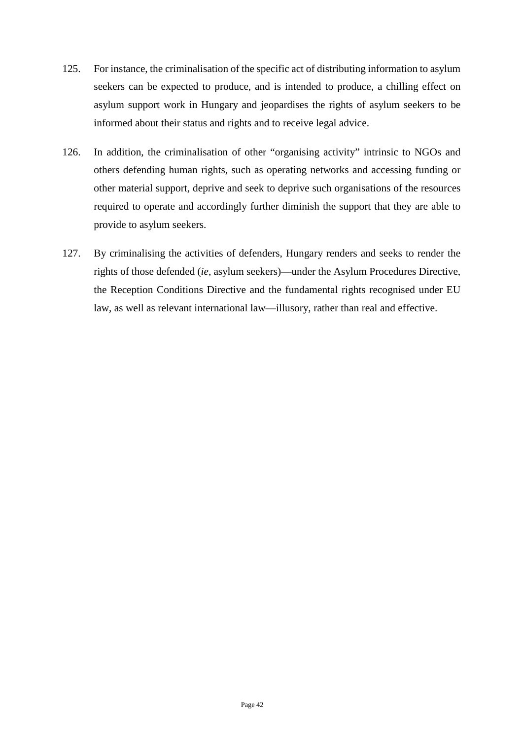125. For instance, the criminalisation of the specific act of distributing information to asylum seekers can be expected to produce, and is intended to produce, a chilling effect on asylum support work in Hungary and jeopardises the rights of asylum seekers to be informed about their status and rights and to receive legal advice.

126. In addition, the criminalisation of other "organising activity" intrinsic to NGOs and others defending human rights, such as operating networks and accessing funding or other material support, deprive and seek to deprive such organisations of the resources required to operate and accordingly further diminish the support that they are able to provide to asylum seekers.

127. By criminalising the activities of defenders, Hungary renders and seeks to render the rights of those defended (*ie*, asylum seekers)—under the Asylum Procedures Directive, the Reception Conditions Directive and the fundamental rights recognised under EU law, as well as relevant international law—illusory, rather than real and effective.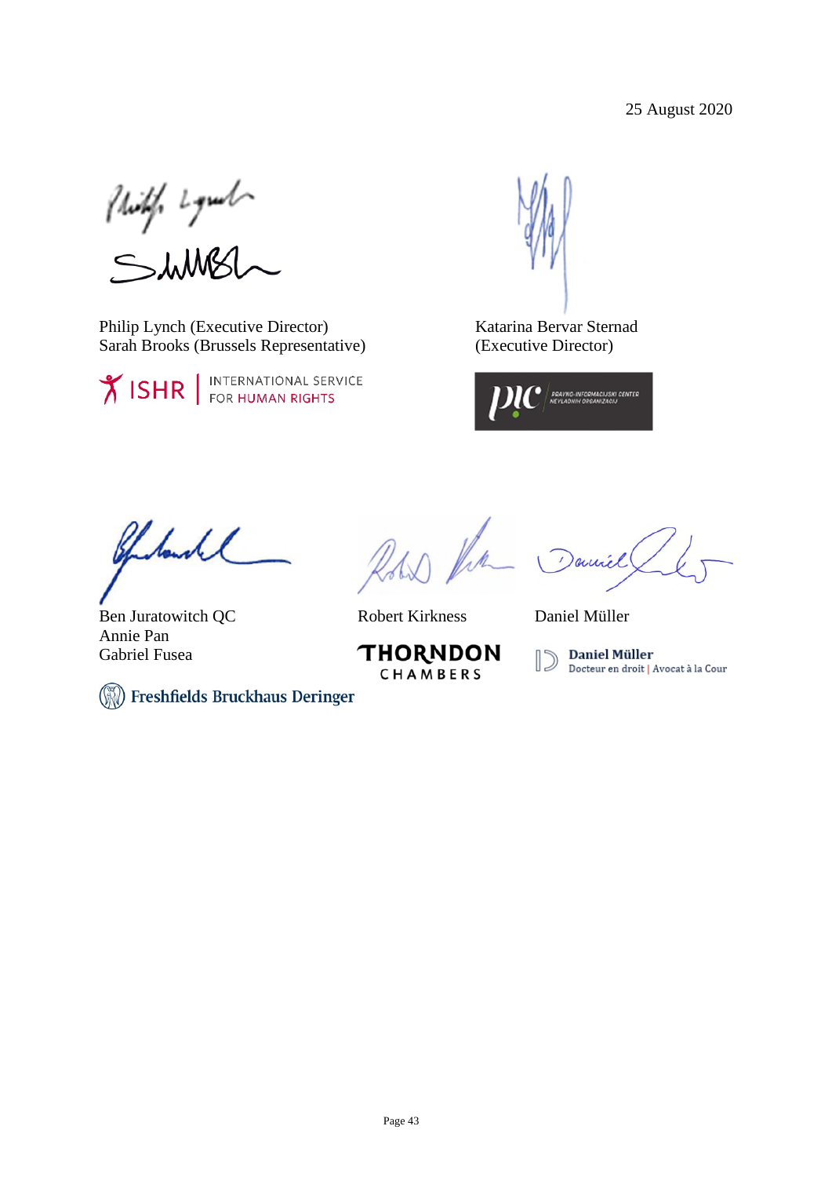25 August 2020

Philip Lynch (Executive Director)
Sarah Brooks (Brussels Representative)

ISHR | INTERNATIONAL SERVICE FOR HUMAN RIGHTS

Katarina Bervar Sternad
(Executive Director)

PIC PRAVNO-INFORMACIJSKI CENTER NEVLADNIH ORGANIZACIJ

Ben Juratowitch QC
Annie Pan
Gabriel Fusea

Freshfields Bruckhaus Deringer

Robert Kirkness

THORNDON CHAMBERS

Daniel Müller

Daniel Müller
Docteur en droit | Avocat à la Cour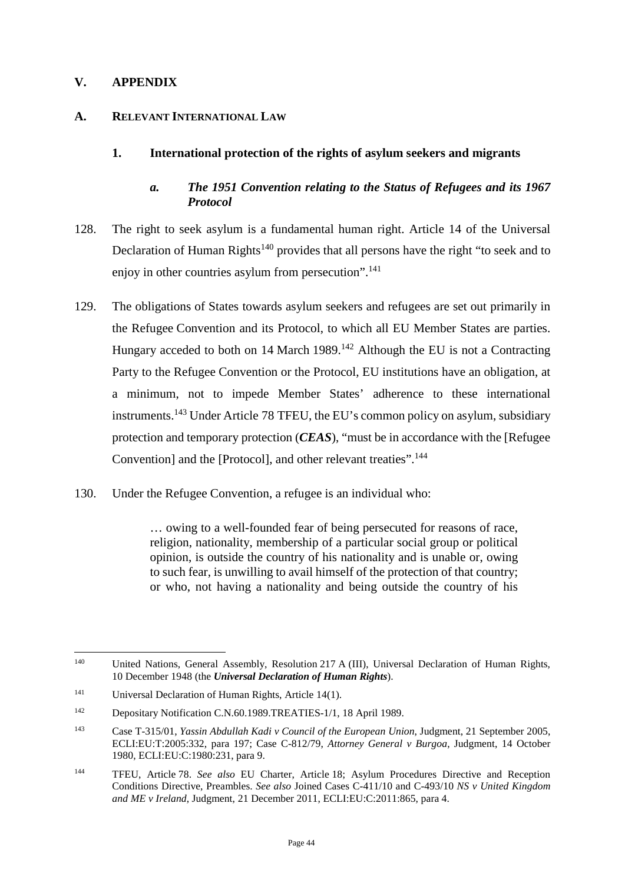# V. APPENDIX

## A. RELEVANT INTERNATIONAL LAW

### 1. International protection of the rights of asylum seekers and migrants

#### *a. The 1951 Convention relating to the Status of Refugees and its 1967 Protocol*

128. The right to seek asylum is a fundamental human right. Article 14 of the Universal Declaration of Human Rights[140] provides that all persons have the right "to seek and to enjoy in other countries asylum from persecution".[141]

129. The obligations of States towards asylum seekers and refugees are set out primarily in the Refugee Convention and its Protocol, to which all EU Member States are parties. Hungary acceded to both on 14 March 1989.[142] Although the EU is not a Contracting Party to the Refugee Convention or the Protocol, EU institutions have an obligation, at a minimum, not to impede Member States' adherence to these international instruments.[143] Under Article 78 TFEU, the EU's common policy on asylum, subsidiary protection and temporary protection (***CEAS***), "must be in accordance with the [Refugee Convention] and the [Protocol], and other relevant treaties".[144]

130. Under the Refugee Convention, a refugee is an individual who:

> … owing to a well-founded fear of being persecuted for reasons of race, religion, nationality, membership of a particular social group or political opinion, is outside the country of his nationality and is unable or, owing to such fear, is unwilling to avail himself of the protection of that country; or who, not having a nationality and being outside the country of his

---

[140] United Nations, General Assembly, Resolution 217 A (III), Universal Declaration of Human Rights, 10 December 1948 (the ***Universal Declaration of Human Rights***).

[141] Universal Declaration of Human Rights, Article 14(1).

[142] Depositary Notification C.N.60.1989.TREATIES-1/1, 18 April 1989.

[143] Case T-315/01, *Yassin Abdullah Kadi v Council of the European Union*, Judgment, 21 September 2005, ECLI:EU:T:2005:332, para 197; Case C-812/79, *Attorney General v Burgoa*, Judgment, 14 October 1980, ECLI:EU:C:1980:231, para 9.

[144] TFEU, Article 78. *See also* EU Charter, Article 18; Asylum Procedures Directive and Reception Conditions Directive, Preambles. *See also* Joined Cases C-411/10 and C-493/10 *NS v United Kingdom and ME v Ireland*, Judgment, 21 December 2011, ECLI:EU:C:2011:865, para 4.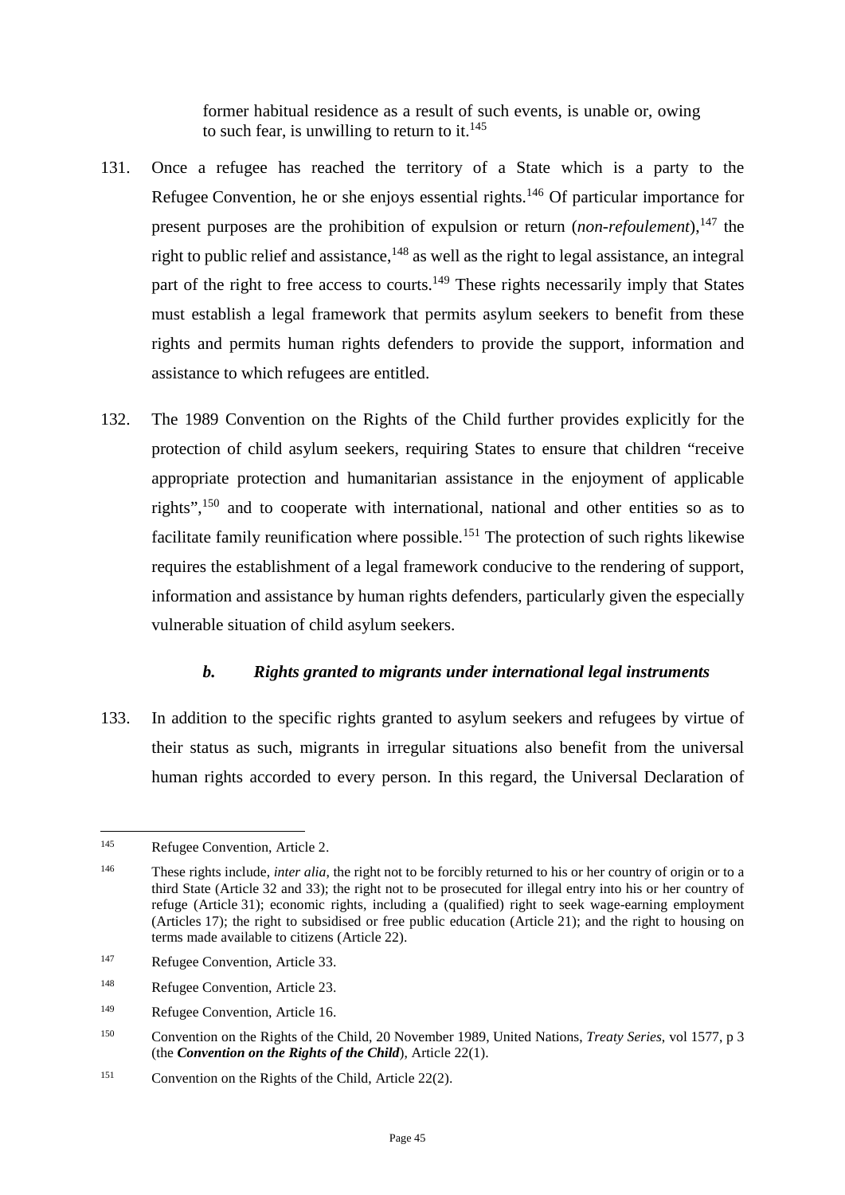former habitual residence as a result of such events, is unable or, owing to such fear, is unwilling to return to it.[145]

131. Once a refugee has reached the territory of a State which is a party to the Refugee Convention, he or she enjoys essential rights.[146] Of particular importance for present purposes are the prohibition of expulsion or return (*non-refoulement*),[147] the right to public relief and assistance,[148] as well as the right to legal assistance, an integral part of the right to free access to courts.[149] These rights necessarily imply that States must establish a legal framework that permits asylum seekers to benefit from these rights and permits human rights defenders to provide the support, information and assistance to which refugees are entitled.

132. The 1989 Convention on the Rights of the Child further provides explicitly for the protection of child asylum seekers, requiring States to ensure that children "receive appropriate protection and humanitarian assistance in the enjoyment of applicable rights",[150] and to cooperate with international, national and other entities so as to facilitate family reunification where possible.[151] The protection of such rights likewise requires the establishment of a legal framework conducive to the rendering of support, information and assistance by human rights defenders, particularly given the especially vulnerable situation of child asylum seekers.

### *b. Rights granted to migrants under international legal instruments*

133. In addition to the specific rights granted to asylum seekers and refugees by virtue of their status as such, migrants in irregular situations also benefit from the universal human rights accorded to every person. In this regard, the Universal Declaration of

---

[145] Refugee Convention, Article 2.

[146] These rights include, *inter alia*, the right not to be forcibly returned to his or her country of origin or to a third State (Article 32 and 33); the right not to be prosecuted for illegal entry into his or her country of refuge (Article 31); economic rights, including a (qualified) right to seek wage-earning employment (Articles 17); the right to subsidised or free public education (Article 21); and the right to housing on terms made available to citizens (Article 22).

[147] Refugee Convention, Article 33.

[148] Refugee Convention, Article 23.

[149] Refugee Convention, Article 16.

[150] Convention on the Rights of the Child, 20 November 1989, United Nations, *Treaty Series*, vol 1577, p 3 (the ***Convention on the Rights of the Child***), Article 22(1).

[151] Convention on the Rights of the Child, Article 22(2).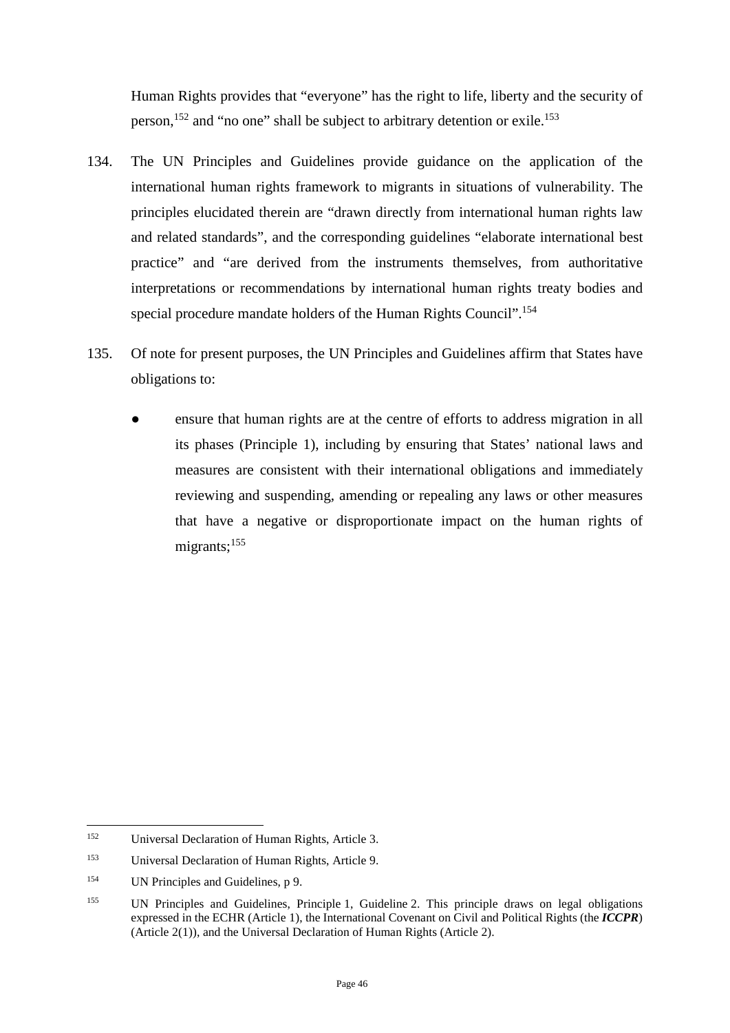Human Rights provides that "everyone" has the right to life, liberty and the security of person,[152] and "no one" shall be subject to arbitrary detention or exile.[153]

134. The UN Principles and Guidelines provide guidance on the application of the international human rights framework to migrants in situations of vulnerability. The principles elucidated therein are "drawn directly from international human rights law and related standards", and the corresponding guidelines "elaborate international best practice" and "are derived from the instruments themselves, from authoritative interpretations or recommendations by international human rights treaty bodies and special procedure mandate holders of the Human Rights Council".[154]

135. Of note for present purposes, the UN Principles and Guidelines affirm that States have obligations to:

- ensure that human rights are at the centre of efforts to address migration in all its phases (Principle 1), including by ensuring that States' national laws and measures are consistent with their international obligations and immediately reviewing and suspending, amending or repealing any laws or other measures that have a negative or disproportionate impact on the human rights of migrants;[155]

---

[152] Universal Declaration of Human Rights, Article 3.

[153] Universal Declaration of Human Rights, Article 9.

[154] UN Principles and Guidelines, p 9.

[155] UN Principles and Guidelines, Principle 1, Guideline 2. This principle draws on legal obligations expressed in the ECHR (Article 1), the International Covenant on Civil and Political Rights (the ***ICCPR***) (Article 2(1)), and the Universal Declaration of Human Rights (Article 2).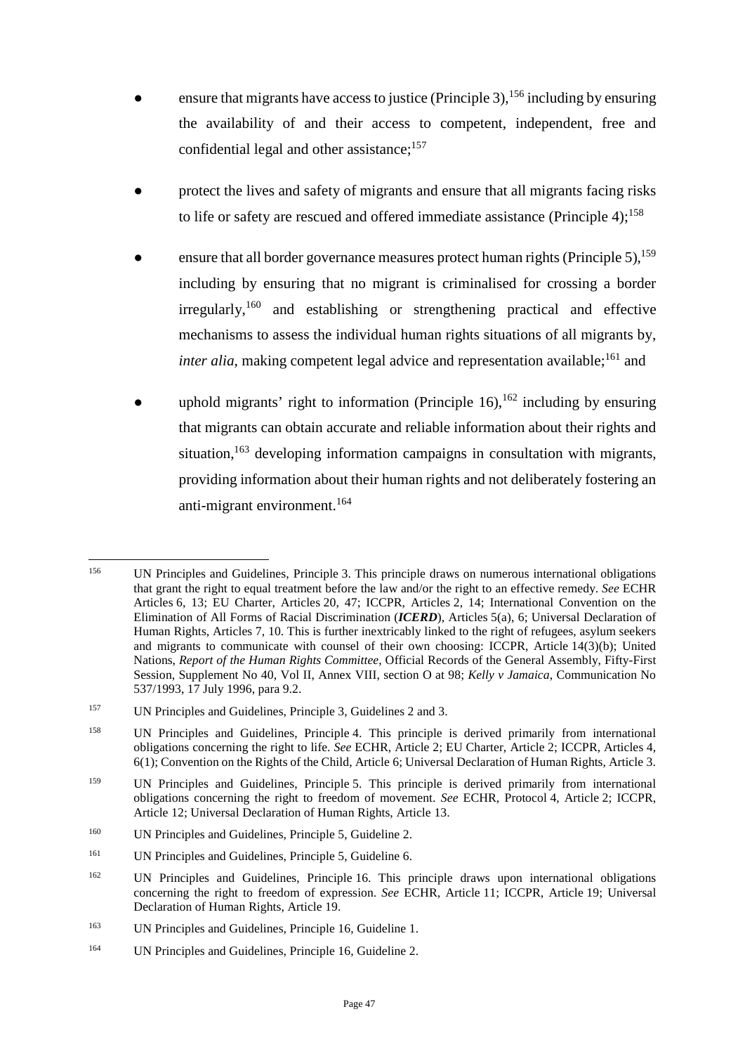- ensure that migrants have access to justice (Principle 3),[156] including by ensuring the availability of and their access to competent, independent, free and confidential legal and other assistance;[157]

- protect the lives and safety of migrants and ensure that all migrants facing risks to life or safety are rescued and offered immediate assistance (Principle 4);[158]

- ensure that all border governance measures protect human rights (Principle 5),[159] including by ensuring that no migrant is criminalised for crossing a border irregularly,[160] and establishing or strengthening practical and effective mechanisms to assess the individual human rights situations of all migrants by, *inter alia*, making competent legal advice and representation available;[161] and

- uphold migrants' right to information (Principle 16),[162] including by ensuring that migrants can obtain accurate and reliable information about their rights and situation,[163] developing information campaigns in consultation with migrants, providing information about their human rights and not deliberately fostering an anti-migrant environment.[164]

---

[156] UN Principles and Guidelines, Principle 3. This principle draws on numerous international obligations that grant the right to equal treatment before the law and/or the right to an effective remedy. *See* ECHR Articles 6, 13; EU Charter, Articles 20, 47; ICCPR, Articles 2, 14; International Convention on the Elimination of All Forms of Racial Discrimination (***ICERD***), Articles 5(a), 6; Universal Declaration of Human Rights, Articles 7, 10. This is further inextricably linked to the right of refugees, asylum seekers and migrants to communicate with counsel of their own choosing: ICCPR, Article 14(3)(b); United Nations, *Report of the Human Rights Committee*, Official Records of the General Assembly, Fifty-First Session, Supplement No 40, Vol II, Annex VIII, section O at 98; *Kelly v Jamaica*, Communication No 537/1993, 17 July 1996, para 9.2.

[157] UN Principles and Guidelines, Principle 3, Guidelines 2 and 3.

[158] UN Principles and Guidelines, Principle 4. This principle is derived primarily from international obligations concerning the right to life. *See* ECHR, Article 2; EU Charter, Article 2; ICCPR, Articles 4, 6(1); Convention on the Rights of the Child, Article 6; Universal Declaration of Human Rights, Article 3.

[159] UN Principles and Guidelines, Principle 5. This principle is derived primarily from international obligations concerning the right to freedom of movement. *See* ECHR, Protocol 4, Article 2; ICCPR, Article 12; Universal Declaration of Human Rights, Article 13.

[160] UN Principles and Guidelines, Principle 5, Guideline 2.

[161] UN Principles and Guidelines, Principle 5, Guideline 6.

[162] UN Principles and Guidelines, Principle 16. This principle draws upon international obligations concerning the right to freedom of expression. *See* ECHR, Article 11; ICCPR, Article 19; Universal Declaration of Human Rights, Article 19.

[163] UN Principles and Guidelines, Principle 16, Guideline 1.

[164] UN Principles and Guidelines, Principle 16, Guideline 2.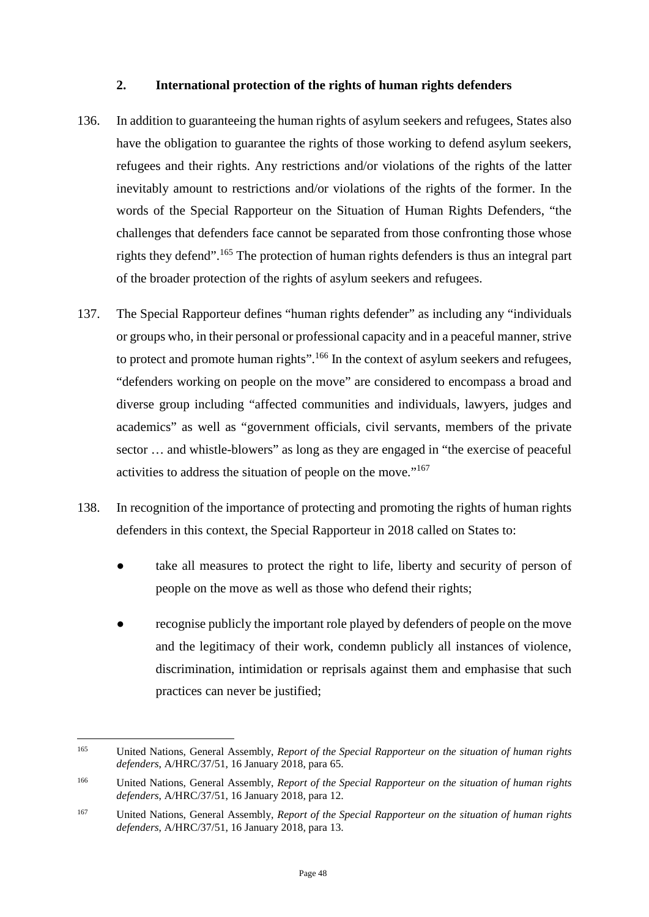## 2. International protection of the rights of human rights defenders

136. In addition to guaranteeing the human rights of asylum seekers and refugees, States also have the obligation to guarantee the rights of those working to defend asylum seekers, refugees and their rights. Any restrictions and/or violations of the rights of the latter inevitably amount to restrictions and/or violations of the rights of the former. In the words of the Special Rapporteur on the Situation of Human Rights Defenders, "the challenges that defenders face cannot be separated from those confronting those whose rights they defend".[165] The protection of human rights defenders is thus an integral part of the broader protection of the rights of asylum seekers and refugees.

137. The Special Rapporteur defines "human rights defender" as including any "individuals or groups who, in their personal or professional capacity and in a peaceful manner, strive to protect and promote human rights".[166] In the context of asylum seekers and refugees, "defenders working on people on the move" are considered to encompass a broad and diverse group including "affected communities and individuals, lawyers, judges and academics" as well as "government officials, civil servants, members of the private sector … and whistle-blowers" as long as they are engaged in "the exercise of peaceful activities to address the situation of people on the move."[167]

138. In recognition of the importance of protecting and promoting the rights of human rights defenders in this context, the Special Rapporteur in 2018 called on States to:

- take all measures to protect the right to life, liberty and security of person of people on the move as well as those who defend their rights;
- recognise publicly the important role played by defenders of people on the move and the legitimacy of their work, condemn publicly all instances of violence, discrimination, intimidation or reprisals against them and emphasise that such practices can never be justified;

---

[165] United Nations, General Assembly, *Report of the Special Rapporteur on the situation of human rights defenders*, A/HRC/37/51, 16 January 2018, para 65.

[166] United Nations, General Assembly, *Report of the Special Rapporteur on the situation of human rights defenders*, A/HRC/37/51, 16 January 2018, para 12.

[167] United Nations, General Assembly, *Report of the Special Rapporteur on the situation of human rights defenders*, A/HRC/37/51, 16 January 2018, para 13.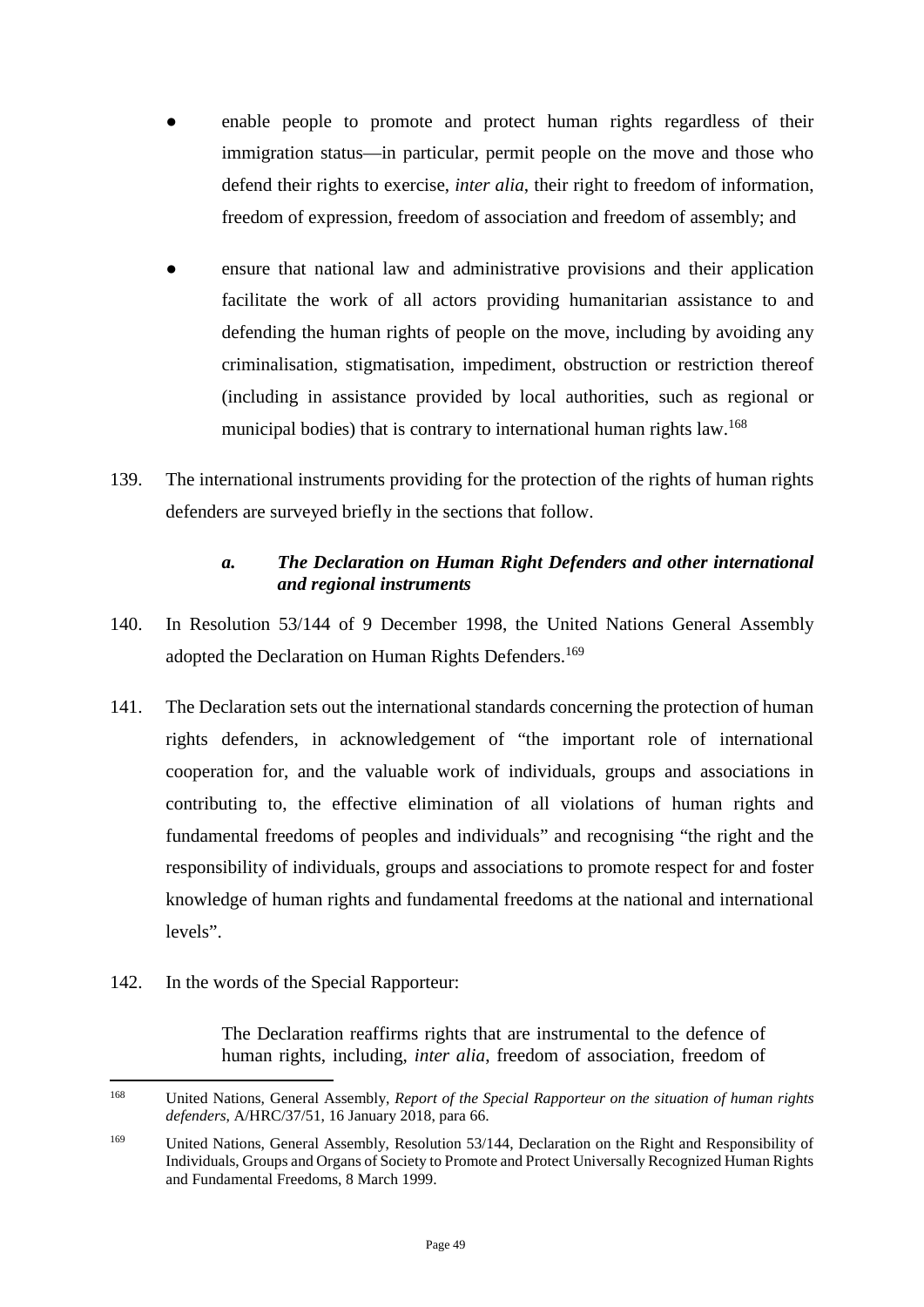- enable people to promote and protect human rights regardless of their immigration status—in particular, permit people on the move and those who defend their rights to exercise, *inter alia*, their right to freedom of information, freedom of expression, freedom of association and freedom of assembly; and

- ensure that national law and administrative provisions and their application facilitate the work of all actors providing humanitarian assistance to and defending the human rights of people on the move, including by avoiding any criminalisation, stigmatisation, impediment, obstruction or restriction thereof (including in assistance provided by local authorities, such as regional or municipal bodies) that is contrary to international human rights law.[168]

139. The international instruments providing for the protection of the rights of human rights defenders are surveyed briefly in the sections that follow.

### *a. The Declaration on Human Right Defenders and other international and regional instruments*

140. In Resolution 53/144 of 9 December 1998, the United Nations General Assembly adopted the Declaration on Human Rights Defenders.[169]

141. The Declaration sets out the international standards concerning the protection of human rights defenders, in acknowledgement of "the important role of international cooperation for, and the valuable work of individuals, groups and associations in contributing to, the effective elimination of all violations of human rights and fundamental freedoms of peoples and individuals" and recognising "the right and the responsibility of individuals, groups and associations to promote respect for and foster knowledge of human rights and fundamental freedoms at the national and international levels".

142. In the words of the Special Rapporteur:

> The Declaration reaffirms rights that are instrumental to the defence of human rights, including, *inter alia*, freedom of association, freedom of

---

[168] United Nations, General Assembly, *Report of the Special Rapporteur on the situation of human rights defenders*, A/HRC/37/51, 16 January 2018, para 66.

[169] United Nations, General Assembly, Resolution 53/144, Declaration on the Right and Responsibility of Individuals, Groups and Organs of Society to Promote and Protect Universally Recognized Human Rights and Fundamental Freedoms, 8 March 1999.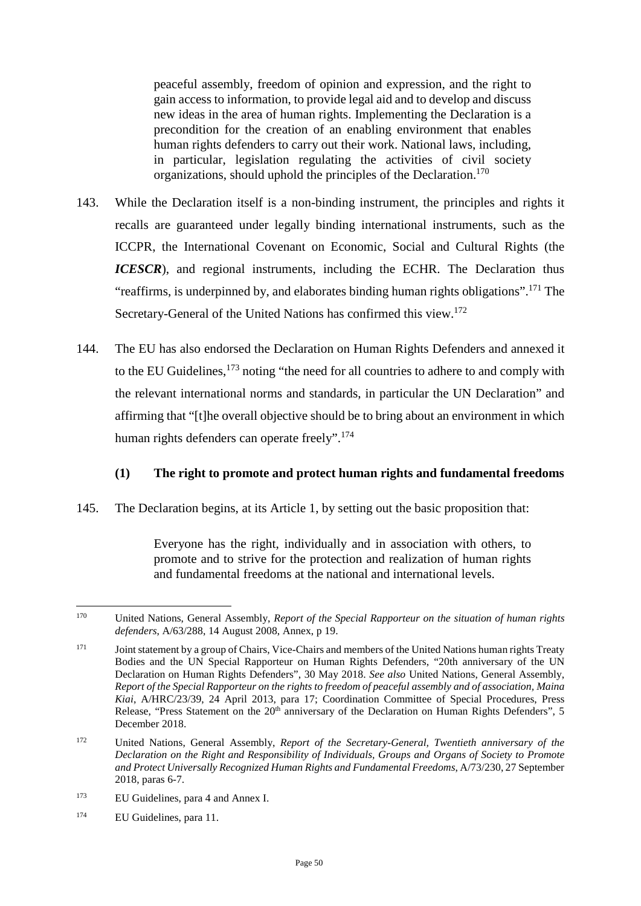> peaceful assembly, freedom of opinion and expression, and the right to gain access to information, to provide legal aid and to develop and discuss new ideas in the area of human rights. Implementing the Declaration is a precondition for the creation of an enabling environment that enables human rights defenders to carry out their work. National laws, including, in particular, legislation regulating the activities of civil society organizations, should uphold the principles of the Declaration.[170]

143. While the Declaration itself is a non-binding instrument, the principles and rights it recalls are guaranteed under legally binding international instruments, such as the ICCPR, the International Covenant on Economic, Social and Cultural Rights (the ***ICESCR***), and regional instruments, including the ECHR. The Declaration thus "reaffirms, is underpinned by, and elaborates binding human rights obligations".[171] The Secretary-General of the United Nations has confirmed this view.[172]

144. The EU has also endorsed the Declaration on Human Rights Defenders and annexed it to the EU Guidelines,[173] noting "the need for all countries to adhere to and comply with the relevant international norms and standards, in particular the UN Declaration" and affirming that "[t]he overall objective should be to bring about an environment in which human rights defenders can operate freely".[174]

### (1) The right to promote and protect human rights and fundamental freedoms

145. The Declaration begins, at its Article 1, by setting out the basic proposition that:

> Everyone has the right, individually and in association with others, to promote and to strive for the protection and realization of human rights and fundamental freedoms at the national and international levels.

---

[170] United Nations, General Assembly, *Report of the Special Rapporteur on the situation of human rights defenders*, A/63/288, 14 August 2008, Annex, p 19.

[171] Joint statement by a group of Chairs, Vice-Chairs and members of the United Nations human rights Treaty Bodies and the UN Special Rapporteur on Human Rights Defenders, "20th anniversary of the UN Declaration on Human Rights Defenders", 30 May 2018. *See also* United Nations, General Assembly, *Report of the Special Rapporteur on the rights to freedom of peaceful assembly and of association, Maina Kiai*, A/HRC/23/39, 24 April 2013, para 17; Coordination Committee of Special Procedures, Press Release, "Press Statement on the 20th anniversary of the Declaration on Human Rights Defenders", 5 December 2018.

[172] United Nations, General Assembly, *Report of the Secretary-General, Twentieth anniversary of the Declaration on the Right and Responsibility of Individuals, Groups and Organs of Society to Promote and Protect Universally Recognized Human Rights and Fundamental Freedoms*, A/73/230, 27 September 2018, paras 6-7.

[173] EU Guidelines, para 4 and Annex I.

[174] EU Guidelines, para 11.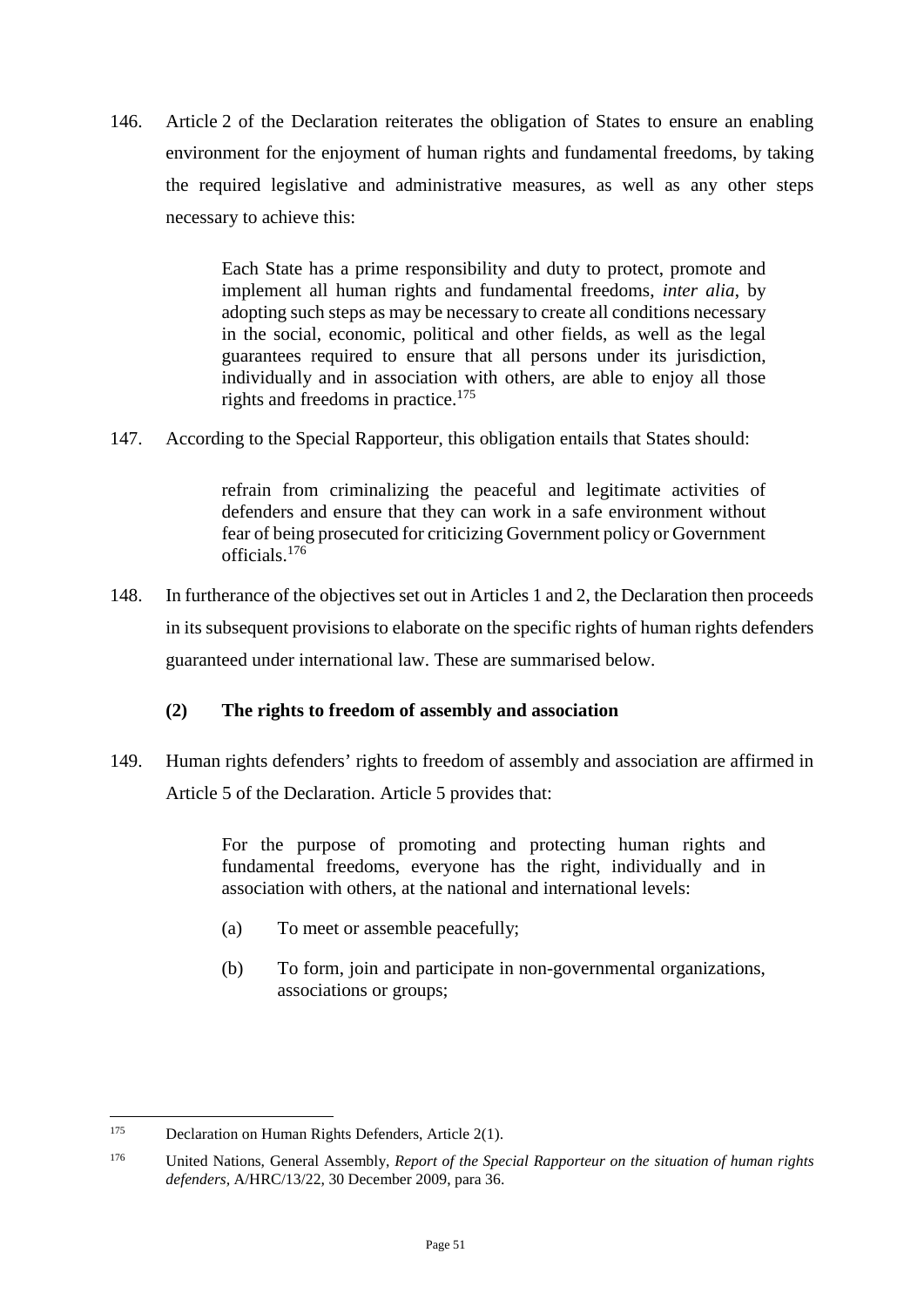146. Article 2 of the Declaration reiterates the obligation of States to ensure an enabling environment for the enjoyment of human rights and fundamental freedoms, by taking the required legislative and administrative measures, as well as any other steps necessary to achieve this:

> Each State has a prime responsibility and duty to protect, promote and implement all human rights and fundamental freedoms, *inter alia*, by adopting such steps as may be necessary to create all conditions necessary in the social, economic, political and other fields, as well as the legal guarantees required to ensure that all persons under its jurisdiction, individually and in association with others, are able to enjoy all those rights and freedoms in practice.[175]

147. According to the Special Rapporteur, this obligation entails that States should:

> refrain from criminalizing the peaceful and legitimate activities of defenders and ensure that they can work in a safe environment without fear of being prosecuted for criticizing Government policy or Government officials.[176]

148. In furtherance of the objectives set out in Articles 1 and 2, the Declaration then proceeds in its subsequent provisions to elaborate on the specific rights of human rights defenders guaranteed under international law. These are summarised below.

### (2) The rights to freedom of assembly and association

149. Human rights defenders' rights to freedom of assembly and association are affirmed in Article 5 of the Declaration. Article 5 provides that:

> For the purpose of promoting and protecting human rights and fundamental freedoms, everyone has the right, individually and in association with others, at the national and international levels:
>
> (a) To meet or assemble peacefully;
>
> (b) To form, join and participate in non-governmental organizations, associations or groups;

---

[175] Declaration on Human Rights Defenders, Article 2(1).

[176] United Nations, General Assembly, *Report of the Special Rapporteur on the situation of human rights defenders*, A/HRC/13/22, 30 December 2009, para 36.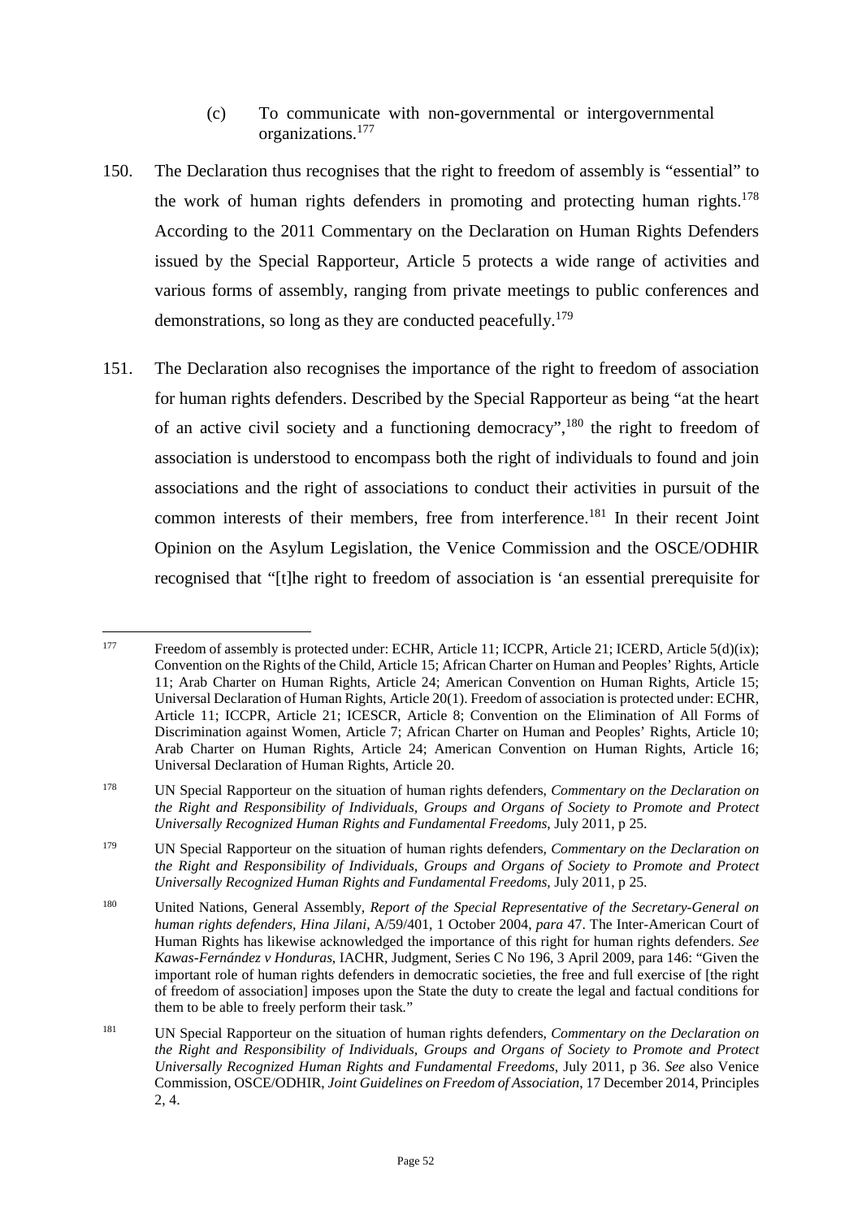(c) To communicate with non-governmental or intergovernmental organizations.[177]

150. The Declaration thus recognises that the right to freedom of assembly is "essential" to the work of human rights defenders in promoting and protecting human rights.[178] According to the 2011 Commentary on the Declaration on Human Rights Defenders issued by the Special Rapporteur, Article 5 protects a wide range of activities and various forms of assembly, ranging from private meetings to public conferences and demonstrations, so long as they are conducted peacefully.[179]

151. The Declaration also recognises the importance of the right to freedom of association for human rights defenders. Described by the Special Rapporteur as being "at the heart of an active civil society and a functioning democracy",[180] the right to freedom of association is understood to encompass both the right of individuals to found and join associations and the right of associations to conduct their activities in pursuit of the common interests of their members, free from interference.[181] In their recent Joint Opinion on the Asylum Legislation, the Venice Commission and the OSCE/ODHIR recognised that "[t]he right to freedom of association is 'an essential prerequisite for

---

[177] Freedom of assembly is protected under: ECHR, Article 11; ICCPR, Article 21; ICERD, Article 5(d)(ix); Convention on the Rights of the Child, Article 15; African Charter on Human and Peoples' Rights, Article 11; Arab Charter on Human Rights, Article 24; American Convention on Human Rights, Article 15; Universal Declaration of Human Rights, Article 20(1). Freedom of association is protected under: ECHR, Article 11; ICCPR, Article 21; ICESCR, Article 8; Convention on the Elimination of All Forms of Discrimination against Women, Article 7; African Charter on Human and Peoples' Rights, Article 10; Arab Charter on Human Rights, Article 24; American Convention on Human Rights, Article 16; Universal Declaration of Human Rights, Article 20.

[178] UN Special Rapporteur on the situation of human rights defenders, *Commentary on the Declaration on the Right and Responsibility of Individuals, Groups and Organs of Society to Promote and Protect Universally Recognized Human Rights and Fundamental Freedoms*, July 2011, p 25.

[179] UN Special Rapporteur on the situation of human rights defenders, *Commentary on the Declaration on the Right and Responsibility of Individuals, Groups and Organs of Society to Promote and Protect Universally Recognized Human Rights and Fundamental Freedoms*, July 2011, p 25.

[180] United Nations, General Assembly, *Report of the Special Representative of the Secretary-General on human rights defenders, Hina Jilani*, A/59/401, 1 October 2004, *para* 47. The Inter-American Court of Human Rights has likewise acknowledged the importance of this right for human rights defenders. *See Kawas-Fernández v Honduras*, IACHR, Judgment, Series C No 196, 3 April 2009, para 146: "Given the important role of human rights defenders in democratic societies, the free and full exercise of [the right of freedom of association] imposes upon the State the duty to create the legal and factual conditions for them to be able to freely perform their task."

[181] UN Special Rapporteur on the situation of human rights defenders, *Commentary on the Declaration on the Right and Responsibility of Individuals, Groups and Organs of Society to Promote and Protect Universally Recognized Human Rights and Fundamental Freedoms*, July 2011, p 36. *See* also Venice Commission, OSCE/ODHIR, *Joint Guidelines on Freedom of Association*, 17 December 2014, Principles 2, 4.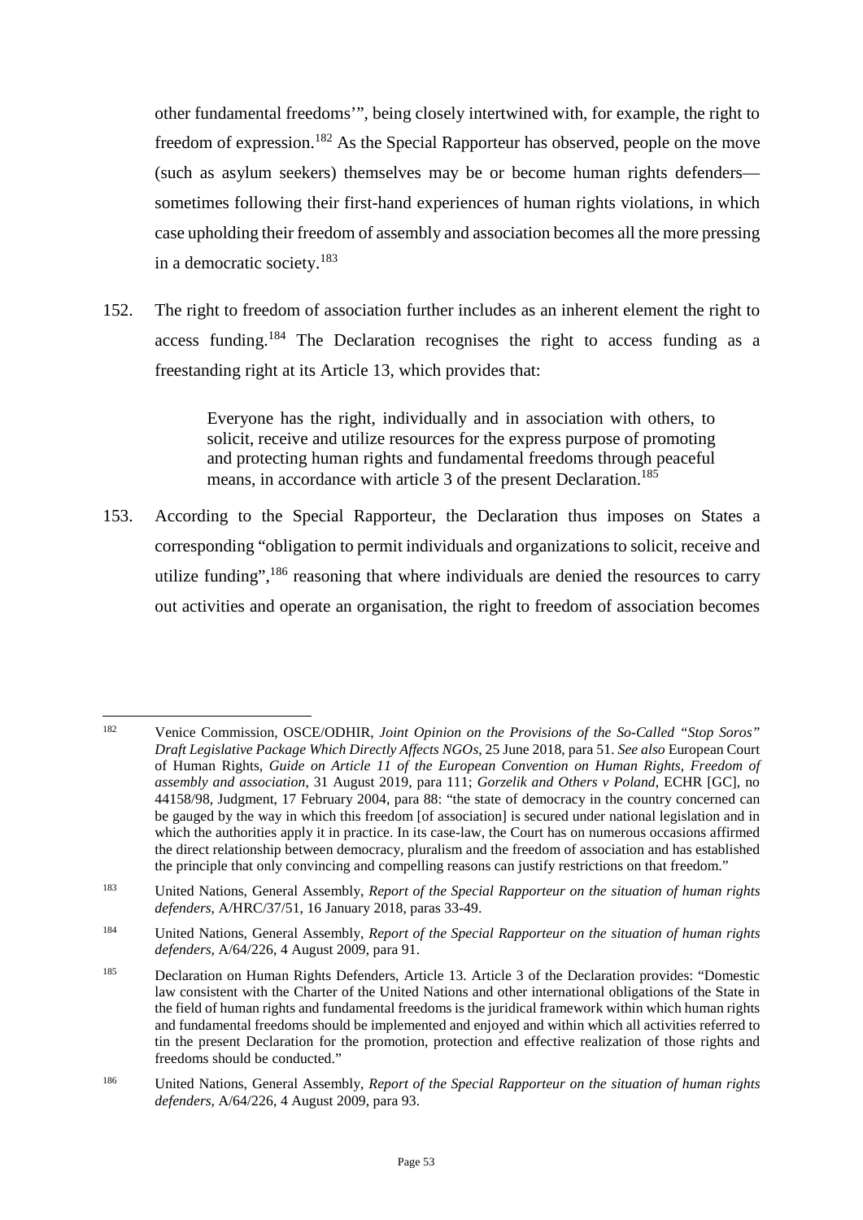other fundamental freedoms'", being closely intertwined with, for example, the right to freedom of expression.[182] As the Special Rapporteur has observed, people on the move (such as asylum seekers) themselves may be or become human rights defenders—sometimes following their first-hand experiences of human rights violations, in which case upholding their freedom of assembly and association becomes all the more pressing in a democratic society.[183]

152. The right to freedom of association further includes as an inherent element the right to access funding.[184] The Declaration recognises the right to access funding as a freestanding right at its Article 13, which provides that:

> Everyone has the right, individually and in association with others, to solicit, receive and utilize resources for the express purpose of promoting and protecting human rights and fundamental freedoms through peaceful means, in accordance with article 3 of the present Declaration.[185]

153. According to the Special Rapporteur, the Declaration thus imposes on States a corresponding "obligation to permit individuals and organizations to solicit, receive and utilize funding",[186] reasoning that where individuals are denied the resources to carry out activities and operate an organisation, the right to freedom of association becomes

---

[182] Venice Commission, OSCE/ODHIR, *Joint Opinion on the Provisions of the So-Called "Stop Soros" Draft Legislative Package Which Directly Affects NGOs*, 25 June 2018, para 51. *See also* European Court of Human Rights, *Guide on Article 11 of the European Convention on Human Rights, Freedom of assembly and association*, 31 August 2019, para 111; *Gorzelik and Others v Poland*, ECHR [GC], no 44158/98, Judgment, 17 February 2004, para 88: "the state of democracy in the country concerned can be gauged by the way in which this freedom [of association] is secured under national legislation and in which the authorities apply it in practice. In its case-law, the Court has on numerous occasions affirmed the direct relationship between democracy, pluralism and the freedom of association and has established the principle that only convincing and compelling reasons can justify restrictions on that freedom."

[183] United Nations, General Assembly, *Report of the Special Rapporteur on the situation of human rights defenders*, A/HRC/37/51, 16 January 2018, paras 33-49.

[184] United Nations, General Assembly, *Report of the Special Rapporteur on the situation of human rights defenders*, A/64/226, 4 August 2009, para 91.

[185] Declaration on Human Rights Defenders, Article 13. Article 3 of the Declaration provides: "Domestic law consistent with the Charter of the United Nations and other international obligations of the State in the field of human rights and fundamental freedoms is the juridical framework within which human rights and fundamental freedoms should be implemented and enjoyed and within which all activities referred to tin the present Declaration for the promotion, protection and effective realization of those rights and freedoms should be conducted."

[186] United Nations, General Assembly, *Report of the Special Rapporteur on the situation of human rights defenders*, A/64/226, 4 August 2009, para 93.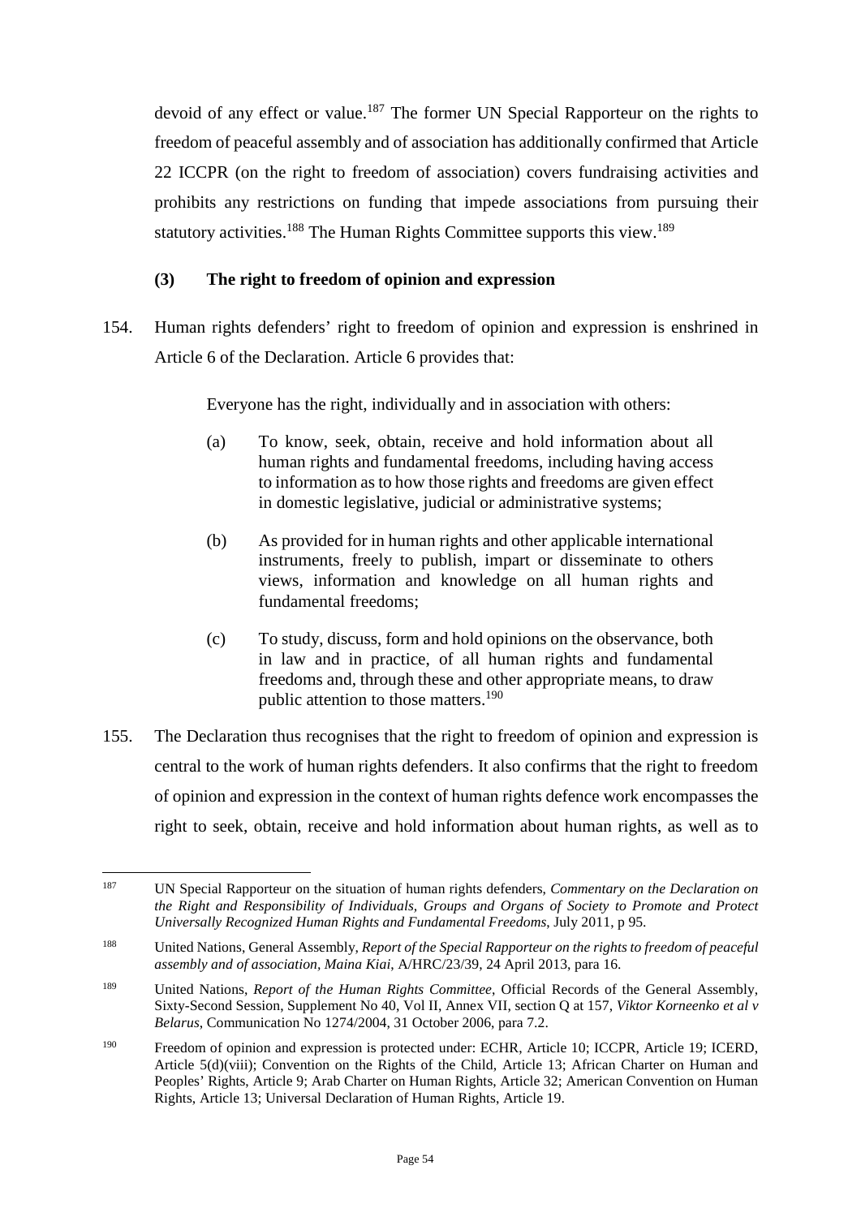devoid of any effect or value.[187] The former UN Special Rapporteur on the rights to freedom of peaceful assembly and of association has additionally confirmed that Article 22 ICCPR (on the right to freedom of association) covers fundraising activities and prohibits any restrictions on funding that impede associations from pursuing their statutory activities.[188] The Human Rights Committee supports this view.[189]

### (3) The right to freedom of opinion and expression

154. Human rights defenders' right to freedom of opinion and expression is enshrined in Article 6 of the Declaration. Article 6 provides that:

> Everyone has the right, individually and in association with others:
>
> (a) To know, seek, obtain, receive and hold information about all human rights and fundamental freedoms, including having access to information as to how those rights and freedoms are given effect in domestic legislative, judicial or administrative systems;
>
> (b) As provided for in human rights and other applicable international instruments, freely to publish, impart or disseminate to others views, information and knowledge on all human rights and fundamental freedoms;
>
> (c) To study, discuss, form and hold opinions on the observance, both in law and in practice, of all human rights and fundamental freedoms and, through these and other appropriate means, to draw public attention to those matters.[190]

155. The Declaration thus recognises that the right to freedom of opinion and expression is central to the work of human rights defenders. It also confirms that the right to freedom of opinion and expression in the context of human rights defence work encompasses the right to seek, obtain, receive and hold information about human rights, as well as to

---

[187] UN Special Rapporteur on the situation of human rights defenders, *Commentary on the Declaration on the Right and Responsibility of Individuals, Groups and Organs of Society to Promote and Protect Universally Recognized Human Rights and Fundamental Freedoms*, July 2011, p 95.

[188] United Nations, General Assembly, *Report of the Special Rapporteur on the rights to freedom of peaceful assembly and of association, Maina Kiai*, A/HRC/23/39, 24 April 2013, para 16.

[189] United Nations, *Report of the Human Rights Committee*, Official Records of the General Assembly, Sixty-Second Session, Supplement No 40, Vol II, Annex VII, section Q at 157, *Viktor Korneenko et al v Belarus*, Communication No 1274/2004, 31 October 2006, para 7.2.

[190] Freedom of opinion and expression is protected under: ECHR, Article 10; ICCPR, Article 19; ICERD, Article 5(d)(viii); Convention on the Rights of the Child, Article 13; African Charter on Human and Peoples' Rights, Article 9; Arab Charter on Human Rights, Article 32; American Convention on Human Rights, Article 13; Universal Declaration of Human Rights, Article 19.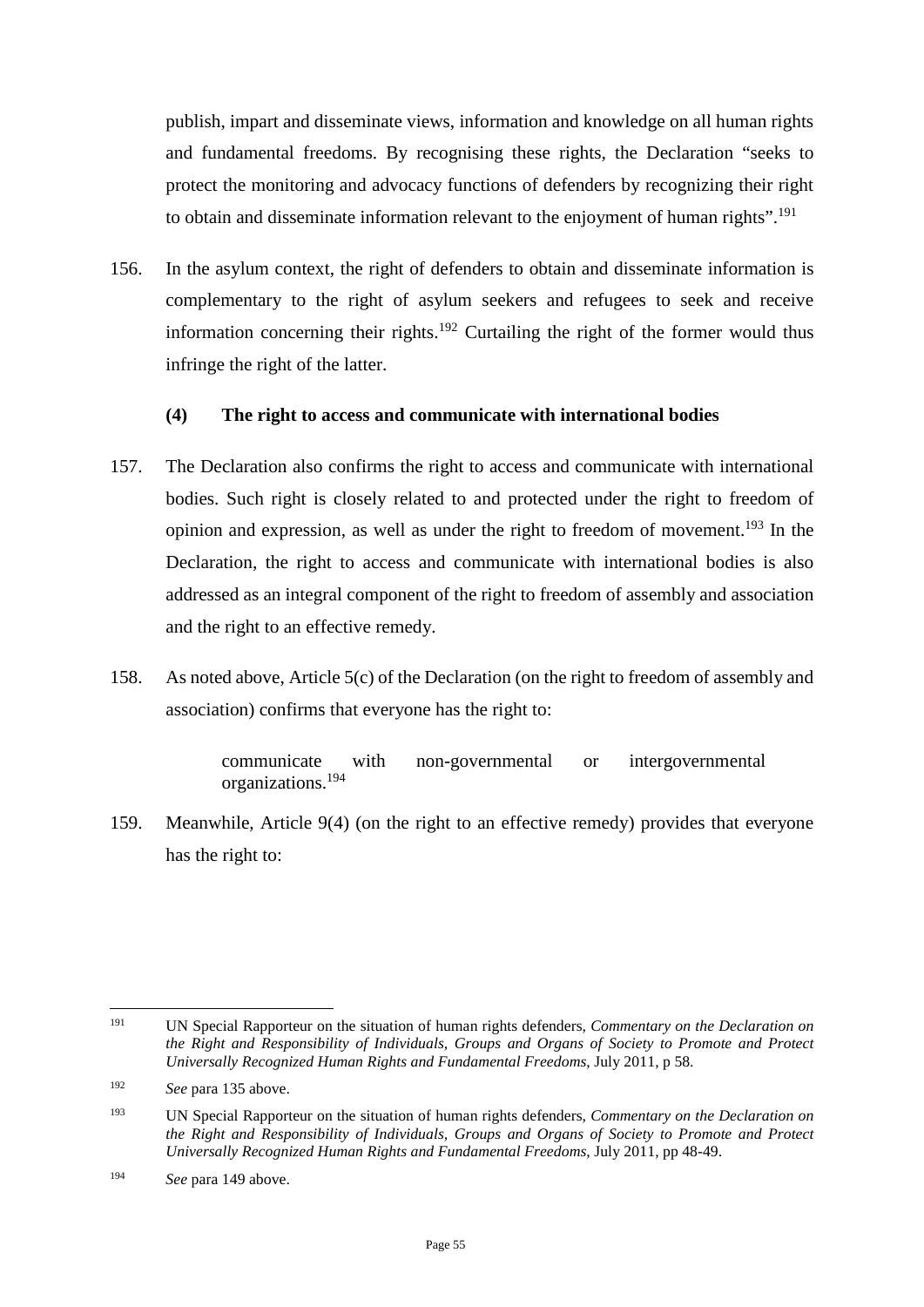publish, impart and disseminate views, information and knowledge on all human rights and fundamental freedoms. By recognising these rights, the Declaration "seeks to protect the monitoring and advocacy functions of defenders by recognizing their right to obtain and disseminate information relevant to the enjoyment of human rights".[191]

156. In the asylum context, the right of defenders to obtain and disseminate information is complementary to the right of asylum seekers and refugees to seek and receive information concerning their rights.[192] Curtailing the right of the former would thus infringe the right of the latter.

**(4) The right to access and communicate with international bodies**

157. The Declaration also confirms the right to access and communicate with international bodies. Such right is closely related to and protected under the right to freedom of opinion and expression, as well as under the right to freedom of movement.[193] In the Declaration, the right to access and communicate with international bodies is also addressed as an integral component of the right to freedom of assembly and association and the right to an effective remedy.

158. As noted above, Article 5(c) of the Declaration (on the right to freedom of assembly and association) confirms that everyone has the right to:

> communicate with non-governmental or intergovernmental organizations.[194]

159. Meanwhile, Article 9(4) (on the right to an effective remedy) provides that everyone has the right to:

---

[191] UN Special Rapporteur on the situation of human rights defenders, *Commentary on the Declaration on the Right and Responsibility of Individuals, Groups and Organs of Society to Promote and Protect Universally Recognized Human Rights and Fundamental Freedoms*, July 2011, p 58.

[192] *See* para 135 above.

[193] UN Special Rapporteur on the situation of human rights defenders, *Commentary on the Declaration on the Right and Responsibility of Individuals, Groups and Organs of Society to Promote and Protect Universally Recognized Human Rights and Fundamental Freedoms*, July 2011, pp 48-49.

[194] *See* para 149 above.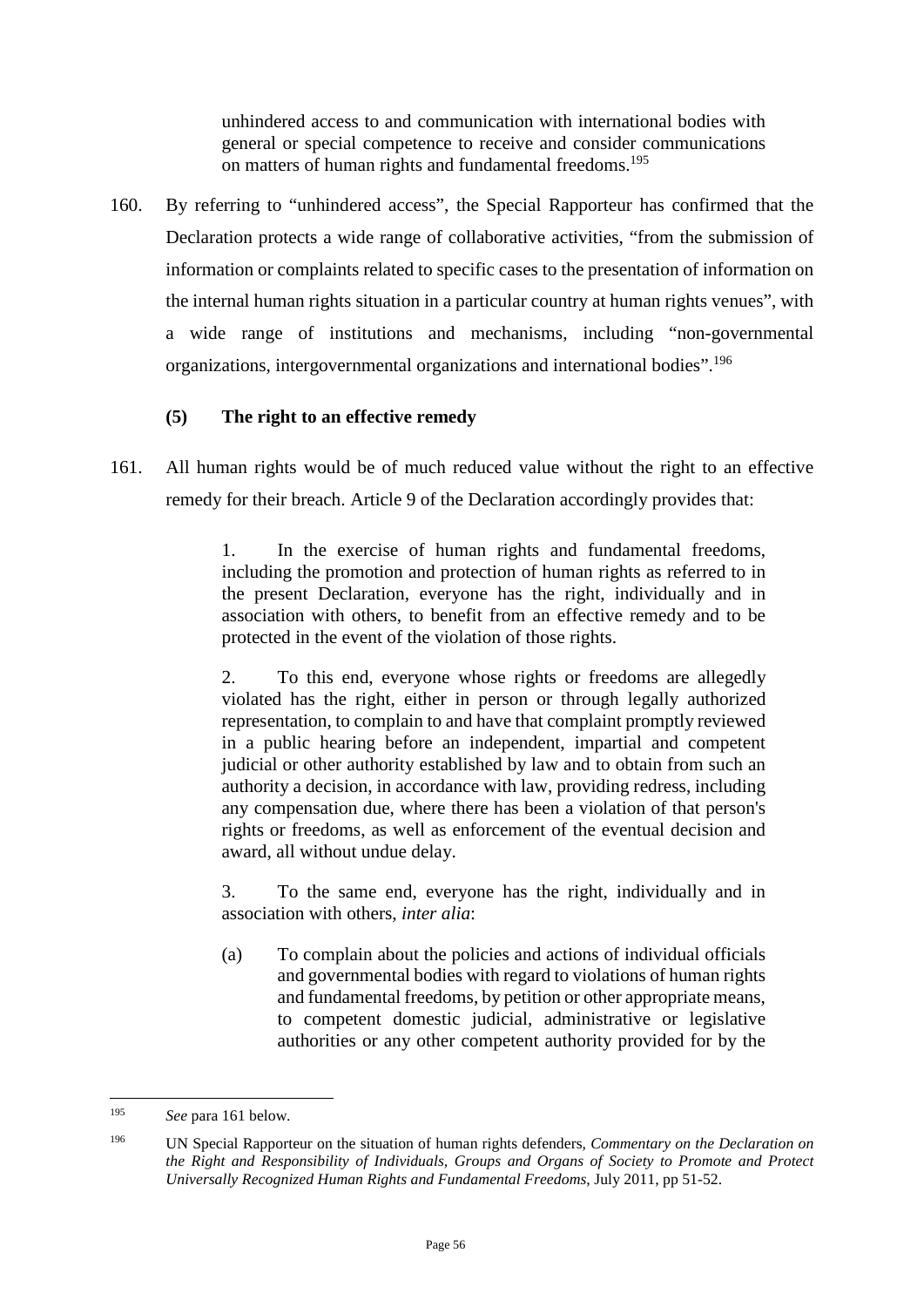> unhindered access to and communication with international bodies with general or special competence to receive and consider communications on matters of human rights and fundamental freedoms.[195]

160. By referring to "unhindered access", the Special Rapporteur has confirmed that the Declaration protects a wide range of collaborative activities, "from the submission of information or complaints related to specific cases to the presentation of information on the internal human rights situation in a particular country at human rights venues", with a wide range of institutions and mechanisms, including "non-governmental organizations, intergovernmental organizations and international bodies".[196]

### (5) The right to an effective remedy

161. All human rights would be of much reduced value without the right to an effective remedy for their breach. Article 9 of the Declaration accordingly provides that:

> 1. In the exercise of human rights and fundamental freedoms, including the promotion and protection of human rights as referred to in the present Declaration, everyone has the right, individually and in association with others, to benefit from an effective remedy and to be protected in the event of the violation of those rights.
>
> 2. To this end, everyone whose rights or freedoms are allegedly violated has the right, either in person or through legally authorized representation, to complain to and have that complaint promptly reviewed in a public hearing before an independent, impartial and competent judicial or other authority established by law and to obtain from such an authority a decision, in accordance with law, providing redress, including any compensation due, where there has been a violation of that person's rights or freedoms, as well as enforcement of the eventual decision and award, all without undue delay.
>
> 3. To the same end, everyone has the right, individually and in association with others, *inter alia*:
>
> (a) To complain about the policies and actions of individual officials and governmental bodies with regard to violations of human rights and fundamental freedoms, by petition or other appropriate means, to competent domestic judicial, administrative or legislative authorities or any other competent authority provided for by the

---

[195] *See* para 161 below.

[196] UN Special Rapporteur on the situation of human rights defenders, *Commentary on the Declaration on the Right and Responsibility of Individuals, Groups and Organs of Society to Promote and Protect Universally Recognized Human Rights and Fundamental Freedoms*, July 2011, pp 51-52.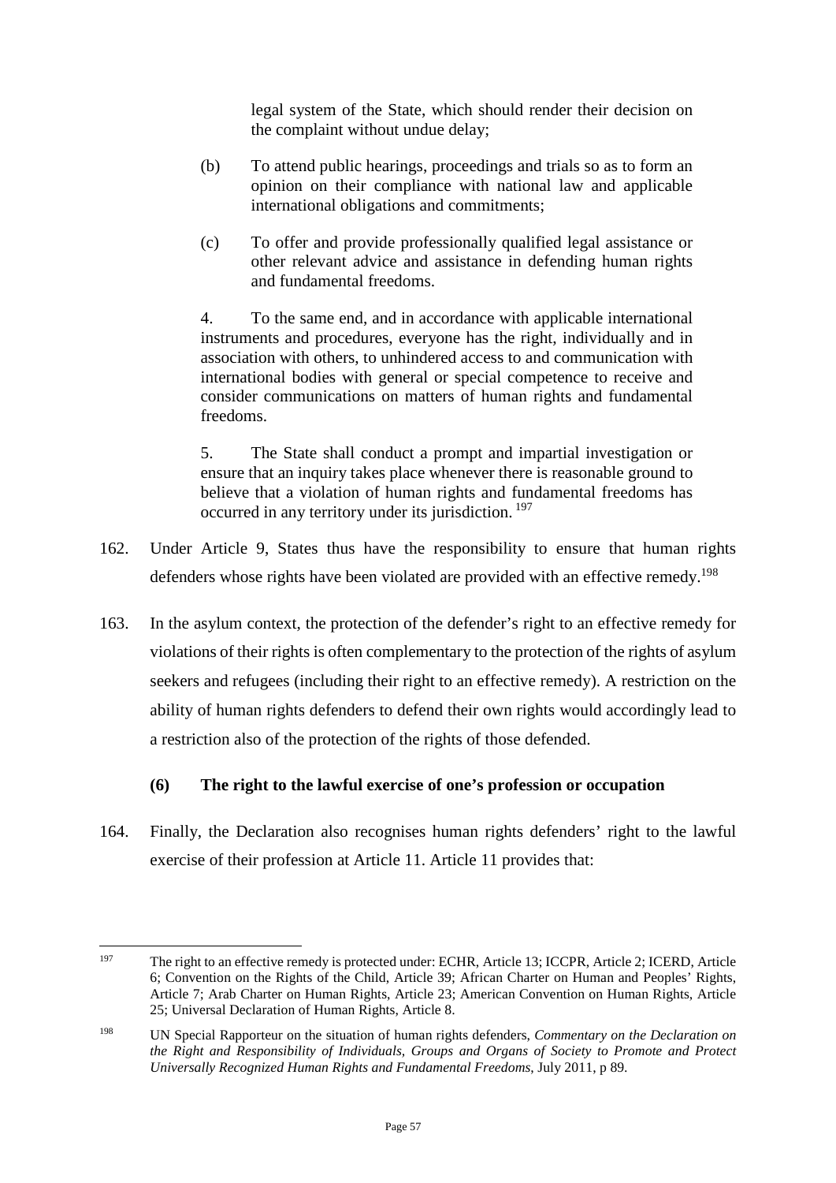legal system of the State, which should render their decision on the complaint without undue delay;

(b) To attend public hearings, proceedings and trials so as to form an opinion on their compliance with national law and applicable international obligations and commitments;

(c) To offer and provide professionally qualified legal assistance or other relevant advice and assistance in defending human rights and fundamental freedoms.

4. To the same end, and in accordance with applicable international instruments and procedures, everyone has the right, individually and in association with others, to unhindered access to and communication with international bodies with general or special competence to receive and consider communications on matters of human rights and fundamental freedoms.

5. The State shall conduct a prompt and impartial investigation or ensure that an inquiry takes place whenever there is reasonable ground to believe that a violation of human rights and fundamental freedoms has occurred in any territory under its jurisdiction. [197]

162. Under Article 9, States thus have the responsibility to ensure that human rights defenders whose rights have been violated are provided with an effective remedy.[198]

163. In the asylum context, the protection of the defender's right to an effective remedy for violations of their rights is often complementary to the protection of the rights of asylum seekers and refugees (including their right to an effective remedy). A restriction on the ability of human rights defenders to defend their own rights would accordingly lead to a restriction also of the protection of the rights of those defended.

### (6) The right to the lawful exercise of one's profession or occupation

164. Finally, the Declaration also recognises human rights defenders' right to the lawful exercise of their profession at Article 11. Article 11 provides that:

---

[197] The right to an effective remedy is protected under: ECHR, Article 13; ICCPR, Article 2; ICERD, Article 6; Convention on the Rights of the Child, Article 39; African Charter on Human and Peoples' Rights, Article 7; Arab Charter on Human Rights, Article 23; American Convention on Human Rights, Article 25; Universal Declaration of Human Rights, Article 8.

[198] UN Special Rapporteur on the situation of human rights defenders, *Commentary on the Declaration on the Right and Responsibility of Individuals, Groups and Organs of Society to Promote and Protect Universally Recognized Human Rights and Fundamental Freedoms*, July 2011, p 89.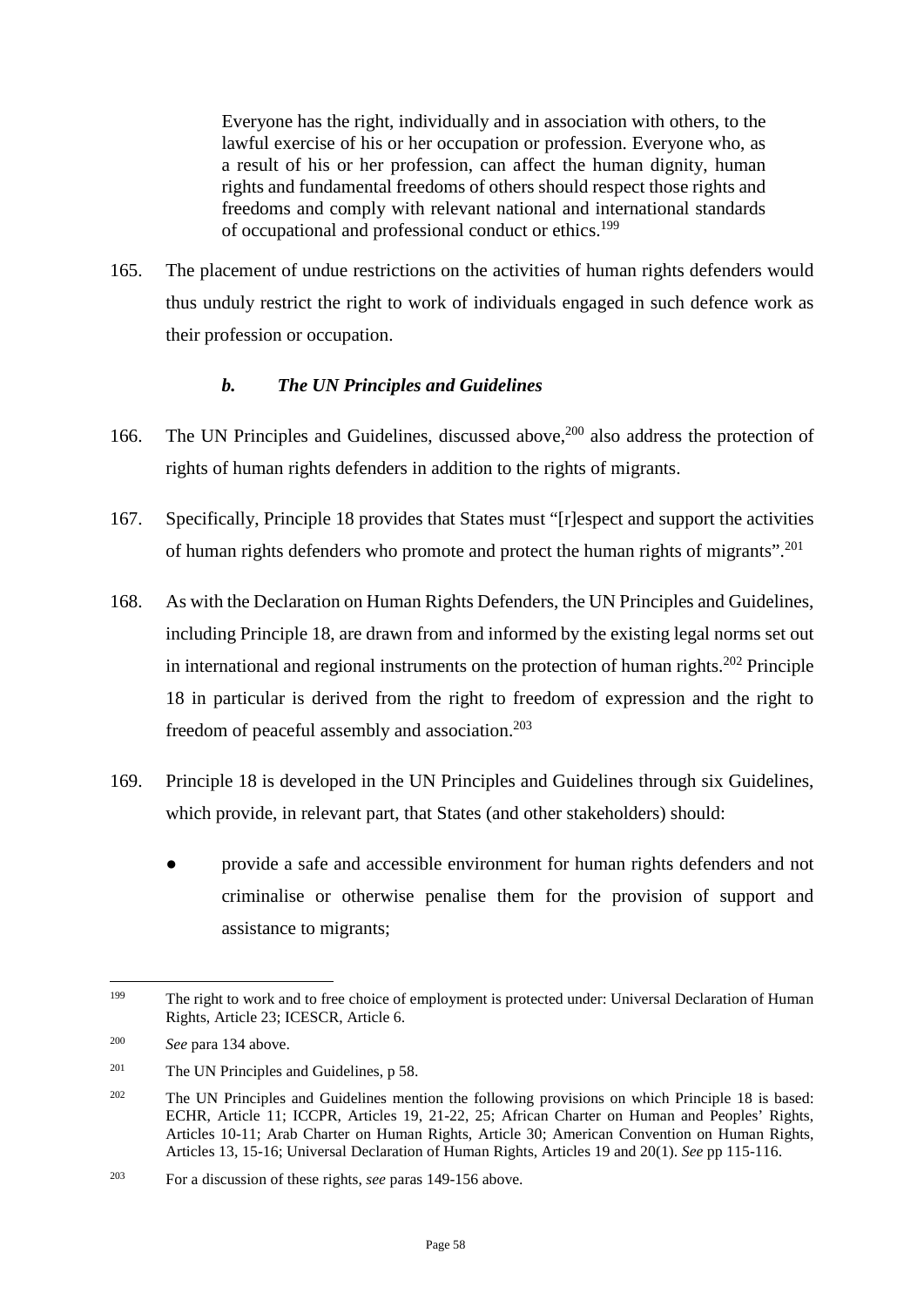> Everyone has the right, individually and in association with others, to the lawful exercise of his or her occupation or profession. Everyone who, as a result of his or her profession, can affect the human dignity, human rights and fundamental freedoms of others should respect those rights and freedoms and comply with relevant national and international standards of occupational and professional conduct or ethics.[199]

165. The placement of undue restrictions on the activities of human rights defenders would thus unduly restrict the right to work of individuals engaged in such defence work as their profession or occupation.

#### *b. The UN Principles and Guidelines*

166. The UN Principles and Guidelines, discussed above,[200] also address the protection of rights of human rights defenders in addition to the rights of migrants.

167. Specifically, Principle 18 provides that States must "[r]espect and support the activities of human rights defenders who promote and protect the human rights of migrants".[201]

168. As with the Declaration on Human Rights Defenders, the UN Principles and Guidelines, including Principle 18, are drawn from and informed by the existing legal norms set out in international and regional instruments on the protection of human rights.[202] Principle 18 in particular is derived from the right to freedom of expression and the right to freedom of peaceful assembly and association.[203]

169. Principle 18 is developed in the UN Principles and Guidelines through six Guidelines, which provide, in relevant part, that States (and other stakeholders) should:

- provide a safe and accessible environment for human rights defenders and not criminalise or otherwise penalise them for the provision of support and assistance to migrants;

---

[199] The right to work and to free choice of employment is protected under: Universal Declaration of Human Rights, Article 23; ICESCR, Article 6.

[200] *See* para 134 above.

[201] The UN Principles and Guidelines, p 58.

[202] The UN Principles and Guidelines mention the following provisions on which Principle 18 is based: ECHR, Article 11; ICCPR, Articles 19, 21-22, 25; African Charter on Human and Peoples' Rights, Articles 10-11; Arab Charter on Human Rights, Article 30; American Convention on Human Rights, Articles 13, 15-16; Universal Declaration of Human Rights, Articles 19 and 20(1). *See* pp 115-116.

[203] For a discussion of these rights, *see* paras 149-156 above.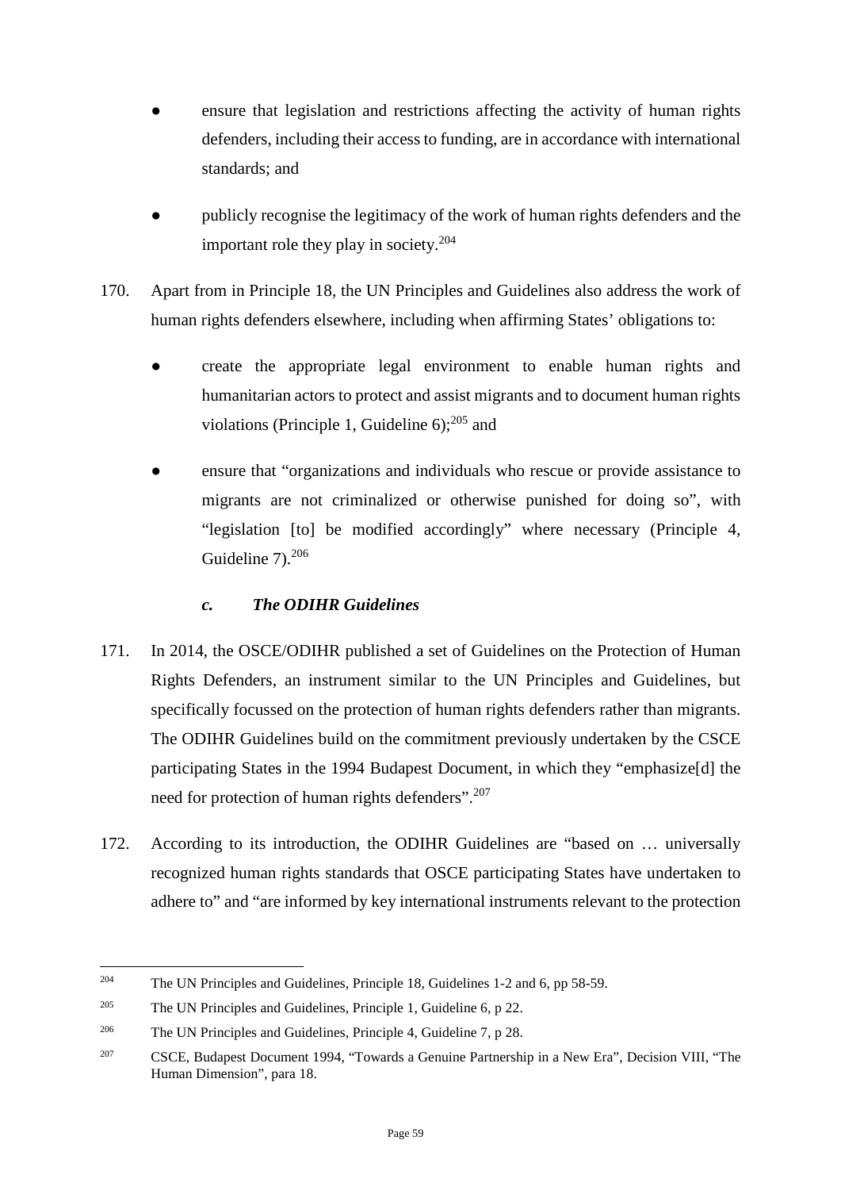- ensure that legislation and restrictions affecting the activity of human rights defenders, including their access to funding, are in accordance with international standards; and
- publicly recognise the legitimacy of the work of human rights defenders and the important role they play in society.[204]

170. Apart from in Principle 18, the UN Principles and Guidelines also address the work of human rights defenders elsewhere, including when affirming States' obligations to:

- create the appropriate legal environment to enable human rights and humanitarian actors to protect and assist migrants and to document human rights violations (Principle 1, Guideline 6);[205] and
- ensure that "organizations and individuals who rescue or provide assistance to migrants are not criminalized or otherwise punished for doing so", with "legislation [to] be modified accordingly" where necessary (Principle 4, Guideline 7).[206]

### *c. The ODIHR Guidelines*

171. In 2014, the OSCE/ODIHR published a set of Guidelines on the Protection of Human Rights Defenders, an instrument similar to the UN Principles and Guidelines, but specifically focussed on the protection of human rights defenders rather than migrants. The ODIHR Guidelines build on the commitment previously undertaken by the CSCE participating States in the 1994 Budapest Document, in which they "emphasize[d] the need for protection of human rights defenders".[207]

172. According to its introduction, the ODIHR Guidelines are "based on … universally recognized human rights standards that OSCE participating States have undertaken to adhere to" and "are informed by key international instruments relevant to the protection

---

[204] The UN Principles and Guidelines, Principle 18, Guidelines 1-2 and 6, pp 58-59.

[205] The UN Principles and Guidelines, Principle 1, Guideline 6, p 22.

[206] The UN Principles and Guidelines, Principle 4, Guideline 7, p 28.

[207] CSCE, Budapest Document 1994, "Towards a Genuine Partnership in a New Era", Decision VIII, "The Human Dimension", para 18.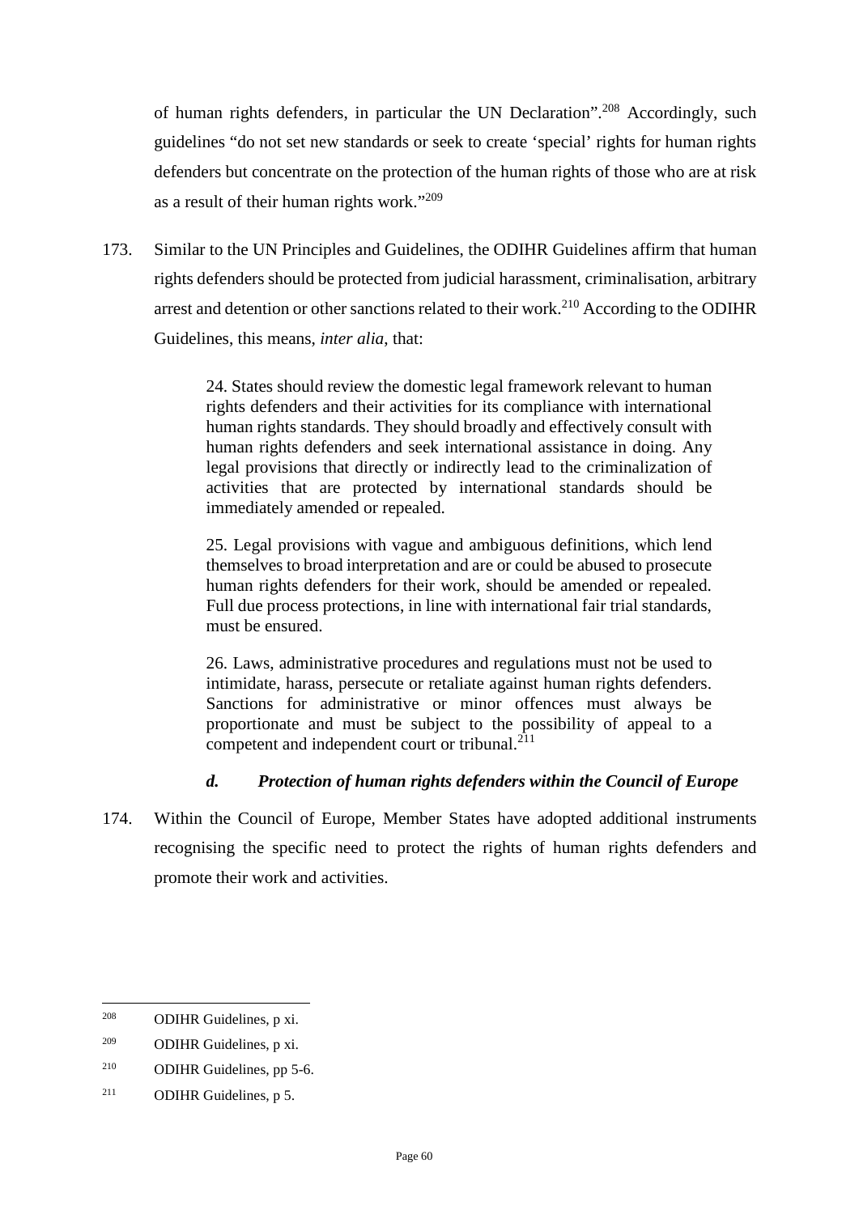of human rights defenders, in particular the UN Declaration".[208] Accordingly, such guidelines "do not set new standards or seek to create 'special' rights for human rights defenders but concentrate on the protection of the human rights of those who are at risk as a result of their human rights work."[209]

173. Similar to the UN Principles and Guidelines, the ODIHR Guidelines affirm that human rights defenders should be protected from judicial harassment, criminalisation, arbitrary arrest and detention or other sanctions related to their work.[210] According to the ODIHR Guidelines, this means, *inter alia*, that:

> 24. States should review the domestic legal framework relevant to human rights defenders and their activities for its compliance with international human rights standards. They should broadly and effectively consult with human rights defenders and seek international assistance in doing. Any legal provisions that directly or indirectly lead to the criminalization of activities that are protected by international standards should be immediately amended or repealed.
>
> 25. Legal provisions with vague and ambiguous definitions, which lend themselves to broad interpretation and are or could be abused to prosecute human rights defenders for their work, should be amended or repealed. Full due process protections, in line with international fair trial standards, must be ensured.
>
> 26. Laws, administrative procedures and regulations must not be used to intimidate, harass, persecute or retaliate against human rights defenders. Sanctions for administrative or minor offences must always be proportionate and must be subject to the possibility of appeal to a competent and independent court or tribunal.[211]

### *d. Protection of human rights defenders within the Council of Europe*

174. Within the Council of Europe, Member States have adopted additional instruments recognising the specific need to protect the rights of human rights defenders and promote their work and activities.

---

[208] ODIHR Guidelines, p xi.

[209] ODIHR Guidelines, p xi.

[210] ODIHR Guidelines, pp 5-6.

[211] ODIHR Guidelines, p 5.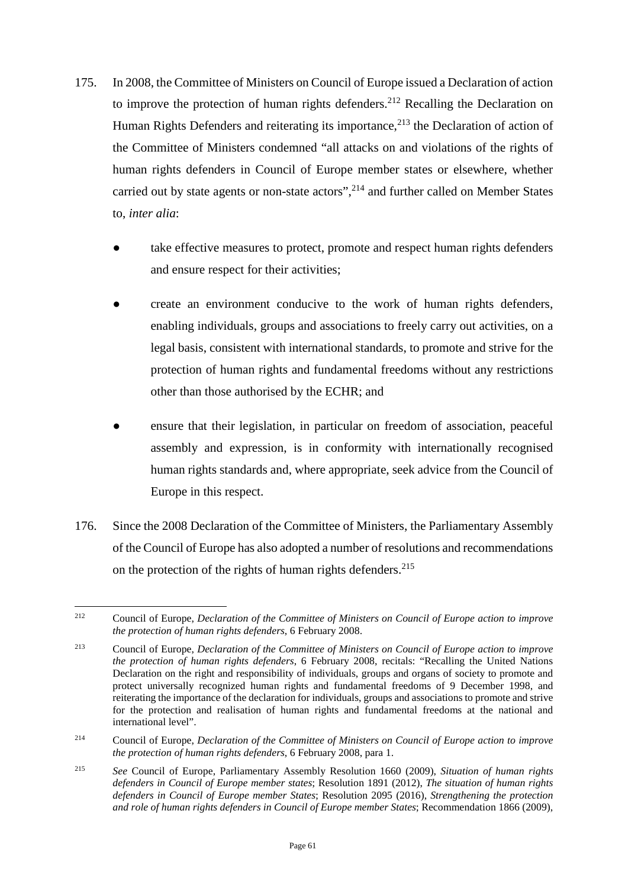175. In 2008, the Committee of Ministers on Council of Europe issued a Declaration of action to improve the protection of human rights defenders.[212] Recalling the Declaration on Human Rights Defenders and reiterating its importance,[213] the Declaration of action of the Committee of Ministers condemned "all attacks on and violations of the rights of human rights defenders in Council of Europe member states or elsewhere, whether carried out by state agents or non-state actors",[214] and further called on Member States to, *inter alia*:

- take effective measures to protect, promote and respect human rights defenders and ensure respect for their activities;
- create an environment conducive to the work of human rights defenders, enabling individuals, groups and associations to freely carry out activities, on a legal basis, consistent with international standards, to promote and strive for the protection of human rights and fundamental freedoms without any restrictions other than those authorised by the ECHR; and
- ensure that their legislation, in particular on freedom of association, peaceful assembly and expression, is in conformity with internationally recognised human rights standards and, where appropriate, seek advice from the Council of Europe in this respect.

176. Since the 2008 Declaration of the Committee of Ministers, the Parliamentary Assembly of the Council of Europe has also adopted a number of resolutions and recommendations on the protection of the rights of human rights defenders.[215]

---

[212] Council of Europe, *Declaration of the Committee of Ministers on Council of Europe action to improve the protection of human rights defenders*, 6 February 2008.

[213] Council of Europe, *Declaration of the Committee of Ministers on Council of Europe action to improve the protection of human rights defenders*, 6 February 2008, recitals: "Recalling the United Nations Declaration on the right and responsibility of individuals, groups and organs of society to promote and protect universally recognized human rights and fundamental freedoms of 9 December 1998, and reiterating the importance of the declaration for individuals, groups and associations to promote and strive for the protection and realisation of human rights and fundamental freedoms at the national and international level".

[214] Council of Europe, *Declaration of the Committee of Ministers on Council of Europe action to improve the protection of human rights defenders*, 6 February 2008, para 1.

[215] *See* Council of Europe, Parliamentary Assembly Resolution 1660 (2009), *Situation of human rights defenders in Council of Europe member states*; Resolution 1891 (2012), *The situation of human rights defenders in Council of Europe member States*; Resolution 2095 (2016), *Strengthening the protection and role of human rights defenders in Council of Europe member States*; Recommendation 1866 (2009),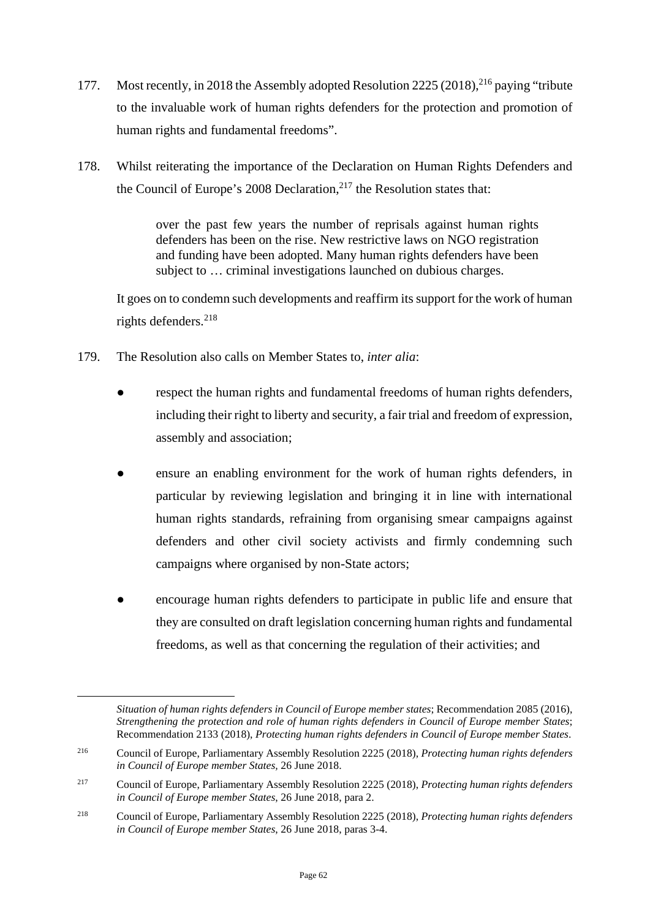177. Most recently, in 2018 the Assembly adopted Resolution 2225 (2018),[216] paying "tribute to the invaluable work of human rights defenders for the protection and promotion of human rights and fundamental freedoms".

178. Whilst reiterating the importance of the Declaration on Human Rights Defenders and the Council of Europe's 2008 Declaration,[217] the Resolution states that:

> over the past few years the number of reprisals against human rights defenders has been on the rise. New restrictive laws on NGO registration and funding have been adopted. Many human rights defenders have been subject to … criminal investigations launched on dubious charges.

It goes on to condemn such developments and reaffirm its support for the work of human rights defenders.[218]

179. The Resolution also calls on Member States to, *inter alia*:

- respect the human rights and fundamental freedoms of human rights defenders, including their right to liberty and security, a fair trial and freedom of expression, assembly and association;
- ensure an enabling environment for the work of human rights defenders, in particular by reviewing legislation and bringing it in line with international human rights standards, refraining from organising smear campaigns against defenders and other civil society activists and firmly condemning such campaigns where organised by non-State actors;
- encourage human rights defenders to participate in public life and ensure that they are consulted on draft legislation concerning human rights and fundamental freedoms, as well as that concerning the regulation of their activities; and

---

*Situation of human rights defenders in Council of Europe member states*; Recommendation 2085 (2016), *Strengthening the protection and role of human rights defenders in Council of Europe member States*; Recommendation 2133 (2018), *Protecting human rights defenders in Council of Europe member States*.

[216] Council of Europe, Parliamentary Assembly Resolution 2225 (2018), *Protecting human rights defenders in Council of Europe member States*, 26 June 2018.

[217] Council of Europe, Parliamentary Assembly Resolution 2225 (2018), *Protecting human rights defenders in Council of Europe member States*, 26 June 2018, para 2.

[218] Council of Europe, Parliamentary Assembly Resolution 2225 (2018), *Protecting human rights defenders in Council of Europe member States*, 26 June 2018, paras 3-4.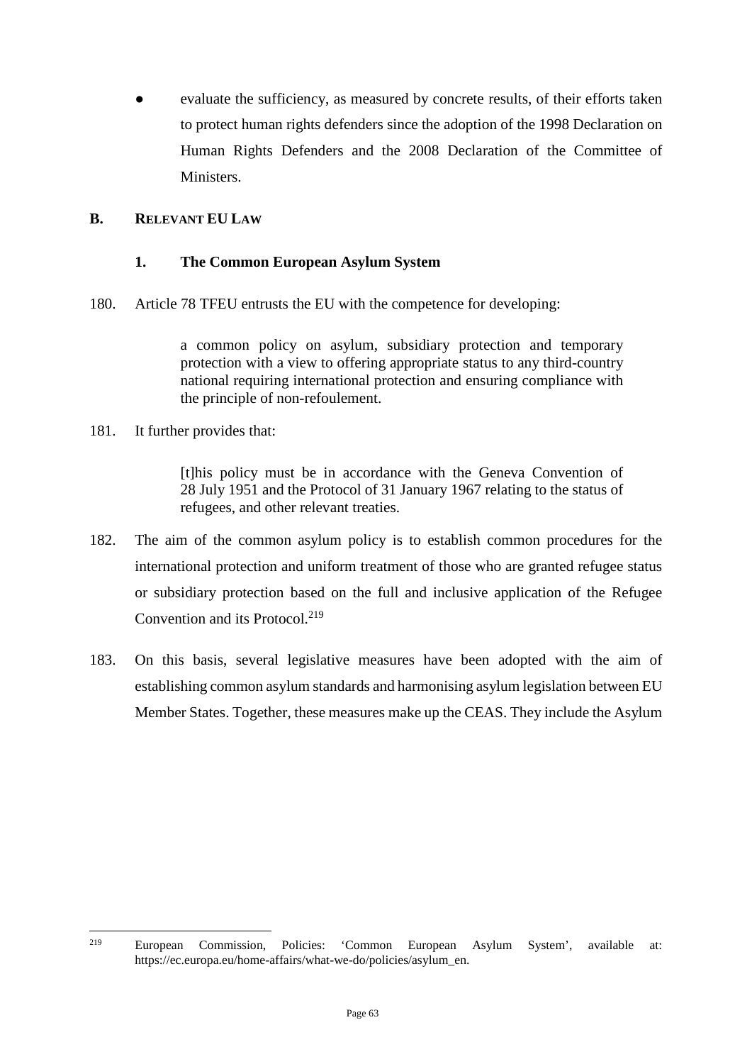- evaluate the sufficiency, as measured by concrete results, of their efforts taken to protect human rights defenders since the adoption of the 1998 Declaration on Human Rights Defenders and the 2008 Declaration of the Committee of Ministers.

## B. RELEVANT EU LAW

### 1. The Common European Asylum System

180. Article 78 TFEU entrusts the EU with the competence for developing:

> a common policy on asylum, subsidiary protection and temporary protection with a view to offering appropriate status to any third-country national requiring international protection and ensuring compliance with the principle of non-refoulement.

181. It further provides that:

> [t]his policy must be in accordance with the Geneva Convention of 28 July 1951 and the Protocol of 31 January 1967 relating to the status of refugees, and other relevant treaties.

182. The aim of the common asylum policy is to establish common procedures for the international protection and uniform treatment of those who are granted refugee status or subsidiary protection based on the full and inclusive application of the Refugee Convention and its Protocol.[219]

183. On this basis, several legislative measures have been adopted with the aim of establishing common asylum standards and harmonising asylum legislation between EU Member States. Together, these measures make up the CEAS. They include the Asylum

---

[219] European Commission, Policies: 'Common European Asylum System', available at: https://ec.europa.eu/home-affairs/what-we-do/policies/asylum_en.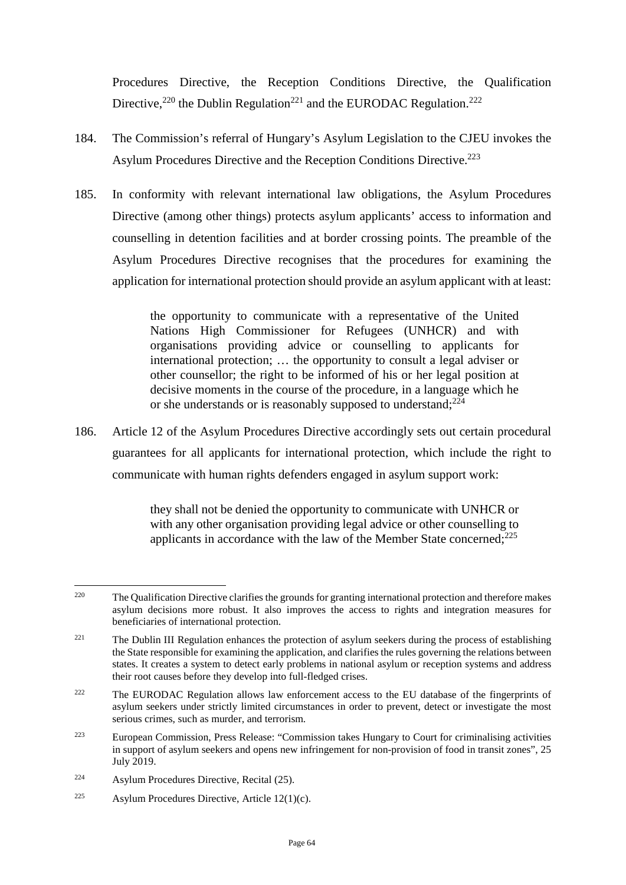Procedures Directive, the Reception Conditions Directive, the Qualification Directive,[220] the Dublin Regulation[221] and the EURODAC Regulation.[222]

184. The Commission's referral of Hungary's Asylum Legislation to the CJEU invokes the Asylum Procedures Directive and the Reception Conditions Directive.[223]

185. In conformity with relevant international law obligations, the Asylum Procedures Directive (among other things) protects asylum applicants' access to information and counselling in detention facilities and at border crossing points. The preamble of the Asylum Procedures Directive recognises that the procedures for examining the application for international protection should provide an asylum applicant with at least:

> the opportunity to communicate with a representative of the United Nations High Commissioner for Refugees (UNHCR) and with organisations providing advice or counselling to applicants for international protection; … the opportunity to consult a legal adviser or other counsellor; the right to be informed of his or her legal position at decisive moments in the course of the procedure, in a language which he or she understands or is reasonably supposed to understand;[224]

186. Article 12 of the Asylum Procedures Directive accordingly sets out certain procedural guarantees for all applicants for international protection, which include the right to communicate with human rights defenders engaged in asylum support work:

> they shall not be denied the opportunity to communicate with UNHCR or with any other organisation providing legal advice or other counselling to applicants in accordance with the law of the Member State concerned;[225]

---

[220] The Qualification Directive clarifies the grounds for granting international protection and therefore makes asylum decisions more robust. It also improves the access to rights and integration measures for beneficiaries of international protection.

[221] The Dublin III Regulation enhances the protection of asylum seekers during the process of establishing the State responsible for examining the application, and clarifies the rules governing the relations between states. It creates a system to detect early problems in national asylum or reception systems and address their root causes before they develop into full-fledged crises.

[222] The EURODAC Regulation allows law enforcement access to the EU database of the fingerprints of asylum seekers under strictly limited circumstances in order to prevent, detect or investigate the most serious crimes, such as murder, and terrorism.

[223] European Commission, Press Release: "Commission takes Hungary to Court for criminalising activities in support of asylum seekers and opens new infringement for non-provision of food in transit zones", 25 July 2019.

[224] Asylum Procedures Directive, Recital (25).

[225] Asylum Procedures Directive, Article 12(1)(c).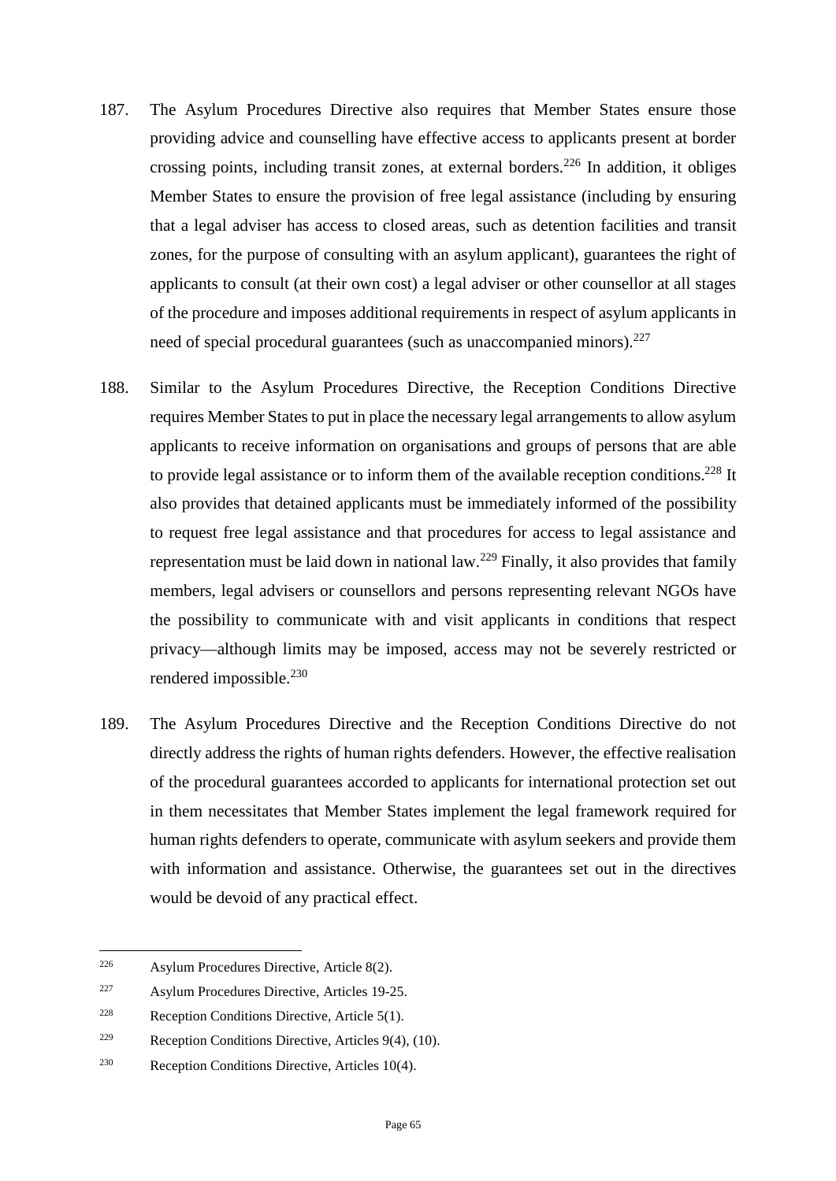187. The Asylum Procedures Directive also requires that Member States ensure those providing advice and counselling have effective access to applicants present at border crossing points, including transit zones, at external borders.[226] In addition, it obliges Member States to ensure the provision of free legal assistance (including by ensuring that a legal adviser has access to closed areas, such as detention facilities and transit zones, for the purpose of consulting with an asylum applicant), guarantees the right of applicants to consult (at their own cost) a legal adviser or other counsellor at all stages of the procedure and imposes additional requirements in respect of asylum applicants in need of special procedural guarantees (such as unaccompanied minors).[227]

188. Similar to the Asylum Procedures Directive, the Reception Conditions Directive requires Member States to put in place the necessary legal arrangements to allow asylum applicants to receive information on organisations and groups of persons that are able to provide legal assistance or to inform them of the available reception conditions.[228] It also provides that detained applicants must be immediately informed of the possibility to request free legal assistance and that procedures for access to legal assistance and representation must be laid down in national law.[229] Finally, it also provides that family members, legal advisers or counsellors and persons representing relevant NGOs have the possibility to communicate with and visit applicants in conditions that respect privacy—although limits may be imposed, access may not be severely restricted or rendered impossible.[230]

189. The Asylum Procedures Directive and the Reception Conditions Directive do not directly address the rights of human rights defenders. However, the effective realisation of the procedural guarantees accorded to applicants for international protection set out in them necessitates that Member States implement the legal framework required for human rights defenders to operate, communicate with asylum seekers and provide them with information and assistance. Otherwise, the guarantees set out in the directives would be devoid of any practical effect.

---

[226] Asylum Procedures Directive, Article 8(2).

[227] Asylum Procedures Directive, Articles 19-25.

[228] Reception Conditions Directive, Article 5(1).

[229] Reception Conditions Directive, Articles 9(4), (10).

[230] Reception Conditions Directive, Articles 10(4).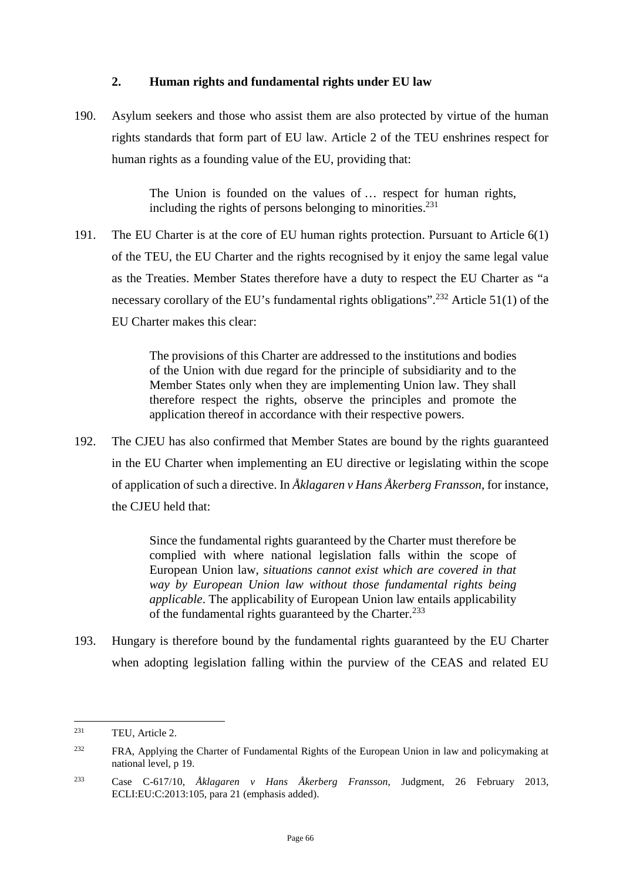### 2. Human rights and fundamental rights under EU law

190. Asylum seekers and those who assist them are also protected by virtue of the human rights standards that form part of EU law. Article 2 of the TEU enshrines respect for human rights as a founding value of the EU, providing that:

> The Union is founded on the values of … respect for human rights, including the rights of persons belonging to minorities.[231]

191. The EU Charter is at the core of EU human rights protection. Pursuant to Article 6(1) of the TEU, the EU Charter and the rights recognised by it enjoy the same legal value as the Treaties. Member States therefore have a duty to respect the EU Charter as "a necessary corollary of the EU's fundamental rights obligations".[232] Article 51(1) of the EU Charter makes this clear:

> The provisions of this Charter are addressed to the institutions and bodies of the Union with due regard for the principle of subsidiarity and to the Member States only when they are implementing Union law. They shall therefore respect the rights, observe the principles and promote the application thereof in accordance with their respective powers.

192. The CJEU has also confirmed that Member States are bound by the rights guaranteed in the EU Charter when implementing an EU directive or legislating within the scope of application of such a directive. In *Åklagaren v Hans Åkerberg Fransson*, for instance, the CJEU held that:

> Since the fundamental rights guaranteed by the Charter must therefore be complied with where national legislation falls within the scope of European Union law, *situations cannot exist which are covered in that way by European Union law without those fundamental rights being applicable*. The applicability of European Union law entails applicability of the fundamental rights guaranteed by the Charter.[233]

193. Hungary is therefore bound by the fundamental rights guaranteed by the EU Charter when adopting legislation falling within the purview of the CEAS and related EU

---

[231] TEU, Article 2.

[232] FRA, Applying the Charter of Fundamental Rights of the European Union in law and policymaking at national level, p 19.

[233] Case C-617/10, *Åklagaren v Hans Åkerberg Fransson*, Judgment, 26 February 2013, ECLI:EU:C:2013:105, para 21 (emphasis added).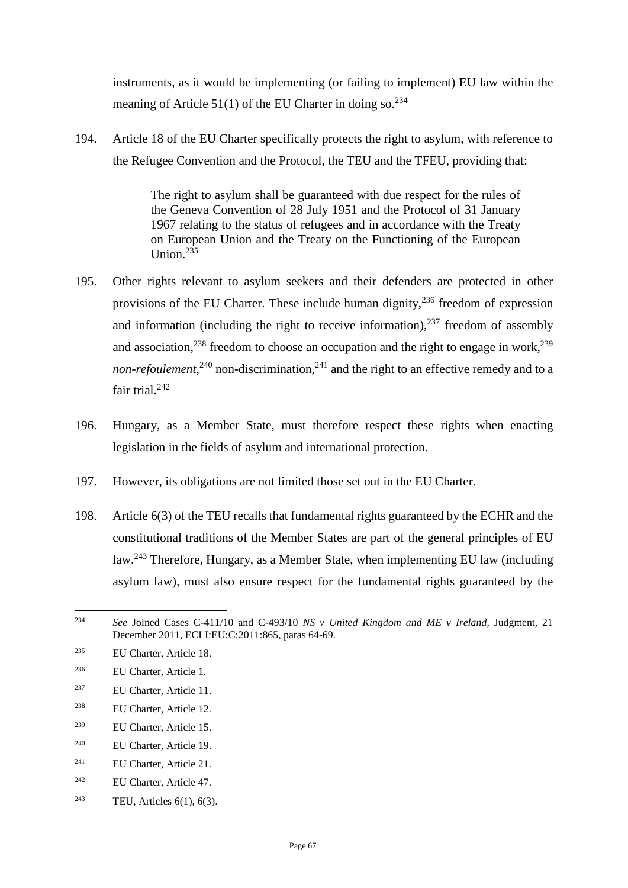instruments, as it would be implementing (or failing to implement) EU law within the meaning of Article 51(1) of the EU Charter in doing so.[234]

194. Article 18 of the EU Charter specifically protects the right to asylum, with reference to the Refugee Convention and the Protocol, the TEU and the TFEU, providing that:

> The right to asylum shall be guaranteed with due respect for the rules of the Geneva Convention of 28 July 1951 and the Protocol of 31 January 1967 relating to the status of refugees and in accordance with the Treaty on European Union and the Treaty on the Functioning of the European Union.[235]

195. Other rights relevant to asylum seekers and their defenders are protected in other provisions of the EU Charter. These include human dignity,[236] freedom of expression and information (including the right to receive information),[237] freedom of assembly and association,[238] freedom to choose an occupation and the right to engage in work,[239] *non-refoulement*,[240] non-discrimination,[241] and the right to an effective remedy and to a fair trial.[242]

196. Hungary, as a Member State, must therefore respect these rights when enacting legislation in the fields of asylum and international protection.

197. However, its obligations are not limited those set out in the EU Charter.

198. Article 6(3) of the TEU recalls that fundamental rights guaranteed by the ECHR and the constitutional traditions of the Member States are part of the general principles of EU law.[243] Therefore, Hungary, as a Member State, when implementing EU law (including asylum law), must also ensure respect for the fundamental rights guaranteed by the

---

[234] *See* Joined Cases C-411/10 and C-493/10 *NS v United Kingdom and ME v Ireland*, Judgment, 21 December 2011, ECLI:EU:C:2011:865, paras 64-69.

[235] EU Charter, Article 18.

[236] EU Charter, Article 1.

[237] EU Charter, Article 11.

[238] EU Charter, Article 12.

[239] EU Charter, Article 15.

[240] EU Charter, Article 19.

[241] EU Charter, Article 21.

[242] EU Charter, Article 47.

[243] TEU, Articles 6(1), 6(3).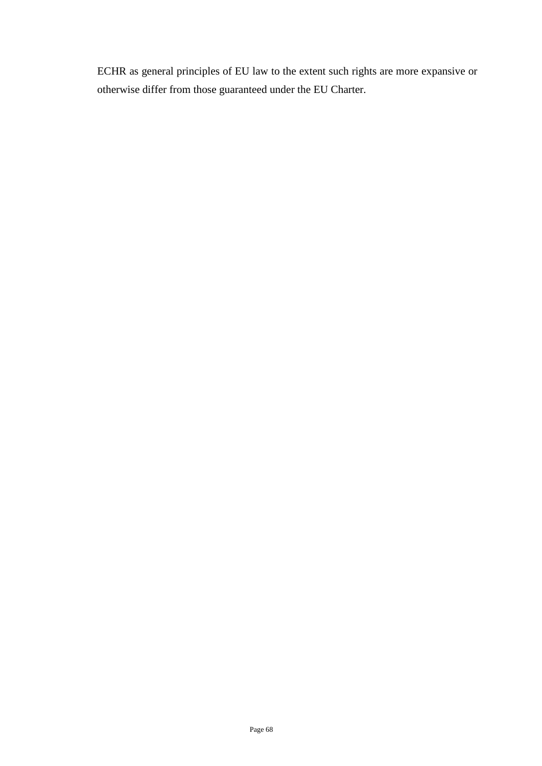ECHR as general principles of EU law to the extent such rights are more expansive or otherwise differ from those guaranteed under the EU Charter.